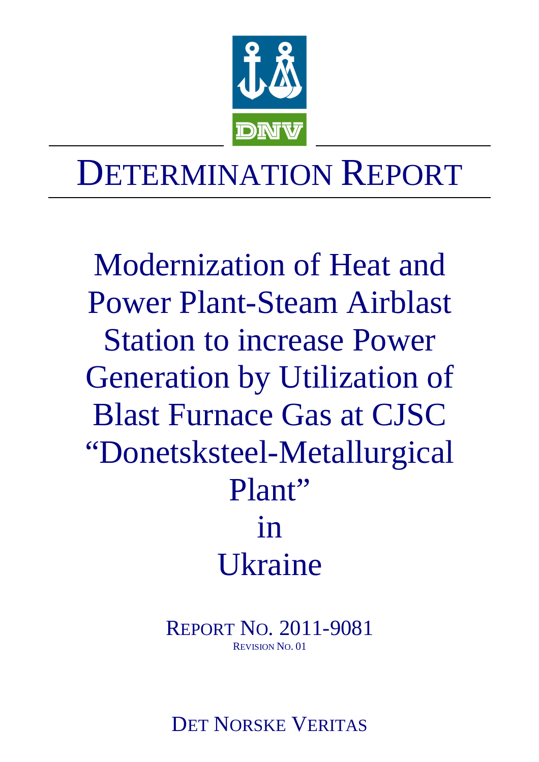DNV

# DETERMINATION REPORT

## Modernization of Heat and Power Plant-Steam Airblast Station to increase Power Generation by Utilization of Blast Furnace Gas at CJSC "Donetsksteel-Metallurgical Plant" in Ukraine

REPORT NO. 2011-9081

REVISION NO. 01

DET NORSKE VERITAS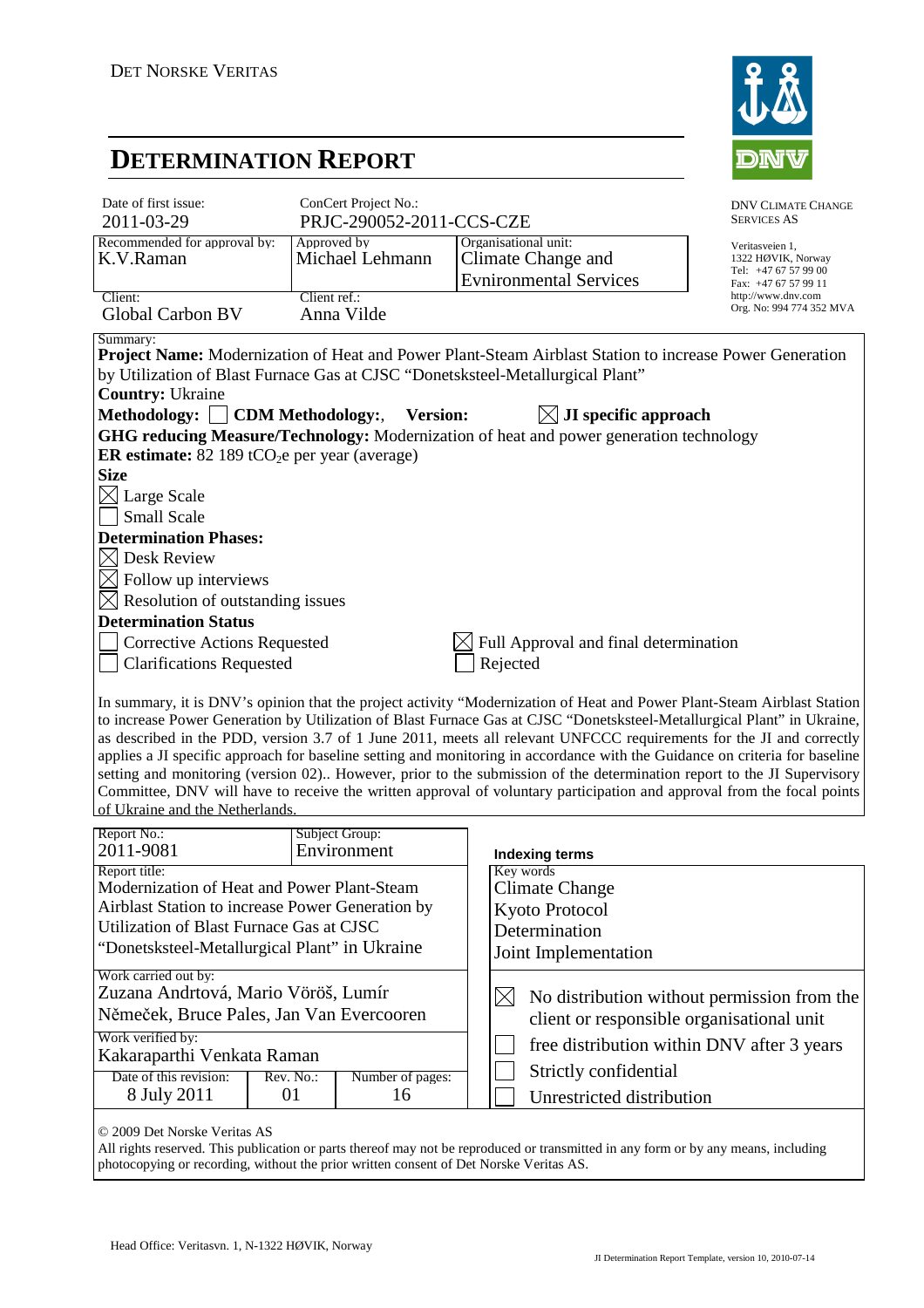DET NORSKE VERITAS

# DETERMINATION REPORT

DNV CLIMATE CHANGE SERVICES AS

Veritasveien 1,
1322 HØVIK, Norway
Tel: +47 67 57 99 00
Fax: +47 67 57 99 11
http://www.dnv.com
Org. No: 994 774 352 MVA

| Date of first issue: | ConCert Project No.: | |
|---|---|---|
| 2011-03-29 | PRJC-290052-2011-CCS-CZE | |
| Recommended for approval by: K.V.Raman | Approved by Michael Lehmann | Organisational unit: Climate Change and Evnironmental Services |
| Client: Global Carbon BV | Client ref.: Anna Vilde | |

Summary:

**Project Name:** Modernization of Heat and Power Plant-Steam Airblast Station to increase Power Generation by Utilization of Blast Furnace Gas at CJSC "Donetsksteel-Metallurgical Plant"

**Country:** Ukraine

**Methodology:** ☐ **CDM Methodology:**, **Version:** ☒ **JI specific approach**

**GHG reducing Measure/Technology:** Modernization of heat and power generation technology

**ER estimate:** 82 189 $tCO_2e$ per year (average)

**Size**

☒ Large Scale

☐ Small Scale

**Determination Phases:**

☒ Desk Review

☒ Follow up interviews

☒ Resolution of outstanding issues

**Determination Status**

☐ Corrective Actions Requested

☐ Clarifications Requested

☒ Full Approval and final determination

☐ Rejected

In summary, it is DNV's opinion that the project activity "Modernization of Heat and Power Plant-Steam Airblast Station to increase Power Generation by Utilization of Blast Furnace Gas at CJSC "Donetsksteel-Metallurgical Plant" in Ukraine, as described in the PDD, version 3.7 of 1 June 2011, meets all relevant UNFCCC requirements for the JI and correctly applies a JI specific approach for baseline setting and monitoring in accordance with the Guidance on criteria for baseline setting and monitoring (version 02).. However, prior to the submission of the determination report to the JI Supervisory Committee, DNV will have to receive the written approval of voluntary participation and approval from the focal points of Ukraine and the Netherlands.

| Report No.: | Subject Group: | |
|---|---|---|
| 2011-9081 | Environment | |
| Report title: Modernization of Heat and Power Plant-Steam Airblast Station to increase Power Generation by Utilization of Blast Furnace Gas at CJSC "Donetsksteel-Metallurgical Plant" in Ukraine | | |
| Work carried out by: Zuzana Andrtová, Mario Vörös, Lumír Němeček, Bruce Pales, Jan Van Evercooren | | |
| Work verified by: Kakaraparthi Venkata Raman | | |
| Date of this revision: | Rev. No.: | Number of pages: |
| 8 July 2011 | 01 | 16 |

**Indexing terms**

Key words
Climate Change
Kyoto Protocol
Determination
Joint Implementation

☒ No distribution without permission from the client or responsible organisational unit

☐ free distribution within DNV after 3 years

☐ Strictly confidential

☐ Unrestricted distribution

© 2009 Det Norske Veritas AS

All rights reserved. This publication or parts thereof may not be reproduced or transmitted in any form or by any means, including photocopying or recording, without the prior written consent of Det Norske Veritas AS.

Head Office: Veritasvn. 1, N-1322 HØVIK, Norway

JI Determination Report Template, version 10, 2010-07-14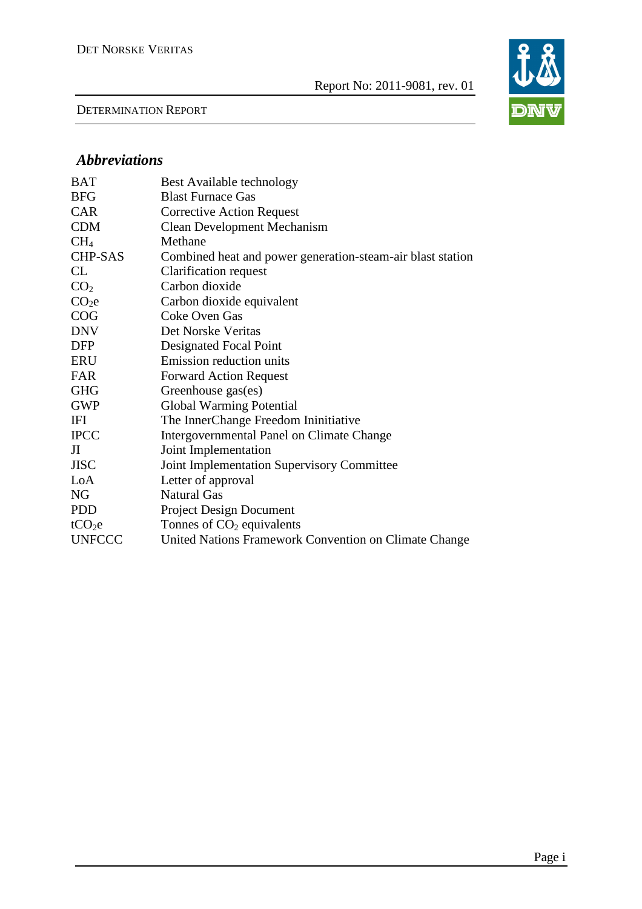## *Abbreviations*

| | |
|---|---|
| BAT | Best Available technology |
| BFG | Blast Furnace Gas |
| CAR | Corrective Action Request |
| CDM | Clean Development Mechanism |
| $CH_4$ | Methane |
| CHP-SAS | Combined heat and power generation-steam-air blast station |
| CL | Clarification request |
| $CO_2$ | Carbon dioxide |
| $CO_2e$ | Carbon dioxide equivalent |
| COG | Coke Oven Gas |
| DNV | Det Norske Veritas |
| DFP | Designated Focal Point |
| ERU | Emission reduction units |
| FAR | Forward Action Request |
| GHG | Greenhouse gas(es) |
| GWP | Global Warming Potential |
| IFI | The InnerChange Freedom Ininitiative |
| IPCC | Intergovernmental Panel on Climate Change |
| JI | Joint Implementation |
| JISC | Joint Implementation Supervisory Committee |
| LoA | Letter of approval |
| NG | Natural Gas |
| PDD | Project Design Document |
| $tCO_2e$ | Tonnes of $CO_2$ equivalents |
| UNFCCC | United Nations Framework Convention on Climate Change |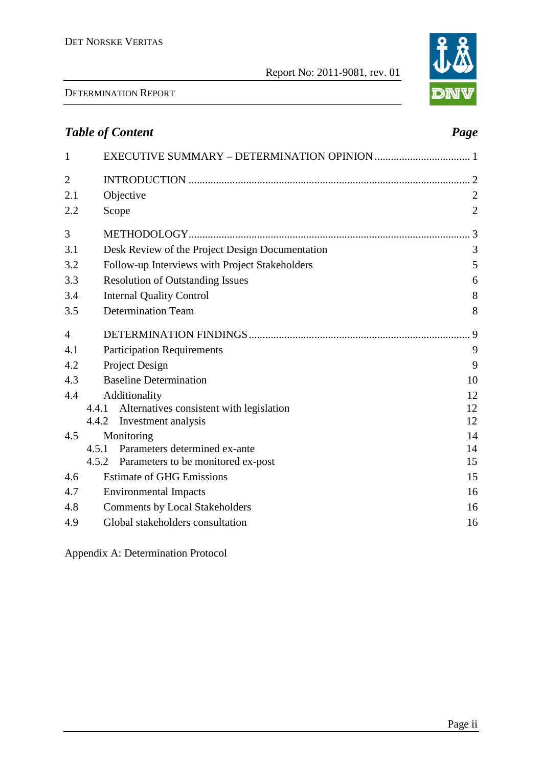## *Table of Content* *Page*

| | | |
|---|---|---|
| 1 | EXECUTIVE SUMMARY – DETERMINATION OPINION | 1 |
| 2 | INTRODUCTION | 2 |
| 2.1 | Objective | 2 |
| 2.2 | Scope | 2 |
| 3 | METHODOLOGY | 3 |
| 3.1 | Desk Review of the Project Design Documentation | 3 |
| 3.2 | Follow-up Interviews with Project Stakeholders | 5 |
| 3.3 | Resolution of Outstanding Issues | 6 |
| 3.4 | Internal Quality Control | 8 |
| 3.5 | Determination Team | 8 |
| 4 | DETERMINATION FINDINGS | 9 |
| 4.1 | Participation Requirements | 9 |
| 4.2 | Project Design | 9 |
| 4.3 | Baseline Determination | 10 |
| 4.4 | Additionality | 12 |
| 4.4.1 | Alternatives consistent with legislation | 12 |
| 4.4.2 | Investment analysis | 12 |
| 4.5 | Monitoring | 14 |
| 4.5.1 | Parameters determined ex-ante | 14 |
| 4.5.2 | Parameters to be monitored ex-post | 15 |
| 4.6 | Estimate of GHG Emissions | 15 |
| 4.7 | Environmental Impacts | 16 |
| 4.8 | Comments by Local Stakeholders | 16 |
| 4.9 | Global stakeholders consultation | 16 |

Appendix A: Determination Protocol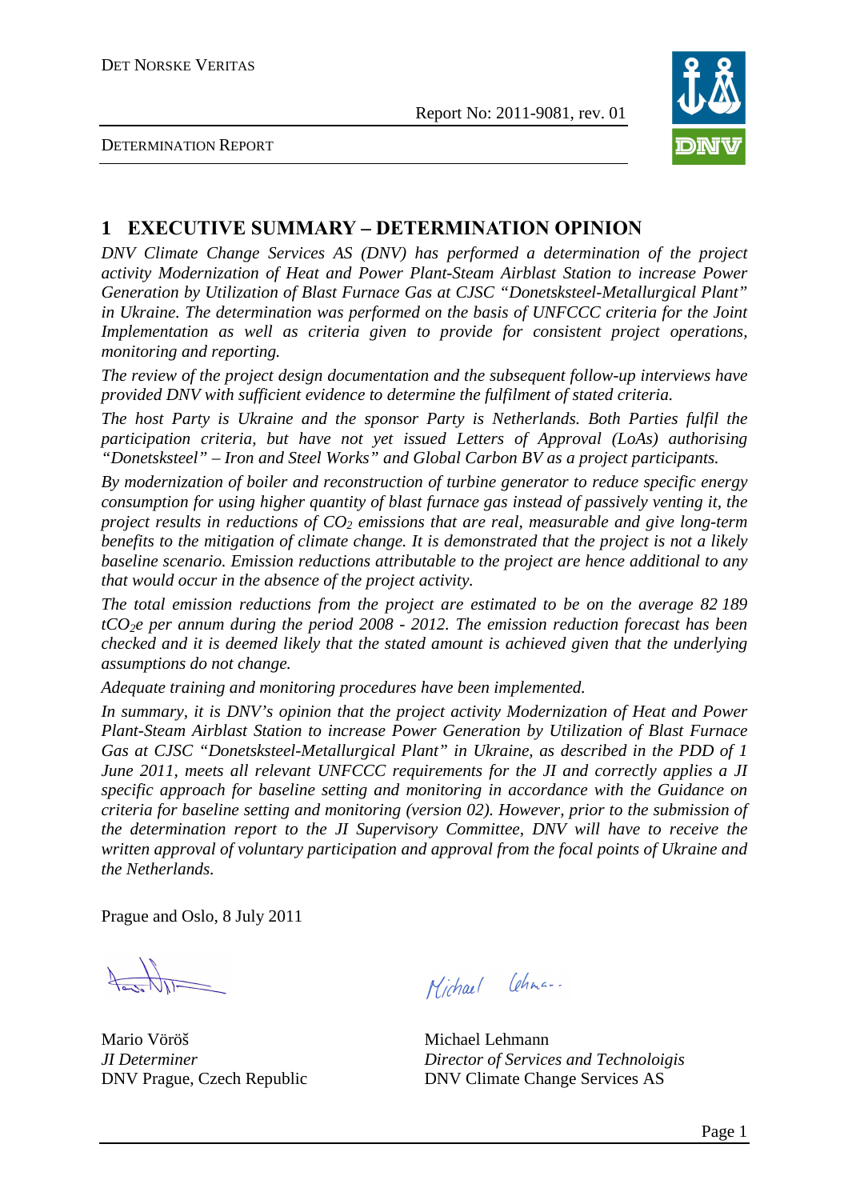# 1 EXECUTIVE SUMMARY – DETERMINATION OPINION

*DNV Climate Change Services AS (DNV) has performed a determination of the project activity Modernization of Heat and Power Plant-Steam Airblast Station to increase Power Generation by Utilization of Blast Furnace Gas at CJSC "Donetsksteel-Metallurgical Plant" in Ukraine. The determination was performed on the basis of UNFCCC criteria for the Joint Implementation as well as criteria given to provide for consistent project operations, monitoring and reporting.*

*The review of the project design documentation and the subsequent follow-up interviews have provided DNV with sufficient evidence to determine the fulfilment of stated criteria.*

*The host Party is Ukraine and the sponsor Party is Netherlands. Both Parties fulfil the participation criteria, but have not yet issued Letters of Approval (LoAs) authorising "Donetsksteel" – Iron and Steel Works" and Global Carbon BV as a project participants.*

*By modernization of boiler and reconstruction of turbine generator to reduce specific energy consumption for using higher quantity of blast furnace gas instead of passively venting it, the project results in reductions of $CO_2$ emissions that are real, measurable and give long-term benefits to the mitigation of climate change. It is demonstrated that the project is not a likely baseline scenario. Emission reductions attributable to the project are hence additional to any that would occur in the absence of the project activity.*

*The total emission reductions from the project are estimated to be on the average 82 189 $tCO_2e$ per annum during the period 2008 - 2012. The emission reduction forecast has been checked and it is deemed likely that the stated amount is achieved given that the underlying assumptions do not change.*

*Adequate training and monitoring procedures have been implemented.*

*In summary, it is DNV's opinion that the project activity Modernization of Heat and Power Plant-Steam Airblast Station to increase Power Generation by Utilization of Blast Furnace Gas at CJSC "Donetsksteel-Metallurgical Plant" in Ukraine, as described in the PDD of 1 June 2011, meets all relevant UNFCCC requirements for the JI and correctly applies a JI specific approach for baseline setting and monitoring in accordance with the Guidance on criteria for baseline setting and monitoring (version 02). However, prior to the submission of the determination report to the JI Supervisory Committee, DNV will have to receive the written approval of voluntary participation and approval from the focal points of Ukraine and the Netherlands.*

Prague and Oslo, 8 July 2011

| Mario Vöröš | Michael Lehmann |
|---|---|
| *JI Determiner* | *Director of Services and Technoloigis* |
| DNV Prague, Czech Republic | DNV Climate Change Services AS |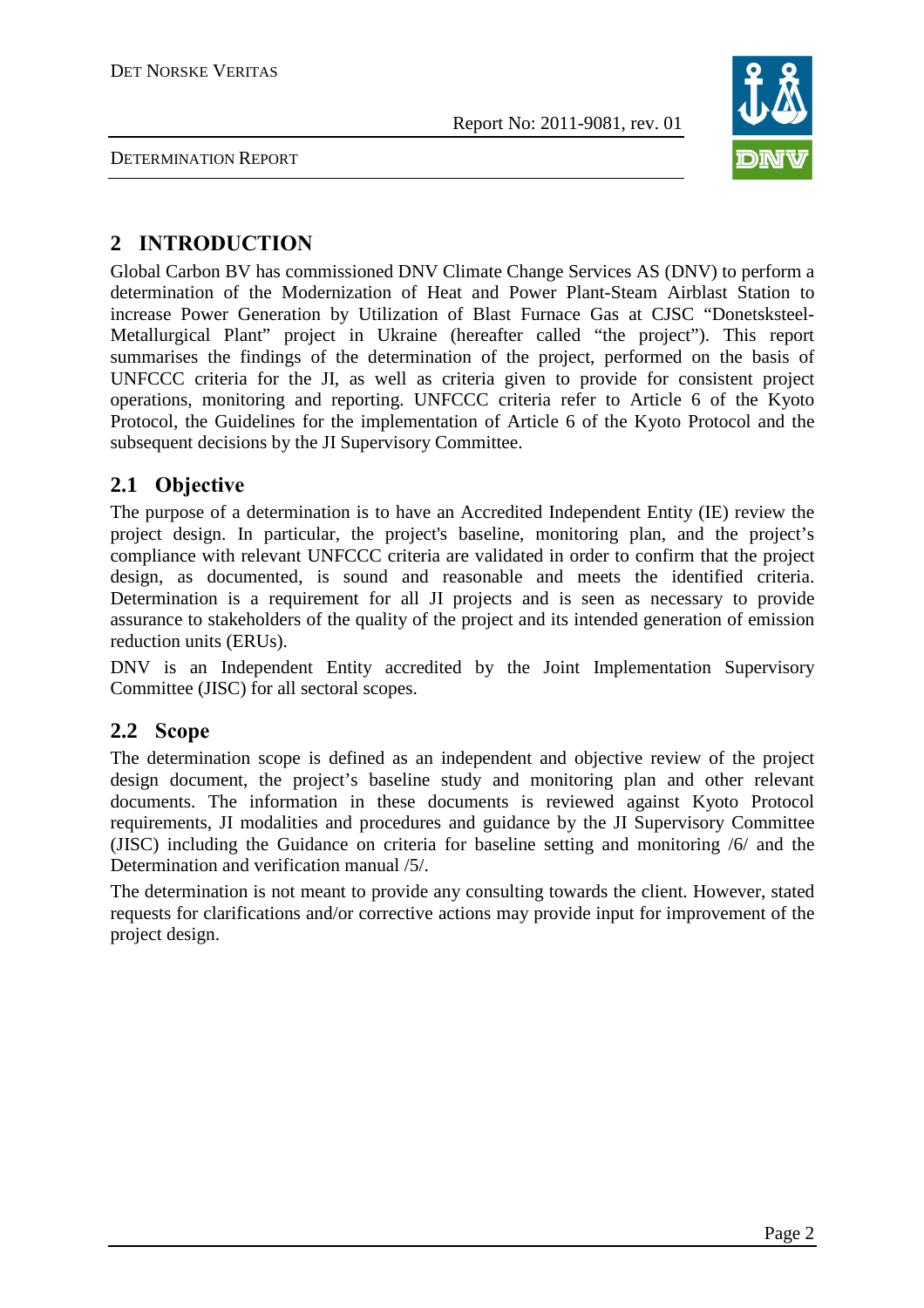# 2 INTRODUCTION

Global Carbon BV has commissioned DNV Climate Change Services AS (DNV) to perform a determination of the Modernization of Heat and Power Plant-Steam Airblast Station to increase Power Generation by Utilization of Blast Furnace Gas at CJSC "Donetsksteel-Metallurgical Plant" project in Ukraine (hereafter called "the project"). This report summarises the findings of the determination of the project, performed on the basis of UNFCCC criteria for the JI, as well as criteria given to provide for consistent project operations, monitoring and reporting. UNFCCC criteria refer to Article 6 of the Kyoto Protocol, the Guidelines for the implementation of Article 6 of the Kyoto Protocol and the subsequent decisions by the JI Supervisory Committee.

## 2.1 Objective

The purpose of a determination is to have an Accredited Independent Entity (IE) review the project design. In particular, the project's baseline, monitoring plan, and the project's compliance with relevant UNFCCC criteria are validated in order to confirm that the project design, as documented, is sound and reasonable and meets the identified criteria. Determination is a requirement for all JI projects and is seen as necessary to provide assurance to stakeholders of the quality of the project and its intended generation of emission reduction units (ERUs).

DNV is an Independent Entity accredited by the Joint Implementation Supervisory Committee (JISC) for all sectoral scopes.

## 2.2 Scope

The determination scope is defined as an independent and objective review of the project design document, the project's baseline study and monitoring plan and other relevant documents. The information in these documents is reviewed against Kyoto Protocol requirements, JI modalities and procedures and guidance by the JI Supervisory Committee (JISC) including the Guidance on criteria for baseline setting and monitoring /6/ and the Determination and verification manual /5/.

The determination is not meant to provide any consulting towards the client. However, stated requests for clarifications and/or corrective actions may provide input for improvement of the project design.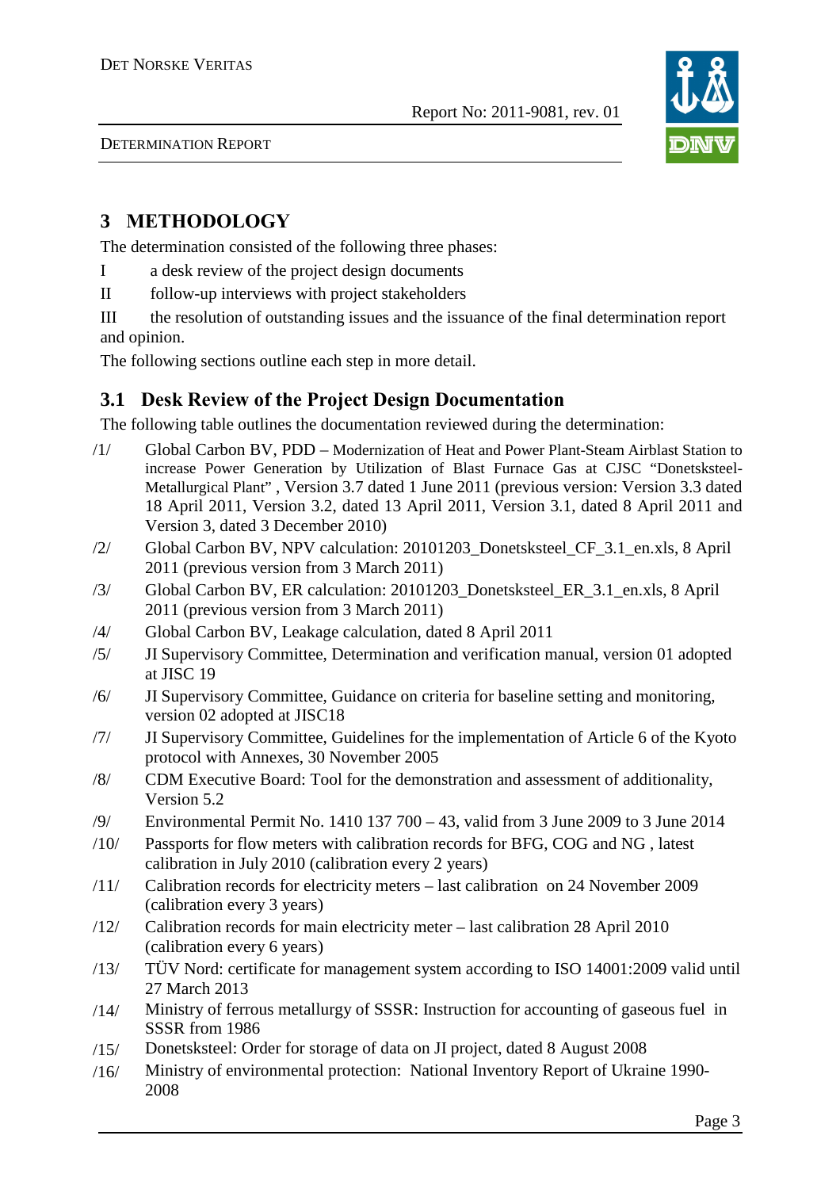# 3 METHODOLOGY

The determination consisted of the following three phases:

I a desk review of the project design documents

II follow-up interviews with project stakeholders

III the resolution of outstanding issues and the issuance of the final determination report and opinion.

The following sections outline each step in more detail.

## 3.1 Desk Review of the Project Design Documentation

The following table outlines the documentation reviewed during the determination:

/1/ Global Carbon BV, PDD – Modernization of Heat and Power Plant-Steam Airblast Station to increase Power Generation by Utilization of Blast Furnace Gas at CJSC "Donetsksteel-Metallurgical Plant" , Version 3.7 dated 1 June 2011 (previous version: Version 3.3 dated 18 April 2011, Version 3.2, dated 13 April 2011, Version 3.1, dated 8 April 2011 and Version 3, dated 3 December 2010)

/2/ Global Carbon BV, NPV calculation: 20101203_Donetsksteel_CF_3.1_en.xls, 8 April 2011 (previous version from 3 March 2011)

/3/ Global Carbon BV, ER calculation: 20101203_Donetsksteel_ER_3.1_en.xls, 8 April 2011 (previous version from 3 March 2011)

/4/ Global Carbon BV, Leakage calculation, dated 8 April 2011

/5/ JI Supervisory Committee, Determination and verification manual, version 01 adopted at JISC 19

/6/ JI Supervisory Committee, Guidance on criteria for baseline setting and monitoring, version 02 adopted at JISC18

/7/ JI Supervisory Committee, Guidelines for the implementation of Article 6 of the Kyoto protocol with Annexes, 30 November 2005

/8/ CDM Executive Board: Tool for the demonstration and assessment of additionality, Version 5.2

/9/ Environmental Permit No. 1410 137 700 – 43, valid from 3 June 2009 to 3 June 2014

/10/ Passports for flow meters with calibration records for BFG, COG and NG , latest calibration in July 2010 (calibration every 2 years)

/11/ Calibration records for electricity meters – last calibration on 24 November 2009 (calibration every 3 years)

/12/ Calibration records for main electricity meter – last calibration 28 April 2010 (calibration every 6 years)

/13/ TÜV Nord: certificate for management system according to ISO 14001:2009 valid until 27 March 2013

/14/ Ministry of ferrous metallurgy of SSSR: Instruction for accounting of gaseous fuel in SSSR from 1986

/15/ Donetsksteel: Order for storage of data on JI project, dated 8 August 2008

/16/ Ministry of environmental protection: National Inventory Report of Ukraine 1990-2008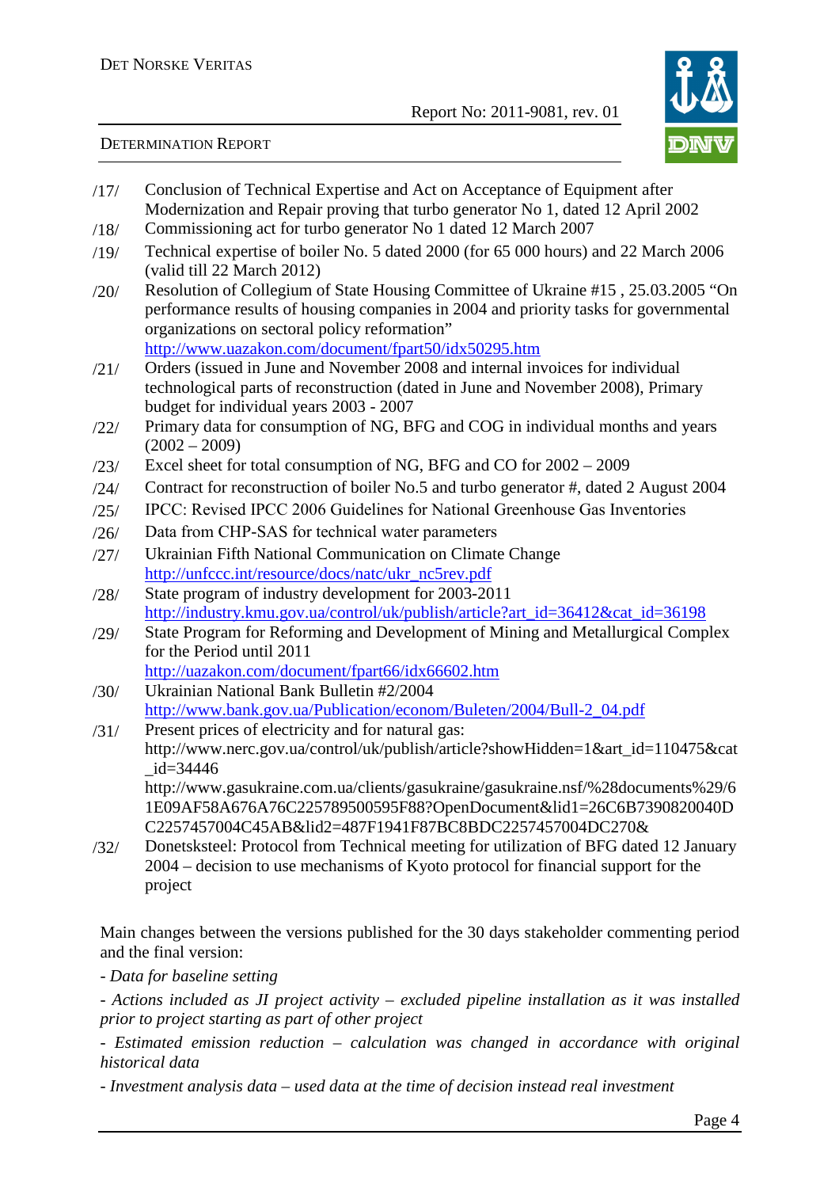/17/ Conclusion of Technical Expertise and Act on Acceptance of Equipment after Modernization and Repair proving that turbo generator No 1, dated 12 April 2002

/18/ Commissioning act for turbo generator No 1 dated 12 March 2007

/19/ Technical expertise of boiler No. 5 dated 2000 (for 65 000 hours) and 22 March 2006 (valid till 22 March 2012)

/20/ Resolution of Collegium of State Housing Committee of Ukraine #15 , 25.03.2005 “On performance results of housing companies in 2004 and priority tasks for governmental organizations on sectoral policy reformation” http://www.uazakon.com/document/fpart50/idx50295.htm

/21/ Orders (issued in June and November 2008 and internal invoices for individual technological parts of reconstruction (dated in June and November 2008), Primary budget for individual years 2003 - 2007

/22/ Primary data for consumption of NG, BFG and COG in individual months and years (2002 – 2009)

/23/ Excel sheet for total consumption of NG, BFG and CO for 2002 – 2009

/24/ Contract for reconstruction of boiler No.5 and turbo generator #, dated 2 August 2004

/25/ IPCC: Revised IPCC 2006 Guidelines for National Greenhouse Gas Inventories

/26/ Data from CHP-SAS for technical water parameters

/27/ Ukrainian Fifth National Communication on Climate Change http://unfccc.int/resource/docs/natc/ukr_nc5rev.pdf

/28/ State program of industry development for 2003-2011 http://industry.kmu.gov.ua/control/uk/publish/article?art_id=36412&cat_id=36198

/29/ State Program for Reforming and Development of Mining and Metallurgical Complex for the Period until 2011 http://uazakon.com/document/fpart66/idx66602.htm

/30/ Ukrainian National Bank Bulletin #2/2004 http://www.bank.gov.ua/Publication/econom/Buleten/2004/Bull-2_04.pdf

/31/ Present prices of electricity and for natural gas: http://www.nerc.gov.ua/control/uk/publish/article?showHidden=1&art_id=110475&cat_id=34446 http://www.gasukraine.com.ua/clients/gasukraine/gasukraine.nsf/%28documents%29/61E09AF58A676A76C225789500595F88?OpenDocument&lid1=26C6B7390820040DC2257457004C45AB&lid2=487F1941F87BC8BDC2257457004DC270&

/32/ Donetsksteel: Protocol from Technical meeting for utilization of BFG dated 12 January 2004 – decision to use mechanisms of Kyoto protocol for financial support for the project

Main changes between the versions published for the 30 days stakeholder commenting period and the final version:

*- Data for baseline setting*

*- Actions included as JI project activity – excluded pipeline installation as it was installed prior to project starting as part of other project*

*- Estimated emission reduction – calculation was changed in accordance with original historical data*

*- Investment analysis data – used data at the time of decision instead real investment*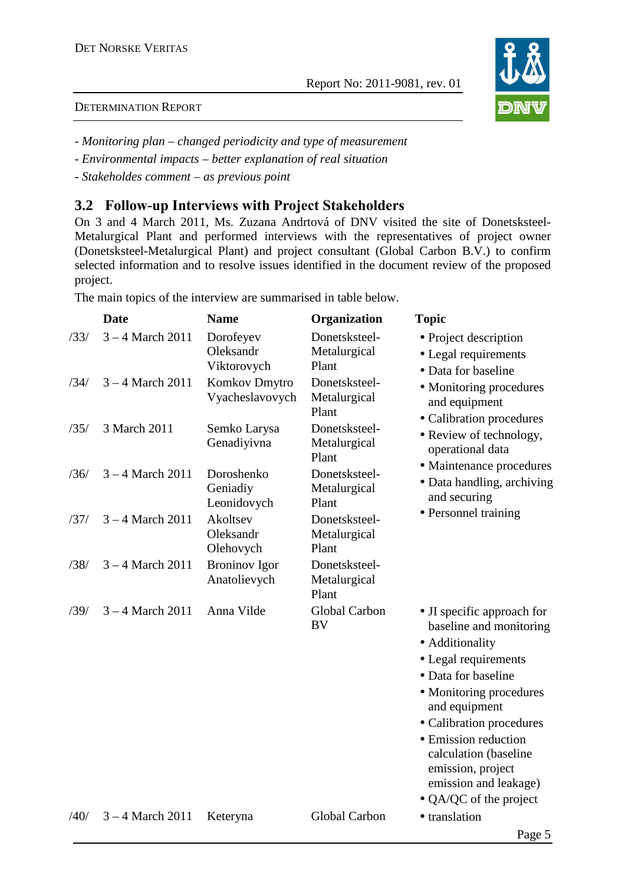- *Monitoring plan – changed periodicity and type of measurement*

- *Environmental impacts – better explanation of real situation*

- *Stakeholdes comment – as previous point*

## 3.2 Follow-up Interviews with Project Stakeholders

On 3 and 4 March 2011, Ms. Zuzana Andrtová of DNV visited the site of Donetsksteel-Metalurgical Plant and performed interviews with the representatives of project owner (Donetsksteel-Metalurgical Plant) and project consultant (Global Carbon B.V.) to confirm selected information and to resolve issues identified in the document review of the proposed project.

The main topics of the interview are summarised in table below.

| | Date | Name | Organization | Topic |
|---|---|---|---|---|
| /33/ | 3 – 4 March 2011 | Dorofeyev Oleksandr Viktorovych | Donetsksteel-Metalurgical Plant | • Project description<br>• Legal requirements<br>• Data for baseline<br>• Monitoring procedures and equipment<br>• Calibration procedures<br>• Review of technology, operational data<br>• Maintenance procedures<br>• Data handling, archiving and securing<br>• Personnel training |
| /34/ | 3 – 4 March 2011 | Komkov Dmytro Vyacheslavovych | Donetsksteel-Metalurgical Plant | |
| /35/ | 3 March 2011 | Semko Larysa Genadiyivna | Donetsksteel-Metalurgical Plant | |
| /36/ | 3 – 4 March 2011 | Doroshenko Geniadiy Leonidovych | Donetsksteel-Metalurgical Plant | |
| /37/ | 3 – 4 March 2011 | Akoltsev Oleksandr Olehovych | Donetsksteel-Metalurgical Plant | |
| /38/ | 3 – 4 March 2011 | Broninov Igor Anatolievych | Donetsksteel-Metalurgical Plant | |
| /39/ | 3 – 4 March 2011 | Anna Vilde | Global Carbon BV | • JI specific approach for baseline and monitoring<br>• Additionality<br>• Legal requirements<br>• Data for baseline<br>• Monitoring procedures and equipment<br>• Calibration procedures<br>• Emission reduction calculation (baseline emission, project emission and leakage)<br>• QA/QC of the project |
| /40/ | 3 – 4 March 2011 | Keteryna | Global Carbon | • translation |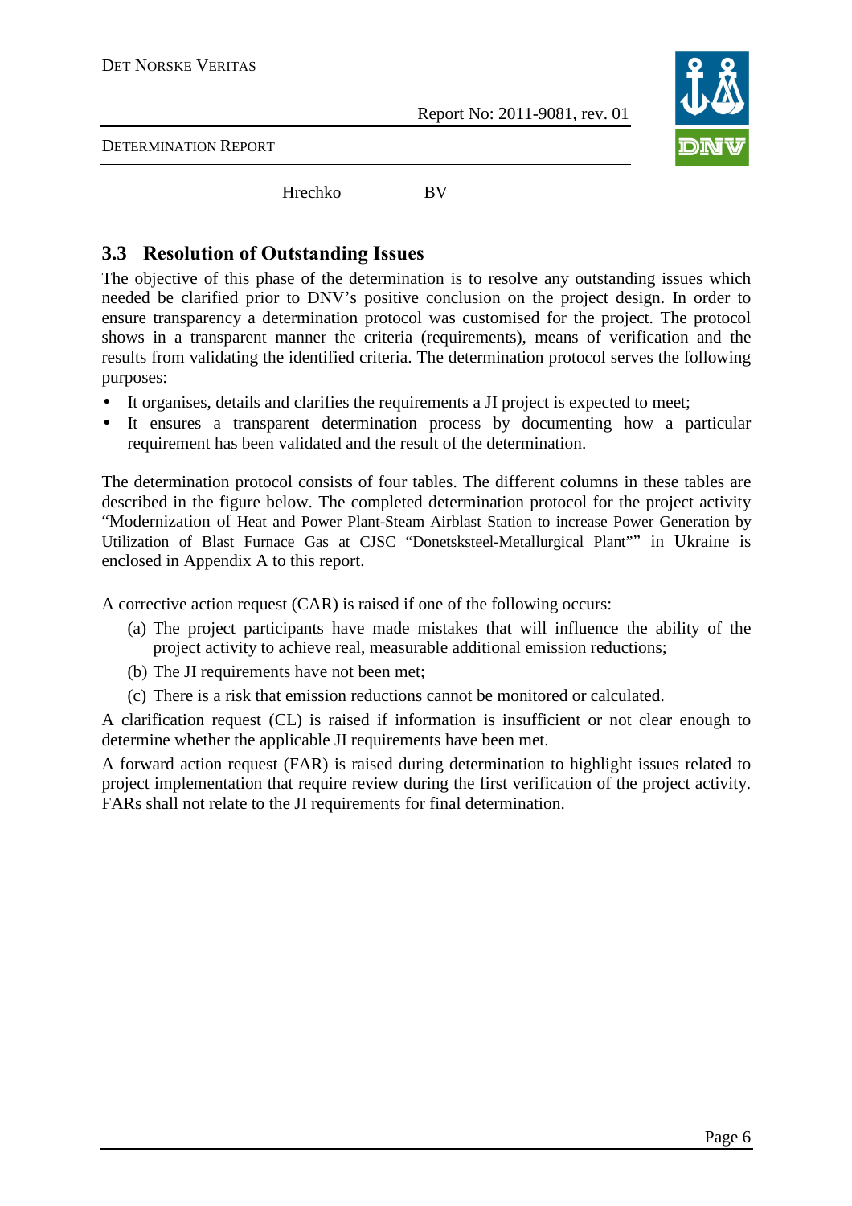| Hrechko | BV |
|---|---|

## 3.3 Resolution of Outstanding Issues

The objective of this phase of the determination is to resolve any outstanding issues which needed be clarified prior to DNV's positive conclusion on the project design. In order to ensure transparency a determination protocol was customised for the project. The protocol shows in a transparent manner the criteria (requirements), means of verification and the results from validating the identified criteria. The determination protocol serves the following purposes:

- It organises, details and clarifies the requirements a JI project is expected to meet;
- It ensures a transparent determination process by documenting how a particular requirement has been validated and the result of the determination.

The determination protocol consists of four tables. The different columns in these tables are described in the figure below. The completed determination protocol for the project activity "Modernization of Heat and Power Plant-Steam Airblast Station to increase Power Generation by Utilization of Blast Furnace Gas at CJSC "Donetsksteel-Metallurgical Plant"" in Ukraine is enclosed in Appendix A to this report.

A corrective action request (CAR) is raised if one of the following occurs:

(a) The project participants have made mistakes that will influence the ability of the project activity to achieve real, measurable additional emission reductions;

(b) The JI requirements have not been met;

(c) There is a risk that emission reductions cannot be monitored or calculated.

A clarification request (CL) is raised if information is insufficient or not clear enough to determine whether the applicable JI requirements have been met.

A forward action request (FAR) is raised during determination to highlight issues related to project implementation that require review during the first verification of the project activity. FARs shall not relate to the JI requirements for final determination.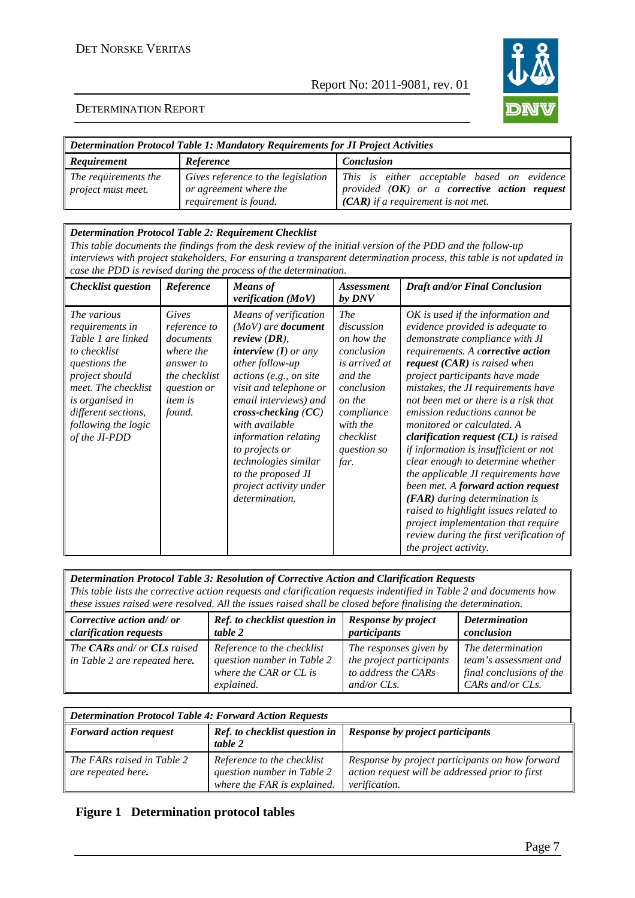| *Determination Protocol Table 1: Mandatory Requirements for JI Project Activities* | | |
|---|---|---|
| ***Requirement*** | ***Reference*** | ***Conclusion*** |
| *The requirements the project must meet.* | *Gives reference to the legislation or agreement where the requirement is found.* | *This is either acceptable based on evidence provided (**OK**) or a **corrective action request (CAR)** if a requirement is not met.* |

| *Determination Protocol Table 2: Requirement Checklist* <br> *This table documents the findings from the desk review of the initial version of the PDD and the follow-up interviews with project stakeholders. For ensuring a transparent determination process, this table is not updated in case the PDD is revised during the process of the determination.* | | | | |
|---|---|---|---|---|
| ***Checklist question*** | ***Reference*** | ***Means of verification (MoV)*** | ***Assessment by DNV*** | ***Draft and/or Final Conclusion*** |
| *The various requirements in Table 1 are linked to checklist questions the project should meet. The checklist is organised in different sections, following the logic of the JI-PDD* | *Gives reference to documents where the answer to the checklist question or item is found.* | *Means of verification (MoV) are **document review (DR)**, **interview (I)** or any other follow-up actions (e.g., on site visit and telephone or email interviews) and **cross-checking (CC)** with available information relating to projects or technologies similar to the proposed JI project activity under determination.* | *The discussion on how the conclusion is arrived at and the conclusion on the compliance with the checklist question so far.* | *OK is used if the information and evidence provided is adequate to demonstrate compliance with JI requirements. A **corrective action request (CAR)** is raised when project participants have made mistakes, the JI requirements have not been met or there is a risk that emission reductions cannot be monitored or calculated. A **clarification request (CL)** is raised if information is insufficient or not clear enough to determine whether the applicable JI requirements have been met. A **forward action request (FAR)** during determination is raised to highlight issues related to project implementation that require review during the first verification of the project activity.* |

| *Determination Protocol Table 3: Resolution of Corrective Action and Clarification Requests* <br> *This table lists the corrective action requests and clarification requests indentified in Table 2 and documents how these issues raised were resolved. All the issues raised shall be closed before finalising the determination.* | | | |
|---|---|---|---|
| ***Corrective action and/ or clarification requests*** | ***Ref. to checklist question in table 2*** | ***Response by project participants*** | ***Determination conclusion*** |
| *The **CARs** and/ or **CLs** raised in Table 2 are repeated here.* | *Reference to the checklist question number in Table 2 where the CAR or CL is explained.* | *The responses given by the project participants to address the CARs and/or CLs.* | *The determination team's assessment and final conclusions of the CARs and/or CLs.* |

| *Determination Protocol Table 4: Forward Action Requests* | | |
|---|---|---|
| ***Forward action request*** | ***Ref. to checklist question in table 2*** | ***Response by project participants*** |
| *The FARs raised in Table 2 are repeated here.* | *Reference to the checklist question number in Table 2 where the FAR is explained.* | *Response by project participants on how forward action request will be addressed prior to first verification.* |

**Figure 1 Determination protocol tables**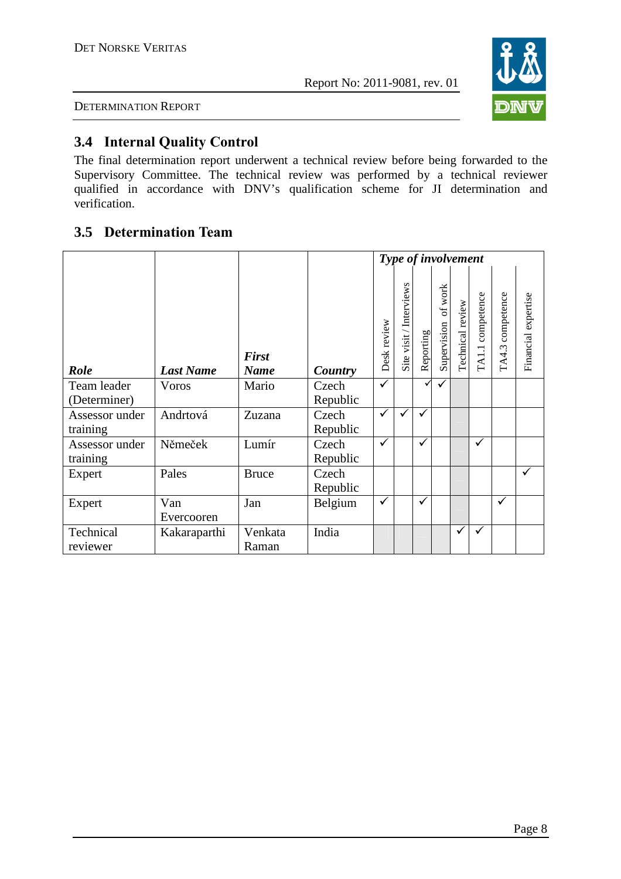## 3.4 Internal Quality Control

The final determination report underwent a technical review before being forwarded to the Supervisory Committee. The technical review was performed by a technical reviewer qualified in accordance with DNV's qualification scheme for JI determination and verification.

## 3.5 Determination Team

| Role | Last Name | First Name | Country | Type of involvement | | | | | | | |
|---|---|---|---|---|---|---|---|---|---|---|---|
| | | | | Desk review | Site visit / Interviews | Reporting | Supervision of work | Technical review | TA1.1 competence | TA4.3 competence | Financial expertise |
| Team leader (Determiner) | Voros | Mario | Czech Republic | ✓ | | ✓ | ✓ | | | | |
| Assessor under training | Andrtová | Zuzana | Czech Republic | ✓ | ✓ | ✓ | | | | | |
| Assessor under training | Němeček | Lumír | Czech Republic | ✓ | | ✓ | | | ✓ | | |
| Expert | Pales | Bruce | Czech Republic | | | | | | | | ✓ |
| Expert | Van Evercooren | Jan | Belgium | ✓ | | ✓ | | | | ✓ | |
| Technical reviewer | Kakaraparthi | Venkata Raman | India | | | | | ✓ | ✓ | | |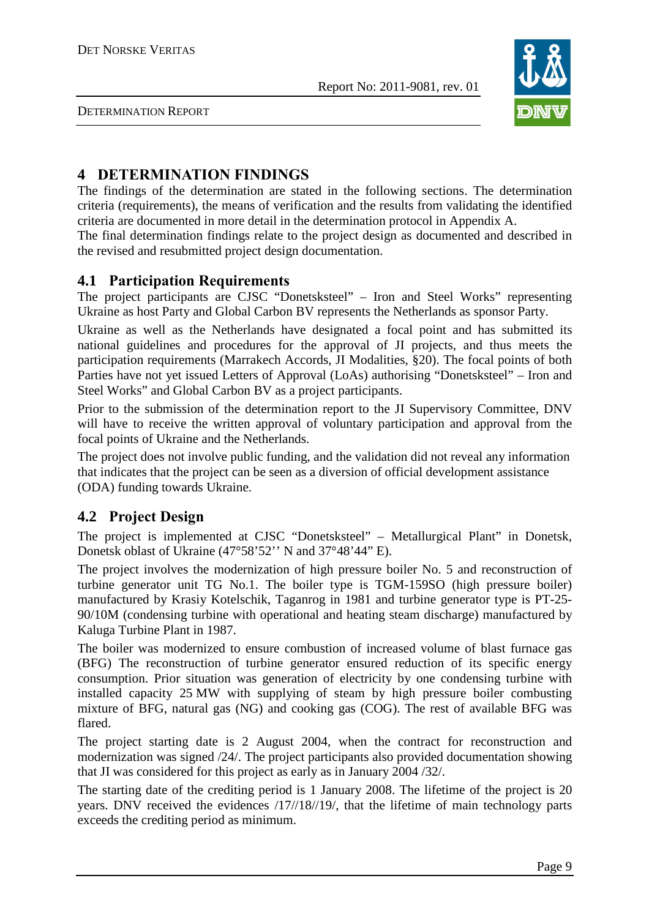# 4 DETERMINATION FINDINGS

The findings of the determination are stated in the following sections. The determination criteria (requirements), the means of verification and the results from validating the identified criteria are documented in more detail in the determination protocol in Appendix A.

The final determination findings relate to the project design as documented and described in the revised and resubmitted project design documentation.

## 4.1 Participation Requirements

The project participants are CJSC "Donetsksteel" – Iron and Steel Works" representing Ukraine as host Party and Global Carbon BV represents the Netherlands as sponsor Party.

Ukraine as well as the Netherlands have designated a focal point and has submitted its national guidelines and procedures for the approval of JI projects, and thus meets the participation requirements (Marrakech Accords, JI Modalities, §20). The focal points of both Parties have not yet issued Letters of Approval (LoAs) authorising "Donetsksteel" – Iron and Steel Works" and Global Carbon BV as a project participants.

Prior to the submission of the determination report to the JI Supervisory Committee, DNV will have to receive the written approval of voluntary participation and approval from the focal points of Ukraine and the Netherlands.

The project does not involve public funding, and the validation did not reveal any information that indicates that the project can be seen as a diversion of official development assistance (ODA) funding towards Ukraine.

## 4.2 Project Design

The project is implemented at CJSC "Donetsksteel" – Metallurgical Plant" in Donetsk, Donetsk oblast of Ukraine (47°58'52'' N and 37°48'44" E).

The project involves the modernization of high pressure boiler No. 5 and reconstruction of turbine generator unit TG No.1. The boiler type is TGM-159SO (high pressure boiler) manufactured by Krasiy Kotelschik, Taganrog in 1981 and turbine generator type is PT-25-90/10M (condensing turbine with operational and heating steam discharge) manufactured by Kaluga Turbine Plant in 1987.

The boiler was modernized to ensure combustion of increased volume of blast furnace gas (BFG) The reconstruction of turbine generator ensured reduction of its specific energy consumption. Prior situation was generation of electricity by one condensing turbine with installed capacity 25 MW with supplying of steam by high pressure boiler combusting mixture of BFG, natural gas (NG) and cooking gas (COG). The rest of available BFG was flared.

The project starting date is 2 August 2004, when the contract for reconstruction and modernization was signed /24/. The project participants also provided documentation showing that JI was considered for this project as early as in January 2004 /32/.

The starting date of the crediting period is 1 January 2008. The lifetime of the project is 20 years. DNV received the evidences /17//18//19/, that the lifetime of main technology parts exceeds the crediting period as minimum.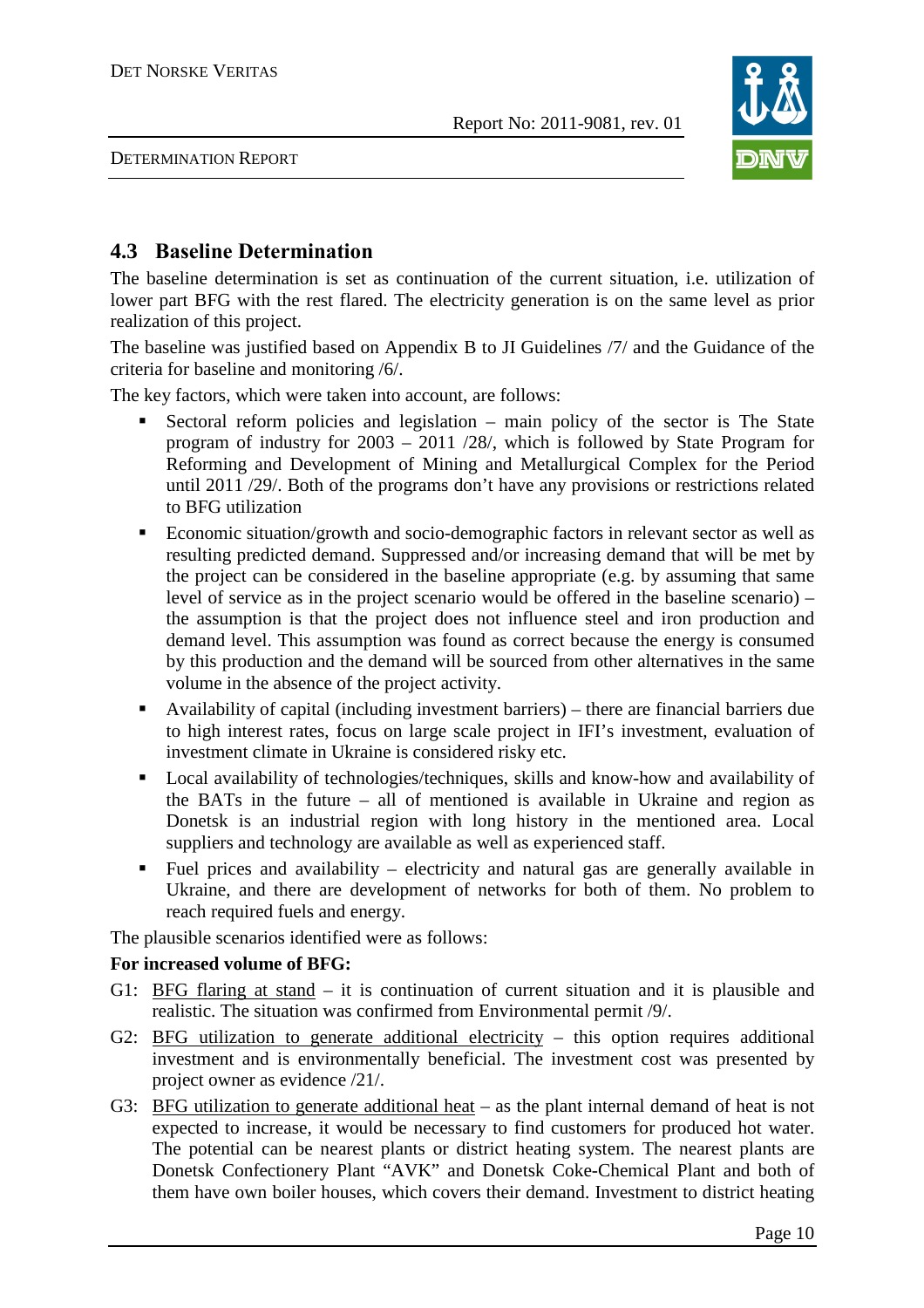## 4.3 Baseline Determination

The baseline determination is set as continuation of the current situation, i.e. utilization of lower part BFG with the rest flared. The electricity generation is on the same level as prior realization of this project.

The baseline was justified based on Appendix B to JI Guidelines /7/ and the Guidance of the criteria for baseline and monitoring /6/.

The key factors, which were taken into account, are follows:

- Sectoral reform policies and legislation – main policy of the sector is The State program of industry for 2003 – 2011 /28/, which is followed by State Program for Reforming and Development of Mining and Metallurgical Complex for the Period until 2011 /29/. Both of the programs don't have any provisions or restrictions related to BFG utilization
- Economic situation/growth and socio-demographic factors in relevant sector as well as resulting predicted demand. Suppressed and/or increasing demand that will be met by the project can be considered in the baseline appropriate (e.g. by assuming that same level of service as in the project scenario would be offered in the baseline scenario) – the assumption is that the project does not influence steel and iron production and demand level. This assumption was found as correct because the energy is consumed by this production and the demand will be sourced from other alternatives in the same volume in the absence of the project activity.
- Availability of capital (including investment barriers) – there are financial barriers due to high interest rates, focus on large scale project in IFI's investment, evaluation of investment climate in Ukraine is considered risky etc.
- Local availability of technologies/techniques, skills and know-how and availability of the BATs in the future – all of mentioned is available in Ukraine and region as Donetsk is an industrial region with long history in the mentioned area. Local suppliers and technology are available as well as experienced staff.
- Fuel prices and availability – electricity and natural gas are generally available in Ukraine, and there are development of networks for both of them. No problem to reach required fuels and energy.

The plausible scenarios identified were as follows:

**For increased volume of BFG:**

G1: <u>BFG flaring at stand</u> – it is continuation of current situation and it is plausible and realistic. The situation was confirmed from Environmental permit /9/.

G2: <u>BFG utilization to generate additional electricity</u> – this option requires additional investment and is environmentally beneficial. The investment cost was presented by project owner as evidence /21/.

G3: <u>BFG utilization to generate additional heat</u> – as the plant internal demand of heat is not expected to increase, it would be necessary to find customers for produced hot water. The potential can be nearest plants or district heating system. The nearest plants are Donetsk Confectionery Plant "AVK" and Donetsk Coke-Chemical Plant and both of them have own boiler houses, which covers their demand. Investment to district heating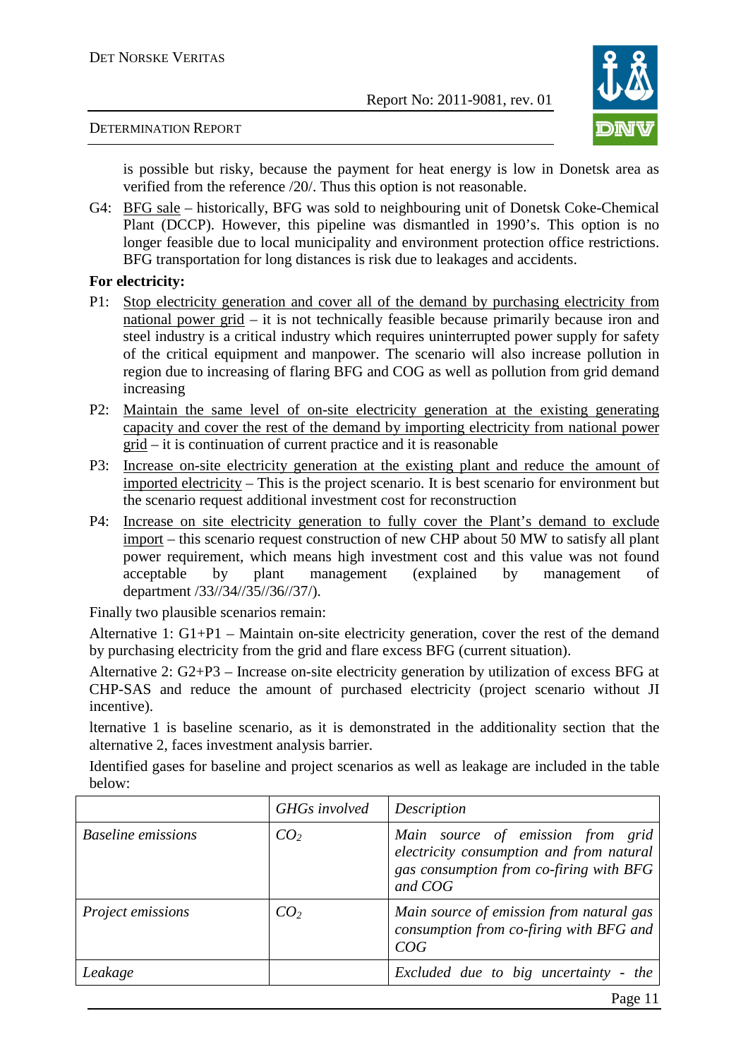is possible but risky, because the payment for heat energy is low in Donetsk area as verified from the reference /20/. Thus this option is not reasonable.

G4: BFG sale – historically, BFG was sold to neighbouring unit of Donetsk Coke-Chemical Plant (DCCP). However, this pipeline was dismantled in 1990's. This option is no longer feasible due to local municipality and environment protection office restrictions. BFG transportation for long distances is risk due to leakages and accidents.

**For electricity:**

P1: Stop electricity generation and cover all of the demand by purchasing electricity from national power grid – it is not technically feasible because primarily because iron and steel industry is a critical industry which requires uninterrupted power supply for safety of the critical equipment and manpower. The scenario will also increase pollution in region due to increasing of flaring BFG and COG as well as pollution from grid demand increasing

P2: Maintain the same level of on-site electricity generation at the existing generating capacity and cover the rest of the demand by importing electricity from national power grid – it is continuation of current practice and it is reasonable

P3: Increase on-site electricity generation at the existing plant and reduce the amount of imported electricity – This is the project scenario. It is best scenario for environment but the scenario request additional investment cost for reconstruction

P4: Increase on site electricity generation to fully cover the Plant's demand to exclude import – this scenario request construction of new CHP about 50 MW to satisfy all plant power requirement, which means high investment cost and this value was not found acceptable by plant management (explained by management of department /33//34//35//36//37/).

Finally two plausible scenarios remain:

Alternative 1: G1+P1 – Maintain on-site electricity generation, cover the rest of the demand by purchasing electricity from the grid and flare excess BFG (current situation).

Alternative 2: G2+P3 – Increase on-site electricity generation by utilization of excess BFG at CHP-SAS and reduce the amount of purchased electricity (project scenario without JI incentive).

lternative 1 is baseline scenario, as it is demonstrated in the additionality section that the alternative 2, faces investment analysis barrier.

Identified gases for baseline and project scenarios as well as leakage are included in the table below:

| | *GHGs involved* | *Description* |
|---|---|---|
| *Baseline emissions* | $CO_2$ | *Main source of emission from grid electricity consumption and from natural gas consumption from co-firing with BFG and COG* |
| *Project emissions* | $CO_2$ | *Main source of emission from natural gas consumption from co-firing with BFG and COG* |
| *Leakage* | | *Excluded due to big uncertainty - the* |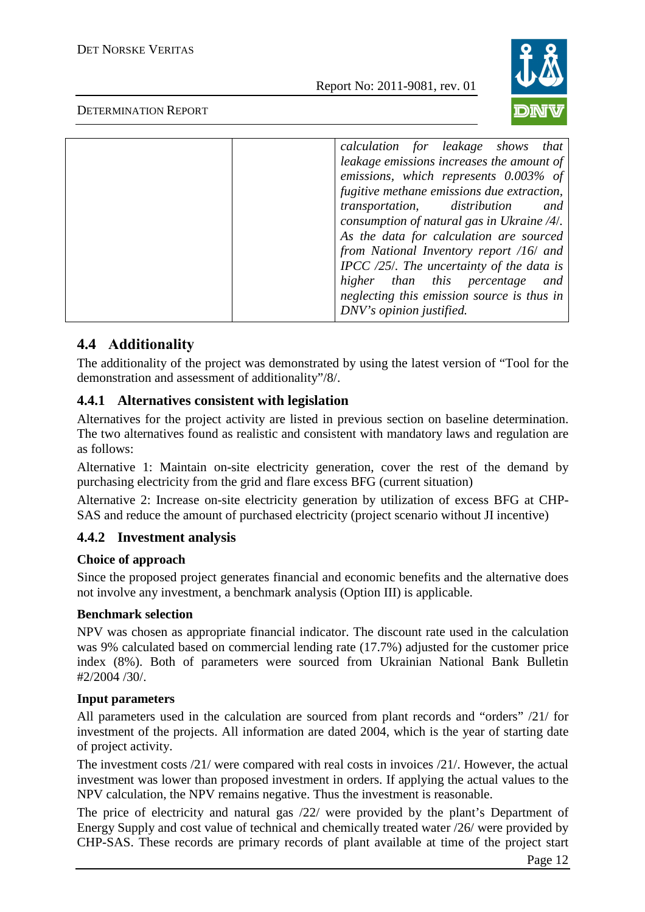| | | *calculation for leakage shows that leakage emissions increases the amount of emissions, which represents 0.003% of fugitive methane emissions due extraction, transportation, distribution and consumption of natural gas in Ukraine /4/. As the data for calculation are sourced from National Inventory report /16/ and IPCC /25/. The uncertainty of the data is higher than this percentage and neglecting this emission source is thus in DNV's opinion justified.* |
|---|---|---|

## 4.4 Additionality

The additionality of the project was demonstrated by using the latest version of "Tool for the demonstration and assessment of additionality"/8/.

### 4.4.1 Alternatives consistent with legislation

Alternatives for the project activity are listed in previous section on baseline determination. The two alternatives found as realistic and consistent with mandatory laws and regulation are as follows:

Alternative 1: Maintain on-site electricity generation, cover the rest of the demand by purchasing electricity from the grid and flare excess BFG (current situation)

Alternative 2: Increase on-site electricity generation by utilization of excess BFG at CHP-SAS and reduce the amount of purchased electricity (project scenario without JI incentive)

### 4.4.2 Investment analysis

**Choice of approach**

Since the proposed project generates financial and economic benefits and the alternative does not involve any investment, a benchmark analysis (Option III) is applicable.

**Benchmark selection**

NPV was chosen as appropriate financial indicator. The discount rate used in the calculation was 9% calculated based on commercial lending rate (17.7%) adjusted for the customer price index (8%). Both of parameters were sourced from Ukrainian National Bank Bulletin #2/2004 /30/.

**Input parameters**

All parameters used in the calculation are sourced from plant records and "orders" /21/ for investment of the projects. All information are dated 2004, which is the year of starting date of project activity.

The investment costs /21/ were compared with real costs in invoices /21/. However, the actual investment was lower than proposed investment in orders. If applying the actual values to the NPV calculation, the NPV remains negative. Thus the investment is reasonable.

The price of electricity and natural gas /22/ were provided by the plant's Department of Energy Supply and cost value of technical and chemically treated water /26/ were provided by CHP-SAS. These records are primary records of plant available at time of the project start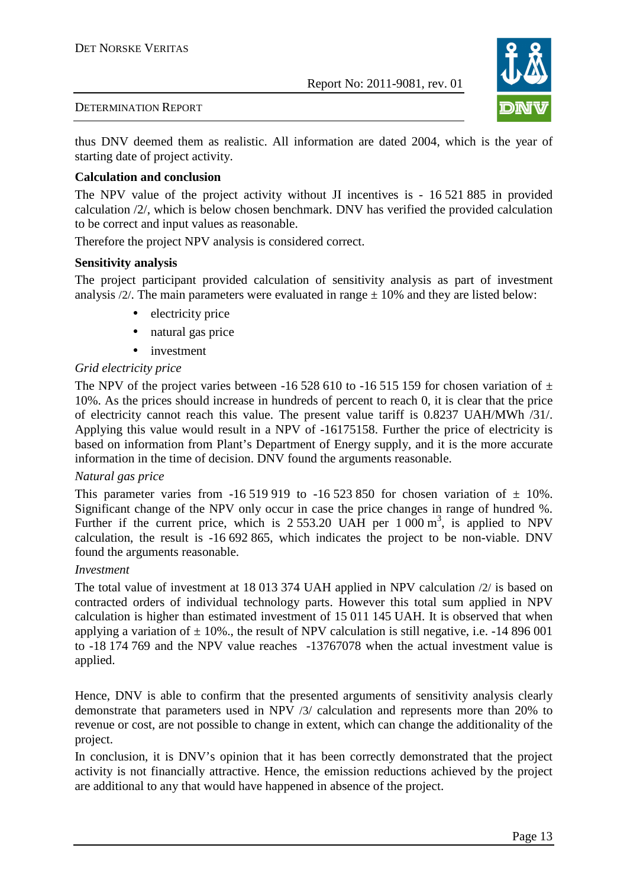thus DNV deemed them as realistic. All information are dated 2004, which is the year of starting date of project activity.

**Calculation and conclusion**

The NPV value of the project activity without JI incentives is - 16 521 885 in provided calculation /2/, which is below chosen benchmark. DNV has verified the provided calculation to be correct and input values as reasonable.

Therefore the project NPV analysis is considered correct.

**Sensitivity analysis**

The project participant provided calculation of sensitivity analysis as part of investment analysis /2/. The main parameters were evaluated in range ± 10% and they are listed below:

- electricity price
- natural gas price
- investment

*Grid electricity price*

The NPV of the project varies between -16 528 610 to -16 515 159 for chosen variation of ± 10%. As the prices should increase in hundreds of percent to reach 0, it is clear that the price of electricity cannot reach this value. The present value tariff is 0.8237 UAH/MWh /31/. Applying this value would result in a NPV of -16175158. Further the price of electricity is based on information from Plant's Department of Energy supply, and it is the more accurate information in the time of decision. DNV found the arguments reasonable.

*Natural gas price*

This parameter varies from -16 519 919 to -16 523 850 for chosen variation of ± 10%. Significant change of the NPV only occur in case the price changes in range of hundred %. Further if the current price, which is 2 553.20 UAH per 1 000 $m^3$, is applied to NPV calculation, the result is -16 692 865, which indicates the project to be non-viable. DNV found the arguments reasonable.

*Investment*

The total value of investment at 18 013 374 UAH applied in NPV calculation /2/ is based on contracted orders of individual technology parts. However this total sum applied in NPV calculation is higher than estimated investment of 15 011 145 UAH. It is observed that when applying a variation of ± 10%., the result of NPV calculation is still negative, i.e. -14 896 001 to -18 174 769 and the NPV value reaches -13767078 when the actual investment value is applied.

Hence, DNV is able to confirm that the presented arguments of sensitivity analysis clearly demonstrate that parameters used in NPV /3/ calculation and represents more than 20% to revenue or cost, are not possible to change in extent, which can change the additionality of the project.

In conclusion, it is DNV's opinion that it has been correctly demonstrated that the project activity is not financially attractive. Hence, the emission reductions achieved by the project are additional to any that would have happened in absence of the project.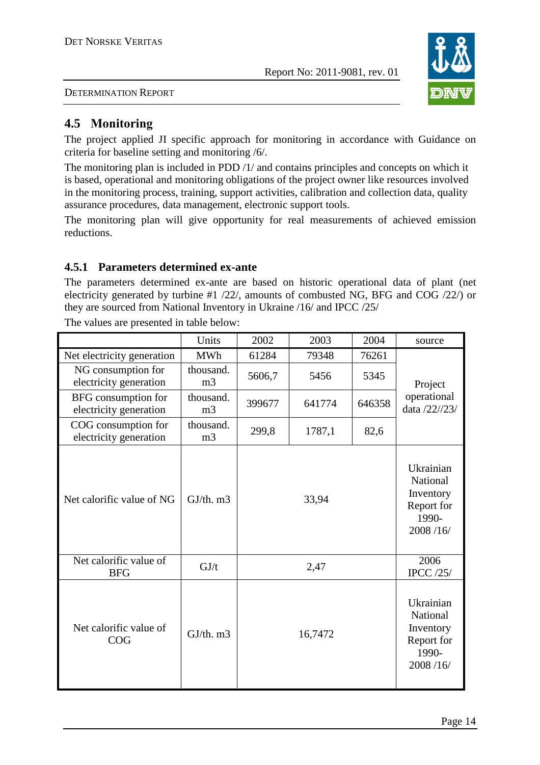## 4.5 Monitoring

The project applied JI specific approach for monitoring in accordance with Guidance on criteria for baseline setting and monitoring /6/.

The monitoring plan is included in PDD /1/ and contains principles and concepts on which it is based, operational and monitoring obligations of the project owner like resources involved in the monitoring process, training, support activities, calibration and collection data, quality assurance procedures, data management, electronic support tools.

The monitoring plan will give opportunity for real measurements of achieved emission reductions.

### 4.5.1 Parameters determined ex-ante

The parameters determined ex-ante are based on historic operational data of plant (net electricity generated by turbine #1 /22/, amounts of combusted NG, BFG and COG /22/) or they are sourced from National Inventory in Ukraine /16/ and IPCC /25/

The values are presented in table below:

| | Units | 2002 | 2003 | 2004 | source |
|---|---|---|---|---|---|
| Net electricity generation | MWh | 61284 | 79348 | 76261 | Project operational data /22//23/ |
| NG consumption for electricity generation | thousand. m3 | 5606,7 | 5456 | 5345 | |
| BFG consumption for electricity generation | thousand. m3 | 399677 | 641774 | 646358 | |
| COG consumption for electricity generation | thousand. m3 | 299,8 | 1787,1 | 82,6 | |
| Net calorific value of NG | GJ/th. m3 | 33,94 | | | Ukrainian National Inventory Report for 1990-2008 /16/ |
| Net calorific value of BFG | GJ/t | 2,47 | | | 2006 IPCC /25/ |
| Net calorific value of COG | GJ/th. m3 | 16,7472 | | | Ukrainian National Inventory Report for 1990-2008 /16/ |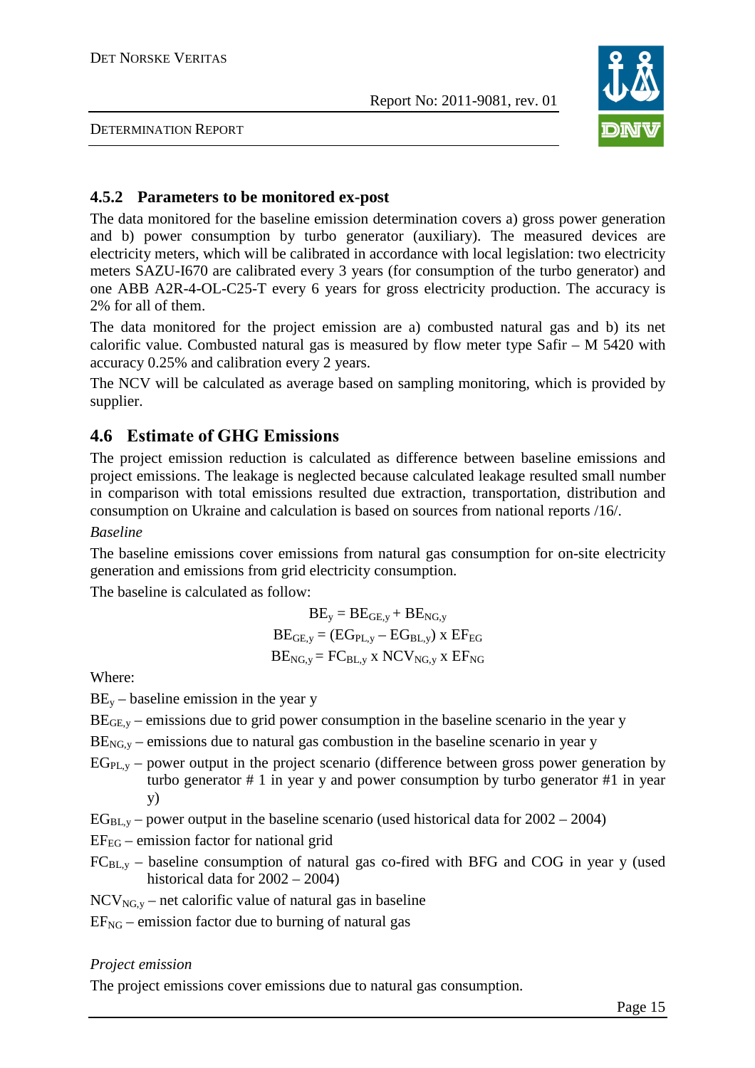### 4.5.2 Parameters to be monitored ex-post

The data monitored for the baseline emission determination covers a) gross power generation and b) power consumption by turbo generator (auxiliary). The measured devices are electricity meters, which will be calibrated in accordance with local legislation: two electricity meters SAZU-I670 are calibrated every 3 years (for consumption of the turbo generator) and one ABB A2R-4-OL-C25-T every 6 years for gross electricity production. The accuracy is 2% for all of them.

The data monitored for the project emission are a) combusted natural gas and b) its net calorific value. Combusted natural gas is measured by flow meter type Safir – M 5420 with accuracy 0.25% and calibration every 2 years.

The NCV will be calculated as average based on sampling monitoring, which is provided by supplier.

## 4.6 Estimate of GHG Emissions

The project emission reduction is calculated as difference between baseline emissions and project emissions. The leakage is neglected because calculated leakage resulted small number in comparison with total emissions resulted due extraction, transportation, distribution and consumption on Ukraine and calculation is based on sources from national reports /16/.

*Baseline*

The baseline emissions cover emissions from natural gas consumption for on-site electricity generation and emissions from grid electricity consumption.

The baseline is calculated as follow:

$$BE_y = BE_{GE,y} + BE_{NG,y}$$

$$BE_{GE,y} = (EG_{PL,y} - EG_{BL,y}) \times EF_{EG}$$

$$BE_{NG,y} = FC_{BL,y} \times NCV_{NG,y} \times EF_{NG}$$

Where:

$BE_y$ – baseline emission in the year y

$BE_{GE,y}$ – emissions due to grid power consumption in the baseline scenario in the year y

$BE_{NG,y}$ – emissions due to natural gas combustion in the baseline scenario in year y

$EG_{PL,y}$ – power output in the project scenario (difference between gross power generation by turbo generator # 1 in year y and power consumption by turbo generator #1 in year y)

$EG_{BL,y}$ – power output in the baseline scenario (used historical data for 2002 – 2004)

$EF_{EG}$ – emission factor for national grid

$FC_{BL,y}$ – baseline consumption of natural gas co-fired with BFG and COG in year y (used historical data for 2002 – 2004)

$NCV_{NG,y}$ – net calorific value of natural gas in baseline

$EF_{NG}$ – emission factor due to burning of natural gas

*Project emission*

The project emissions cover emissions due to natural gas consumption.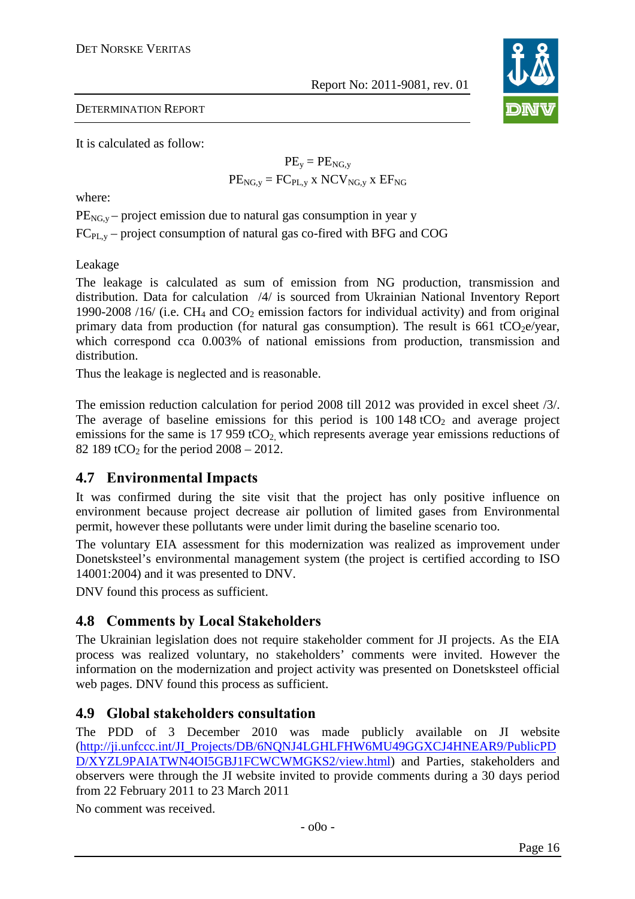It is calculated as follow:

$$PE_y = PE_{NG,y}$$

$$PE_{NG,y} = FC_{PL,y} \text{ x } NCV_{NG,y} \text{ x } EF_{NG}$$

where:

$PE_{NG,y}$ – project emission due to natural gas consumption in year y

$FC_{PL,y}$ – project consumption of natural gas co-fired with BFG and COG

Leakage

The leakage is calculated as sum of emission from NG production, transmission and distribution. Data for calculation /4/ is sourced from Ukrainian National Inventory Report 1990-2008 /16/ (i.e. $CH_4$ and $CO_2$ emission factors for individual activity) and from original primary data from production (for natural gas consumption). The result is 661 $tCO_2e$/year, which correspond cca 0.003% of national emissions from production, transmission and distribution.

Thus the leakage is neglected and is reasonable.

The emission reduction calculation for period 2008 till 2012 was provided in excel sheet /3/. The average of baseline emissions for this period is 100 148 $tCO_2$ and average project emissions for the same is 17 959 $tCO_2$, which represents average year emissions reductions of 82 189 $tCO_2$ for the period 2008 – 2012.

## 4.7 Environmental Impacts

It was confirmed during the site visit that the project has only positive influence on environment because project decrease air pollution of limited gases from Environmental permit, however these pollutants were under limit during the baseline scenario too.

The voluntary EIA assessment for this modernization was realized as improvement under Donetsksteel's environmental management system (the project is certified according to ISO 14001:2004) and it was presented to DNV.

DNV found this process as sufficient.

## 4.8 Comments by Local Stakeholders

The Ukrainian legislation does not require stakeholder comment for JI projects. As the EIA process was realized voluntary, no stakeholders' comments were invited. However the information on the modernization and project activity was presented on Donetsksteel official web pages. DNV found this process as sufficient.

## 4.9 Global stakeholders consultation

The PDD of 3 December 2010 was made publicly available on JI website (http://ji.unfccc.int/JI_Projects/DB/6NQNJ4LGHLFHW6MU49GGXCJ4HNEAR9/PublicPDD/XYZL9PAIATWN4OI5GBJ1FCWCWMGKS2/view.html) and Parties, stakeholders and observers were through the JI website invited to provide comments during a 30 days period from 22 February 2011 to 23 March 2011

No comment was received.

- o0o -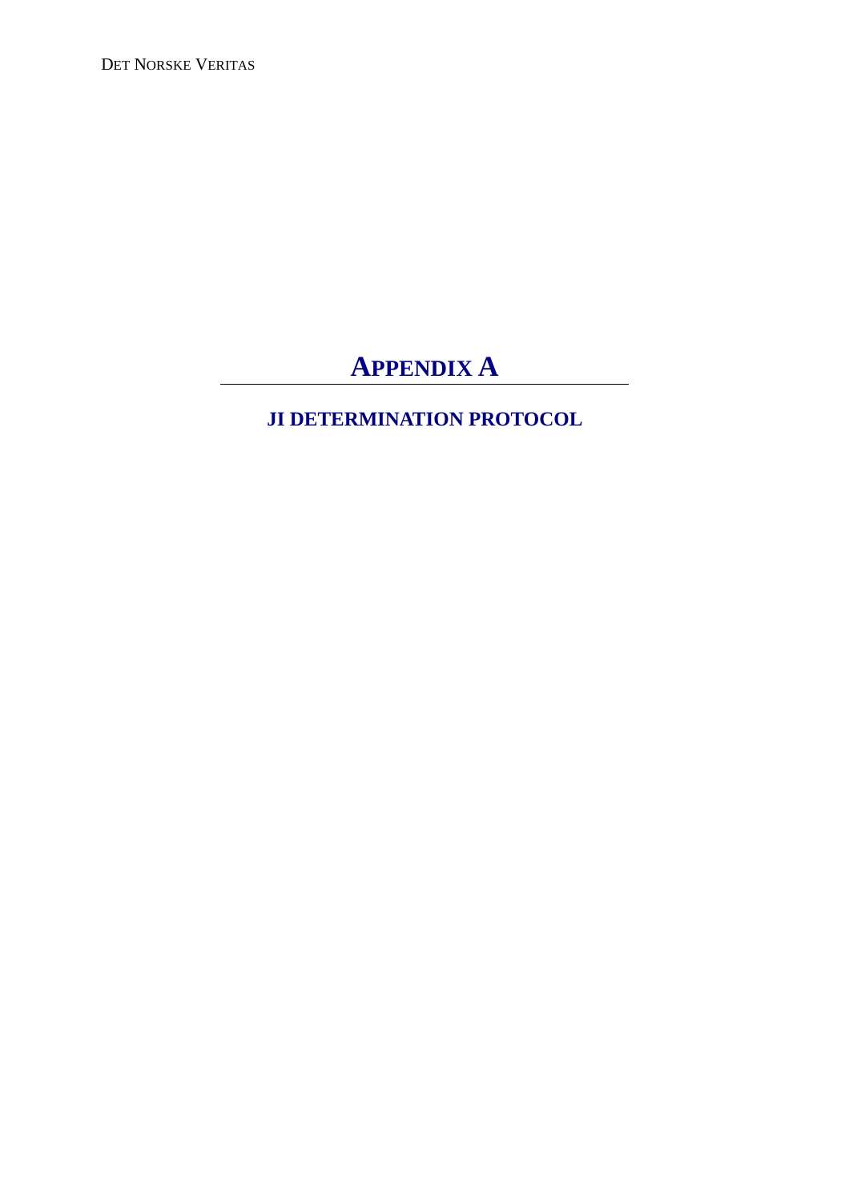# APPENDIX A

## JI DETERMINATION PROTOCOL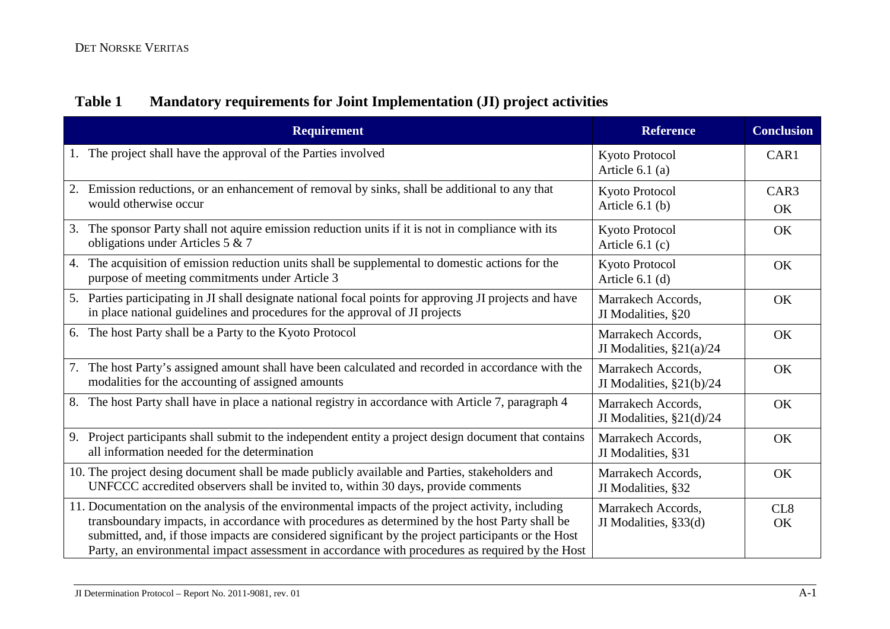## Table 1 Mandatory requirements for Joint Implementation (JI) project activities

| Requirement | Reference | Conclusion |
|---|---|---|
| 1. The project shall have the approval of the Parties involved | Kyoto Protocol Article 6.1 (a) | CAR1 |
| 2. Emission reductions, or an enhancement of removal by sinks, shall be additional to any that would otherwise occur | Kyoto Protocol Article 6.1 (b) | CAR3 OK |
| 3. The sponsor Party shall not aquire emission reduction units if it is not in compliance with its obligations under Articles 5 & 7 | Kyoto Protocol Article 6.1 (c) | OK |
| 4. The acquisition of emission reduction units shall be supplemental to domestic actions for the purpose of meeting commitments under Article 3 | Kyoto Protocol Article 6.1 (d) | OK |
| 5. Parties participating in JI shall designate national focal points for approving JI projects and have in place national guidelines and procedures for the approval of JI projects | Marrakech Accords, JI Modalities, §20 | OK |
| 6. The host Party shall be a Party to the Kyoto Protocol | Marrakech Accords, JI Modalities, §21(a)/24 | OK |
| 7. The host Party's assigned amount shall have been calculated and recorded in accordance with the modalities for the accounting of assigned amounts | Marrakech Accords, JI Modalities, §21(b)/24 | OK |
| 8. The host Party shall have in place a national registry in accordance with Article 7, paragraph 4 | Marrakech Accords, JI Modalities, §21(d)/24 | OK |
| 9. Project participants shall submit to the independent entity a project design document that contains all information needed for the determination | Marrakech Accords, JI Modalities, §31 | OK |
| 10. The project desing document shall be made publicly available and Parties, stakeholders and UNFCCC accredited observers shall be invited to, within 30 days, provide comments | Marrakech Accords, JI Modalities, §32 | OK |
| 11. Documentation on the analysis of the environmental impacts of the project activity, including transboundary impacts, in accordance with procedures as determined by the host Party shall be submitted, and, if those impacts are considered significant by the project participants or the Host Party, an environmental impact assessment in accordance with procedures as required by the Host | Marrakech Accords, JI Modalities, §33(d) | CL8 OK |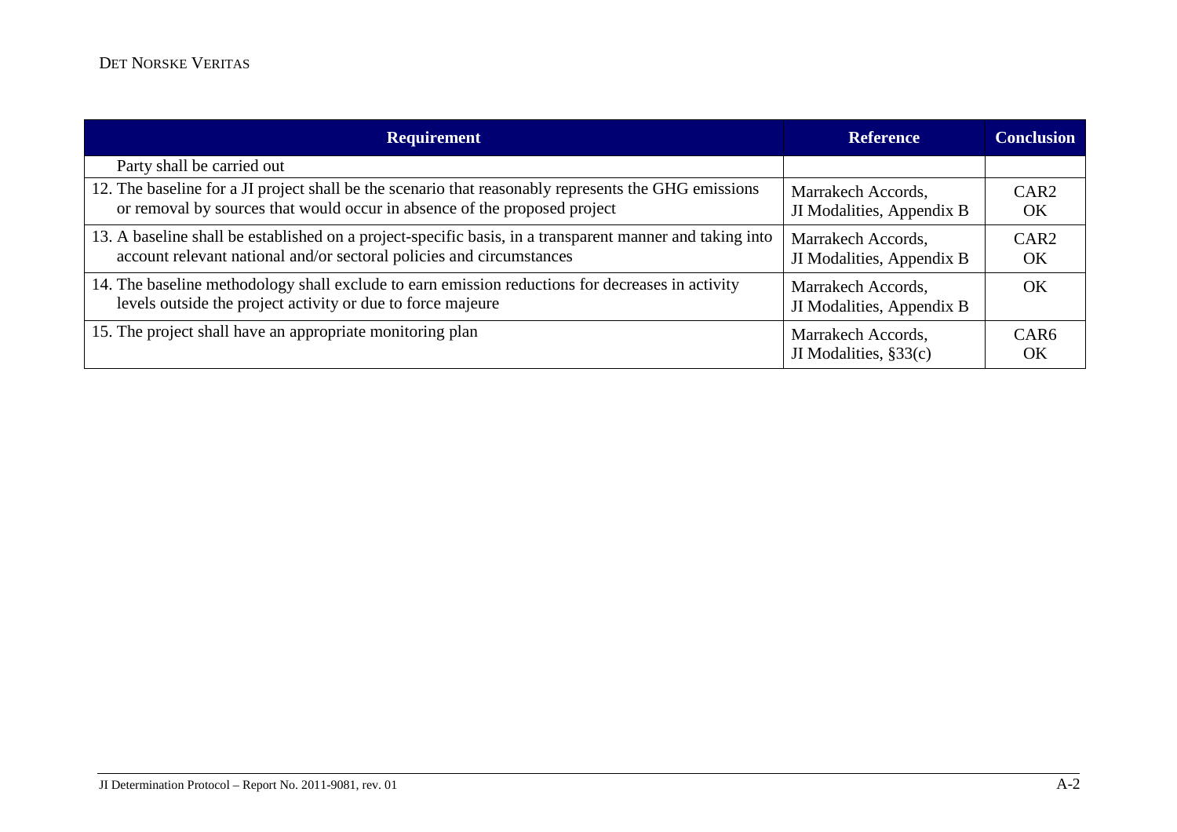| Requirement | Reference | Conclusion |
|---|---|---|
| Party shall be carried out | | |
| 12. The baseline for a JI project shall be the scenario that reasonably represents the GHG emissions or removal by sources that would occur in absence of the proposed project | Marrakech Accords, JI Modalities, Appendix B | CAR2 OK |
| 13. A baseline shall be established on a project-specific basis, in a transparent manner and taking into account relevant national and/or sectoral policies and circumstances | Marrakech Accords, JI Modalities, Appendix B | CAR2 OK |
| 14. The baseline methodology shall exclude to earn emission reductions for decreases in activity levels outside the project activity or due to force majeure | Marrakech Accords, JI Modalities, Appendix B | OK |
| 15. The project shall have an appropriate monitoring plan | Marrakech Accords, JI Modalities, §33(c) | CAR6 OK |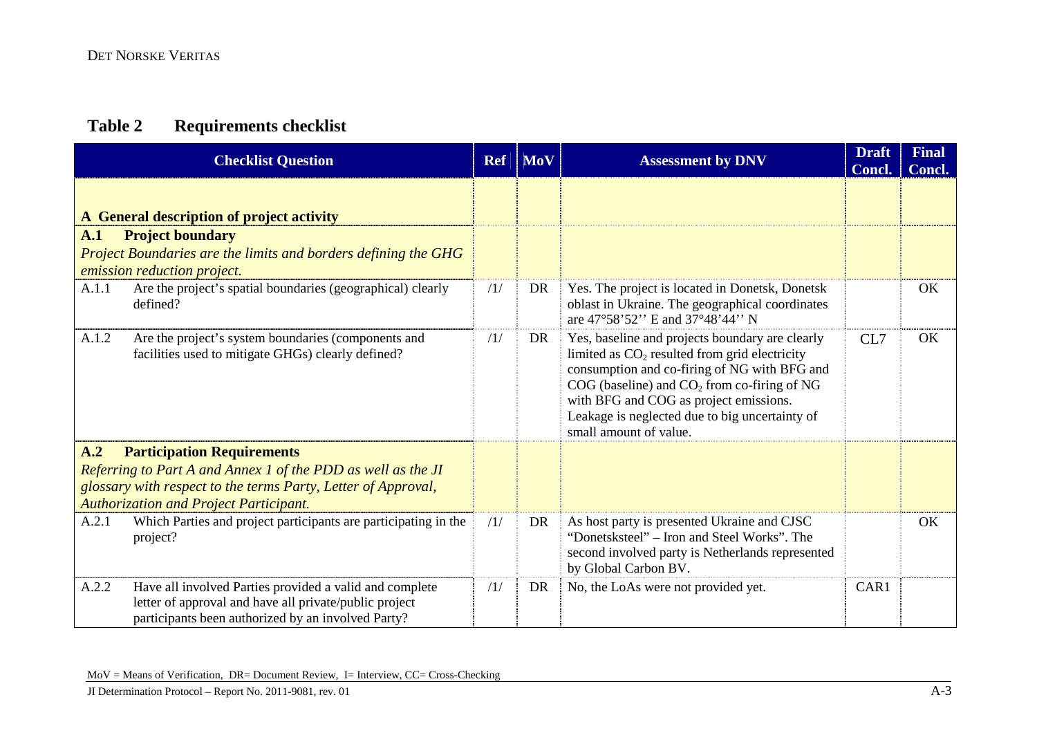## Table 2 Requirements checklist

| Checklist Question | Ref | MoV | Assessment by DNV | Draft Concl. | Final Concl. |
|---|---|---|---|---|---|
| **A General description of project activity** | | | | | |
| **A.1 Project boundary** *Project Boundaries are the limits and borders defining the GHG emission reduction project.* | | | | | |
| A.1.1 Are the project's spatial boundaries (geographical) clearly defined? | /1/ | DR | Yes. The project is located in Donetsk, Donetsk oblast in Ukraine. The geographical coordinates are 47°58'52'' E and 37°48'44'' N | | OK |
| A.1.2 Are the project's system boundaries (components and facilities used to mitigate GHGs) clearly defined? | /1/ | DR | Yes, baseline and projects boundary are clearly limited as $CO_2$ resulted from grid electricity consumption and co-firing of NG with BFG and COG (baseline) and $CO_2$ from co-firing of NG with BFG and COG as project emissions. Leakage is neglected due to big uncertainty of small amount of value. | CL7 | OK |
| **A.2 Participation Requirements** *Referring to Part A and Annex 1 of the PDD as well as the JI glossary with respect to the terms Party, Letter of Approval, Authorization and Project Participant.* | | | | | |
| A.2.1 Which Parties and project participants are participating in the project? | /1/ | DR | As host party is presented Ukraine and CJSC "Donetsksteel" – Iron and Steel Works". The second involved party is Netherlands represented by Global Carbon BV. | | OK |
| A.2.2 Have all involved Parties provided a valid and complete letter of approval and have all private/public project participants been authorized by an involved Party? | /1/ | DR | No, the LoAs were not provided yet. | CAR1 | |

MoV = Means of Verification, DR= Document Review, I= Interview, CC= Cross-Checking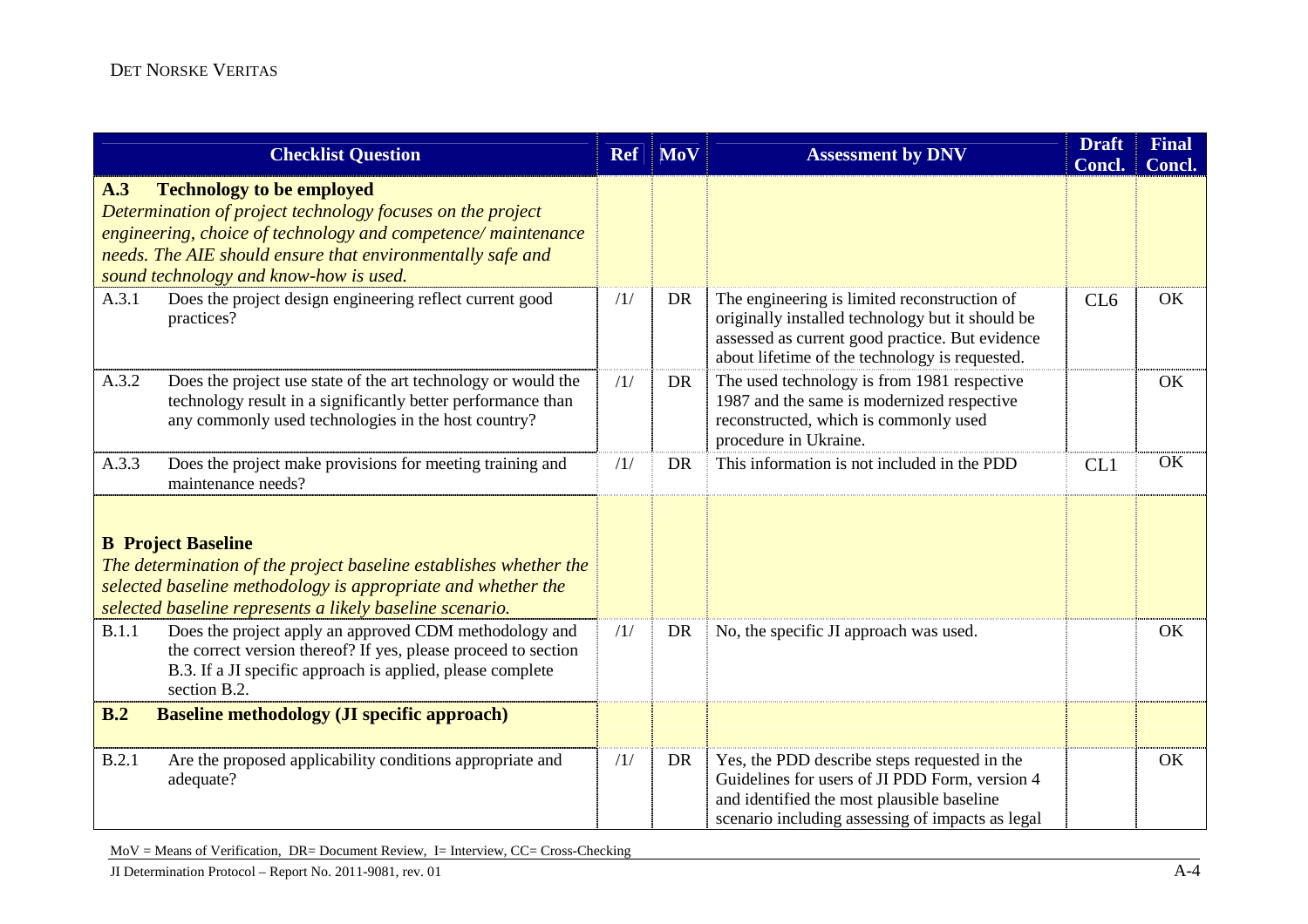| Checklist Question | Ref | MoV | Assessment by DNV | Draft Concl. | Final Concl. |
|---|---|---|---|---|---|
| **A.3 Technology to be employed** *Determination of project technology focuses on the project engineering, choice of technology and competence/ maintenance needs. The AIE should ensure that environmentally safe and sound technology and know-how is used.* | | | | | |
| A.3.1 Does the project design engineering reflect current good practices? | /1/ | DR | The engineering is limited reconstruction of originally installed technology but it should be assessed as current good practice. But evidence about lifetime of the technology is requested. | CL6 | OK |
| A.3.2 Does the project use state of the art technology or would the technology result in a significantly better performance than any commonly used technologies in the host country? | /1/ | DR | The used technology is from 1981 respective 1987 and the same is modernized respective reconstructed, which is commonly used procedure in Ukraine. | | OK |
| A.3.3 Does the project make provisions for meeting training and maintenance needs? | /1/ | DR | This information is not included in the PDD | CL1 | OK |
| **B Project Baseline** *The determination of the project baseline establishes whether the selected baseline methodology is appropriate and whether the selected baseline represents a likely baseline scenario.* | | | | | |
| B.1.1 Does the project apply an approved CDM methodology and the correct version thereof? If yes, please proceed to section B.3. If a JI specific approach is applied, please complete section B.2. | /1/ | DR | No, the specific JI approach was used. | | OK |
| **B.2 Baseline methodology (JI specific approach)** | | | | | |
| B.2.1 Are the proposed applicability conditions appropriate and adequate? | /1/ | DR | Yes, the PDD describe steps requested in the Guidelines for users of JI PDD Form, version 4 and identified the most plausible baseline scenario including assessing of impacts as legal | | OK |

MoV = Means of Verification, DR= Document Review, I= Interview, CC= Cross-Checking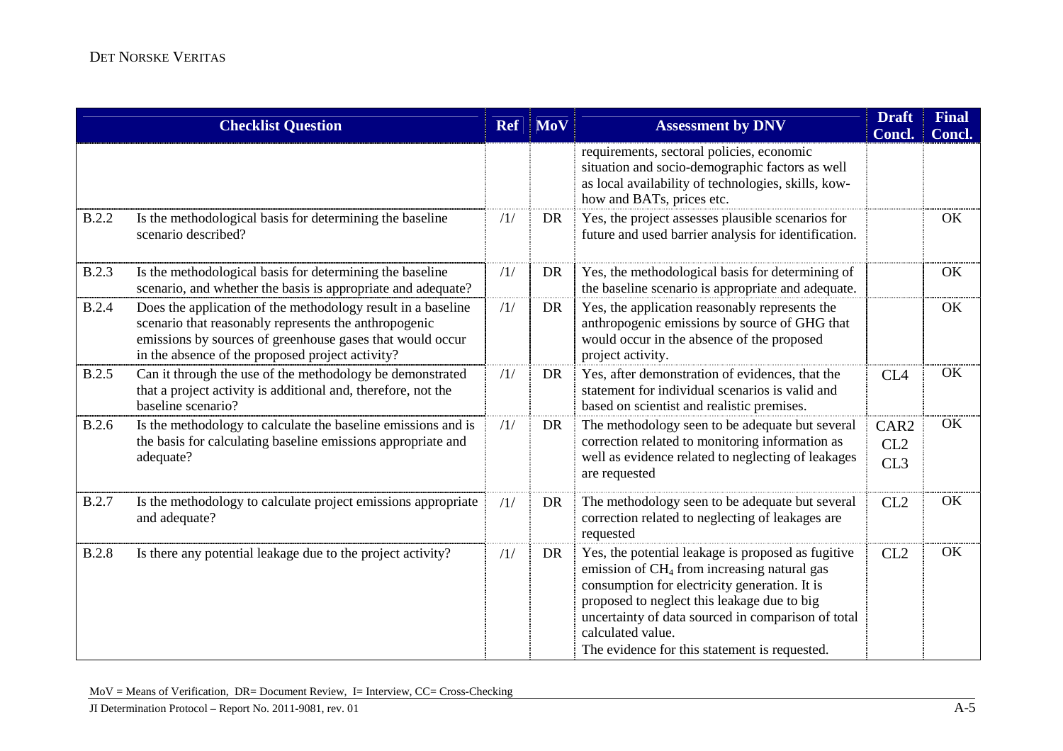| | Checklist Question | Ref | MoV | Assessment by DNV | Draft Concl. | Final Concl. |
|---|---|---|---|---|---|---|
| | | | | requirements, sectoral policies, economic situation and socio-demographic factors as well as local availability of technologies, skills, kow-how and BATs, prices etc. | | |
| B.2.2 | Is the methodological basis for determining the baseline scenario described? | /1/ | DR | Yes, the project assesses plausible scenarios for future and used barrier analysis for identification. | | OK |
| B.2.3 | Is the methodological basis for determining the baseline scenario, and whether the basis is appropriate and adequate? | /1/ | DR | Yes, the methodological basis for determining of the baseline scenario is appropriate and adequate. | | OK |
| B.2.4 | Does the application of the methodology result in a baseline scenario that reasonably represents the anthropogenic emissions by sources of greenhouse gases that would occur in the absence of the proposed project activity? | /1/ | DR | Yes, the application reasonably represents the anthropogenic emissions by source of GHG that would occur in the absence of the proposed project activity. | | OK |
| B.2.5 | Can it through the use of the methodology be demonstrated that a project activity is additional and, therefore, not the baseline scenario? | /1/ | DR | Yes, after demonstration of evidences, that the statement for individual scenarios is valid and based on scientist and realistic premises. | CL4 | OK |
| B.2.6 | Is the methodology to calculate the baseline emissions and is the basis for calculating baseline emissions appropriate and adequate? | /1/ | DR | The methodology seen to be adequate but several correction related to monitoring information as well as evidence related to neglecting of leakages are requested | CAR2 CL2 CL3 | OK |
| B.2.7 | Is the methodology to calculate project emissions appropriate and adequate? | /1/ | DR | The methodology seen to be adequate but several correction related to neglecting of leakages are requested | CL2 | OK |
| B.2.8 | Is there any potential leakage due to the project activity? | /1/ | DR | Yes, the potential leakage is proposed as fugitive emission of $CH_4$ from increasing natural gas consumption for electricity generation. It is proposed to neglect this leakage due to big uncertainty of data sourced in comparison of total calculated value.<br>The evidence for this statement is requested. | CL2 | OK |

MoV = Means of Verification, DR= Document Review, I= Interview, CC= Cross-Checking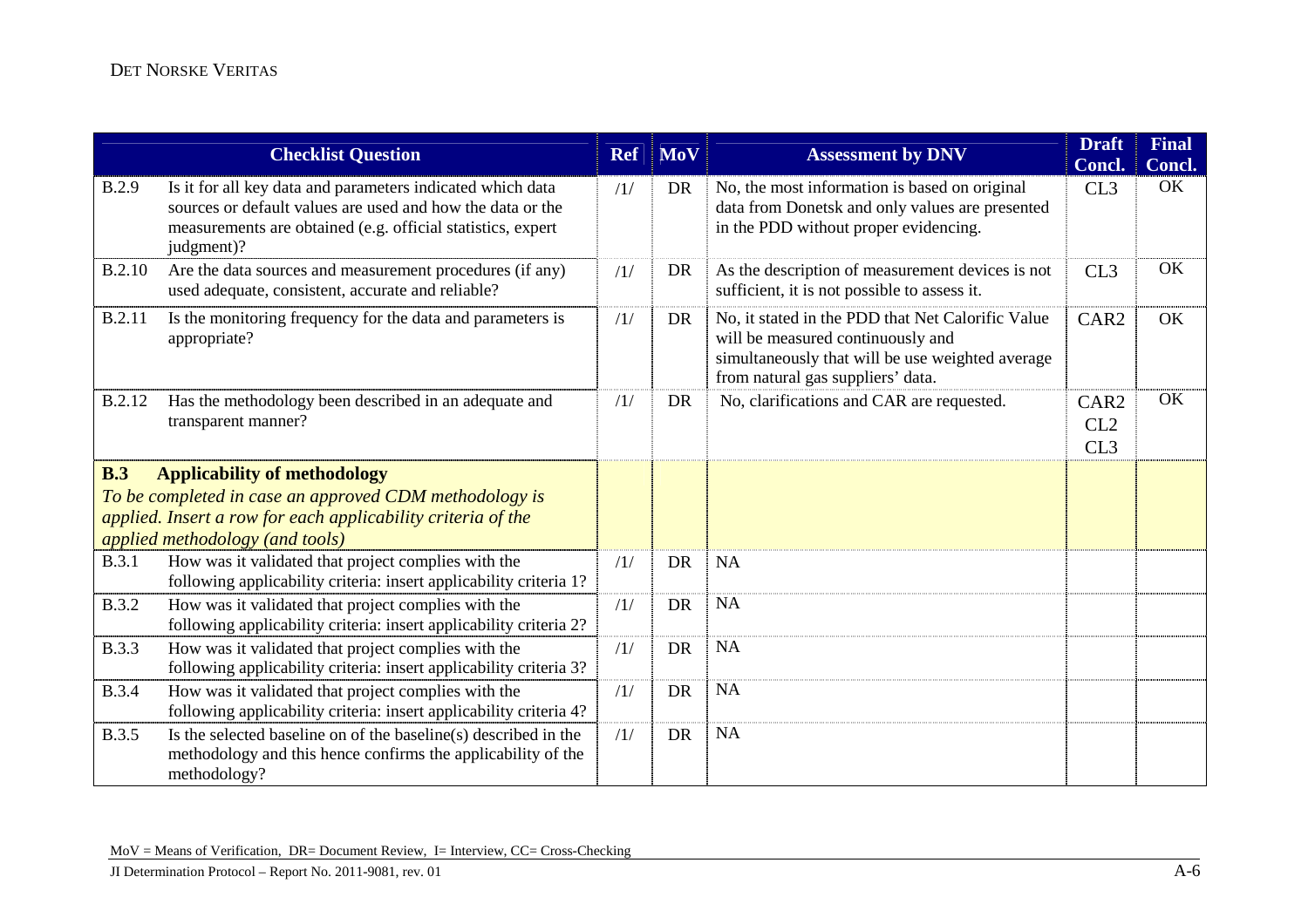| | Checklist Question | Ref | MoV | Assessment by DNV | Draft Concl. | Final Concl. |
|---|---|---|---|---|---|---|
| B.2.9 | Is it for all key data and parameters indicated which data sources or default values are used and how the data or the measurements are obtained (e.g. official statistics, expert judgment)? | /1/ | DR | No, the most information is based on original data from Donetsk and only values are presented in the PDD without proper evidencing. | CL3 | OK |
| B.2.10 | Are the data sources and measurement procedures (if any) used adequate, consistent, accurate and reliable? | /1/ | DR | As the description of measurement devices is not sufficient, it is not possible to assess it. | CL3 | OK |
| B.2.11 | Is the monitoring frequency for the data and parameters is appropriate? | /1/ | DR | No, it stated in the PDD that Net Calorific Value will be measured continuously and simultaneously that will be use weighted average from natural gas suppliers' data. | CAR2 | OK |
| B.2.12 | Has the methodology been described in an adequate and transparent manner? | /1/ | DR | No, clarifications and CAR are requested. | CAR2 CL2 CL3 | OK |
| **B.3** | **Applicability of methodology** *To be completed in case an approved CDM methodology is applied. Insert a row for each applicability criteria of the applied methodology (and tools)* | | | | | |
| B.3.1 | How was it validated that project complies with the following applicability criteria: insert applicability criteria 1? | /1/ | DR | NA | | |
| B.3.2 | How was it validated that project complies with the following applicability criteria: insert applicability criteria 2? | /1/ | DR | NA | | |
| B.3.3 | How was it validated that project complies with the following applicability criteria: insert applicability criteria 3? | /1/ | DR | NA | | |
| B.3.4 | How was it validated that project complies with the following applicability criteria: insert applicability criteria 4? | /1/ | DR | NA | | |
| B.3.5 | Is the selected baseline on of the baseline(s) described in the methodology and this hence confirms the applicability of the methodology? | /1/ | DR | NA | | |

MoV = Means of Verification, DR= Document Review, I= Interview, CC= Cross-Checking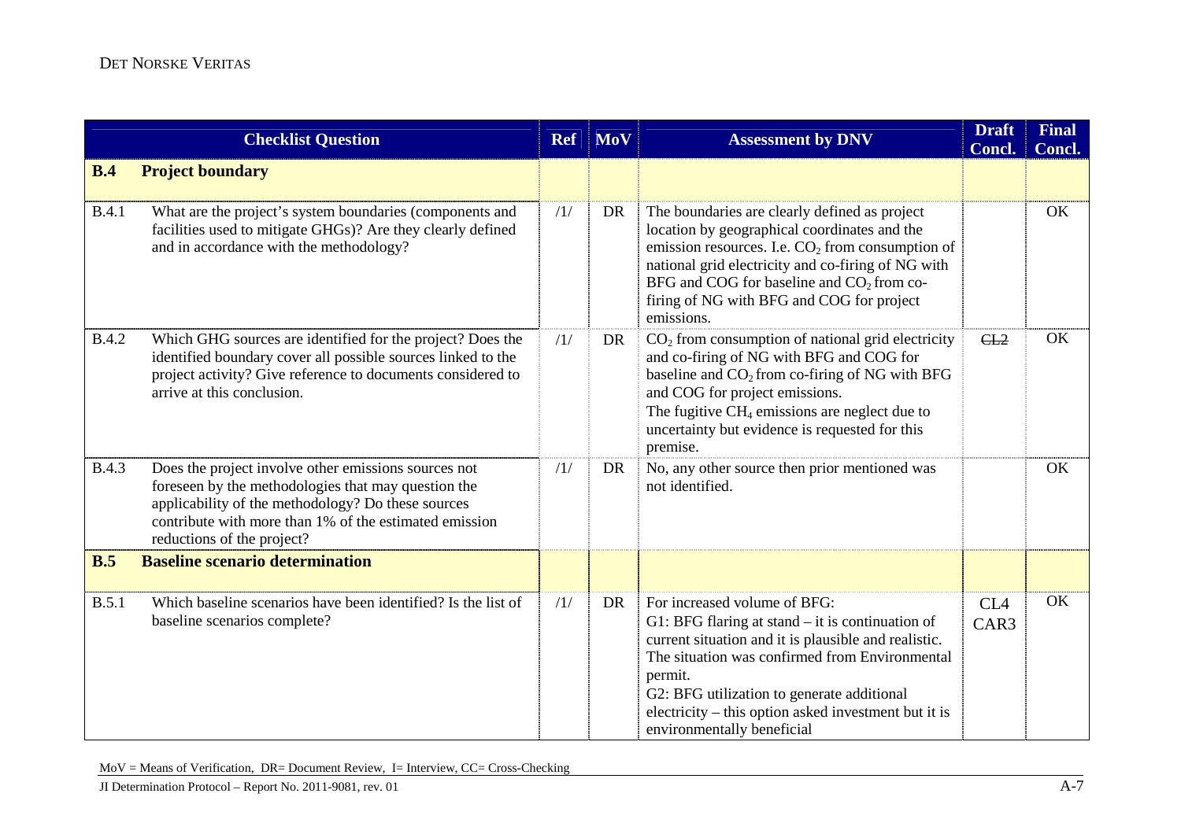| | Checklist Question | Ref | MoV | Assessment by DNV | Draft Concl. | Final Concl. |
|---|---|---|---|---|---|---|
| **B.4** | **Project boundary** | | | | | |
| B.4.1 | What are the project's system boundaries (components and facilities used to mitigate GHGs)? Are they clearly defined and in accordance with the methodology? | /1/ | DR | The boundaries are clearly defined as project location by geographical coordinates and the emission resources. I.e. $CO_2$ from consumption of national grid electricity and co-firing of NG with BFG and COG for baseline and $CO_2$ from co-firing of NG with BFG and COG for project emissions. | | OK |
| B.4.2 | Which GHG sources are identified for the project? Does the identified boundary cover all possible sources linked to the project activity? Give reference to documents considered to arrive at this conclusion. | /1/ | DR | $CO_2$ from consumption of national grid electricity and co-firing of NG with BFG and COG for baseline and $CO_2$ from co-firing of NG with BFG and COG for project emissions.<br>The fugitive $CH_4$ emissions are neglect due to uncertainty but evidence is requested for this premise. | ~~CL2~~ | OK |
| B.4.3 | Does the project involve other emissions sources not foreseen by the methodologies that may question the applicability of the methodology? Do these sources contribute with more than 1% of the estimated emission reductions of the project? | /1/ | DR | No, any other source then prior mentioned was not identified. | | OK |
| **B.5** | **Baseline scenario determination** | | | | | |
| B.5.1 | Which baseline scenarios have been identified? Is the list of baseline scenarios complete? | /1/ | DR | For increased volume of BFG:<br>G1: BFG flaring at stand – it is continuation of current situation and it is plausible and realistic. The situation was confirmed from Environmental permit.<br>G2: BFG utilization to generate additional electricity – this option asked investment but it is environmentally beneficial | CL4<br>CAR3 | OK |

MoV = Means of Verification, DR= Document Review, I= Interview, CC= Cross-Checking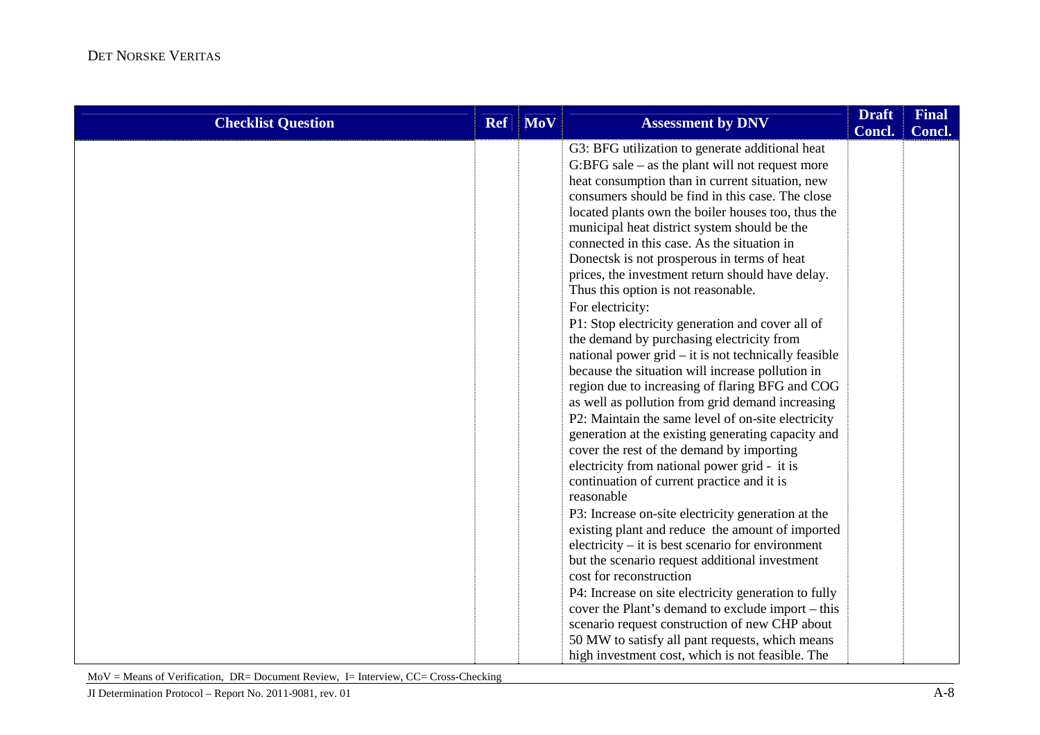| Checklist Question | Ref | MoV | Assessment by DNV | Draft Concl. | Final Concl. |
|---|---|---|---|---|---|
| | | | G3: BFG utilization to generate additional heat<br>G:BFG sale – as the plant will not request more heat consumption than in current situation, new consumers should be find in this case. The close located plants own the boiler houses too, thus the municipal heat district system should be the connected in this case. As the situation in Donectsk is not prosperous in terms of heat prices, the investment return should have delay. Thus this option is not reasonable.<br>For electricity:<br>P1: Stop electricity generation and cover all of the demand by purchasing electricity from national power grid – it is not technically feasible because the situation will increase pollution in region due to increasing of flaring BFG and COG as well as pollution from grid demand increasing<br>P2: Maintain the same level of on-site electricity generation at the existing generating capacity and cover the rest of the demand by importing electricity from national power grid - it is continuation of current practice and it is reasonable<br>P3: Increase on-site electricity generation at the existing plant and reduce the amount of imported electricity – it is best scenario for environment but the scenario request additional investment cost for reconstruction<br>P4: Increase on site electricity generation to fully cover the Plant's demand to exclude import – this scenario request construction of new CHP about 50 MW to satisfy all pant requests, which means high investment cost, which is not feasible. The | | |

MoV = Means of Verification, DR= Document Review, I= Interview, CC= Cross-Checking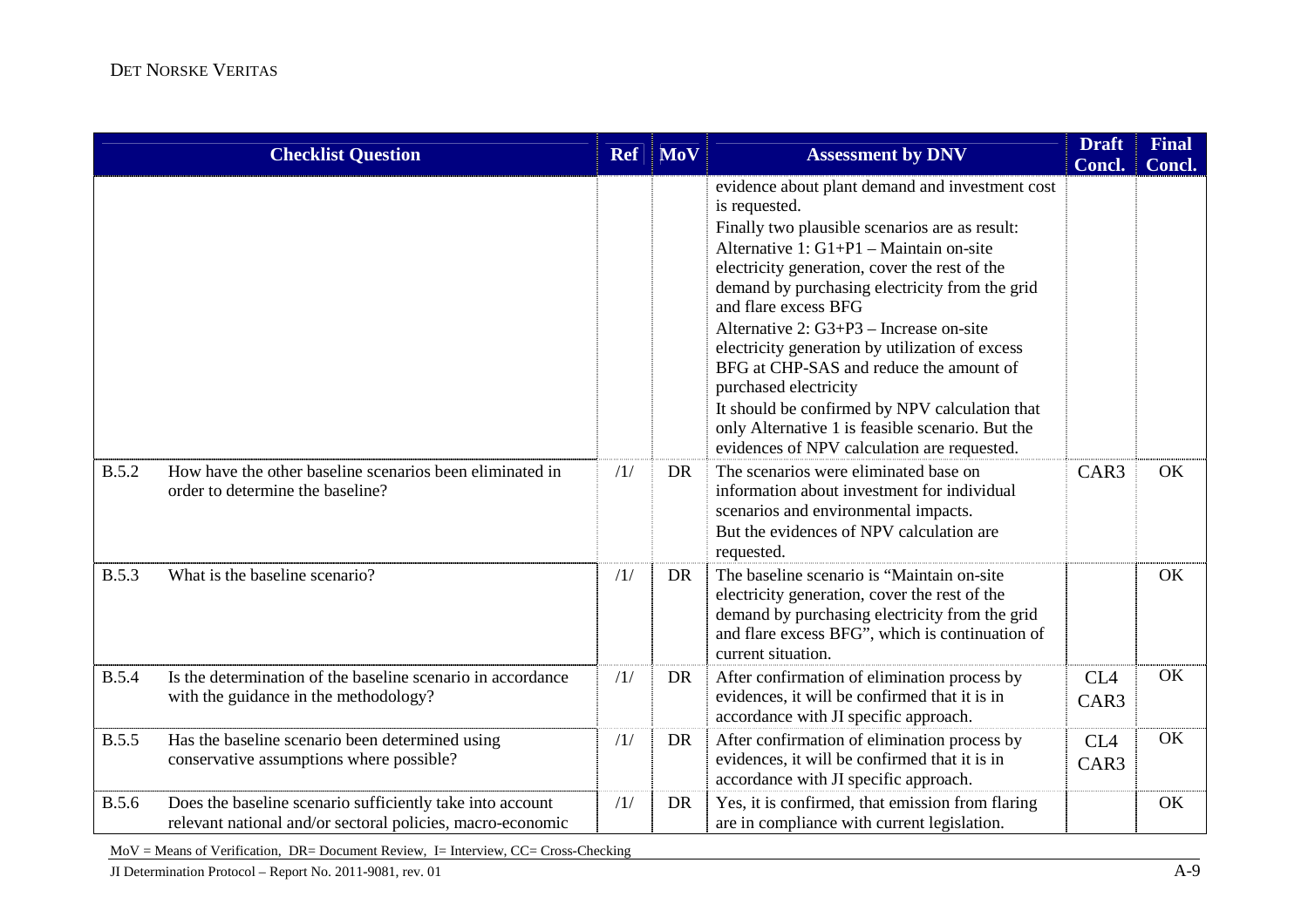| Checklist Question | Ref | MoV | Assessment by DNV | Draft Concl. | Final Concl. |
|---|---|---|---|---|---|
| | | | evidence about plant demand and investment cost is requested.<br>Finally two plausible scenarios are as result:<br>Alternative 1: G1+P1 – Maintain on-site electricity generation, cover the rest of the demand by purchasing electricity from the grid and flare excess BFG<br>Alternative 2: G3+P3 – Increase on-site electricity generation by utilization of excess BFG at CHP-SAS and reduce the amount of purchased electricity<br>It should be confirmed by NPV calculation that only Alternative 1 is feasible scenario. But the evidences of NPV calculation are requested. | | |
| B.5.2 How have the other baseline scenarios been eliminated in order to determine the baseline? | /1/ | DR | The scenarios were eliminated base on information about investment for individual scenarios and environmental impacts.<br>But the evidences of NPV calculation are requested. | CAR3 | OK |
| B.5.3 What is the baseline scenario? | /1/ | DR | The baseline scenario is "Maintain on-site electricity generation, cover the rest of the demand by purchasing electricity from the grid and flare excess BFG", which is continuation of current situation. | | OK |
| B.5.4 Is the determination of the baseline scenario in accordance with the guidance in the methodology? | /1/ | DR | After confirmation of elimination process by evidences, it will be confirmed that it is in accordance with JI specific approach. | CL4<br>CAR3 | OK |
| B.5.5 Has the baseline scenario been determined using conservative assumptions where possible? | /1/ | DR | After confirmation of elimination process by evidences, it will be confirmed that it is in accordance with JI specific approach. | CL4<br>CAR3 | OK |
| B.5.6 Does the baseline scenario sufficiently take into account relevant national and/or sectoral policies, macro-economic | /1/ | DR | Yes, it is confirmed, that emission from flaring are in compliance with current legislation. | | OK |

MoV = Means of Verification, DR= Document Review, I= Interview, CC= Cross-Checking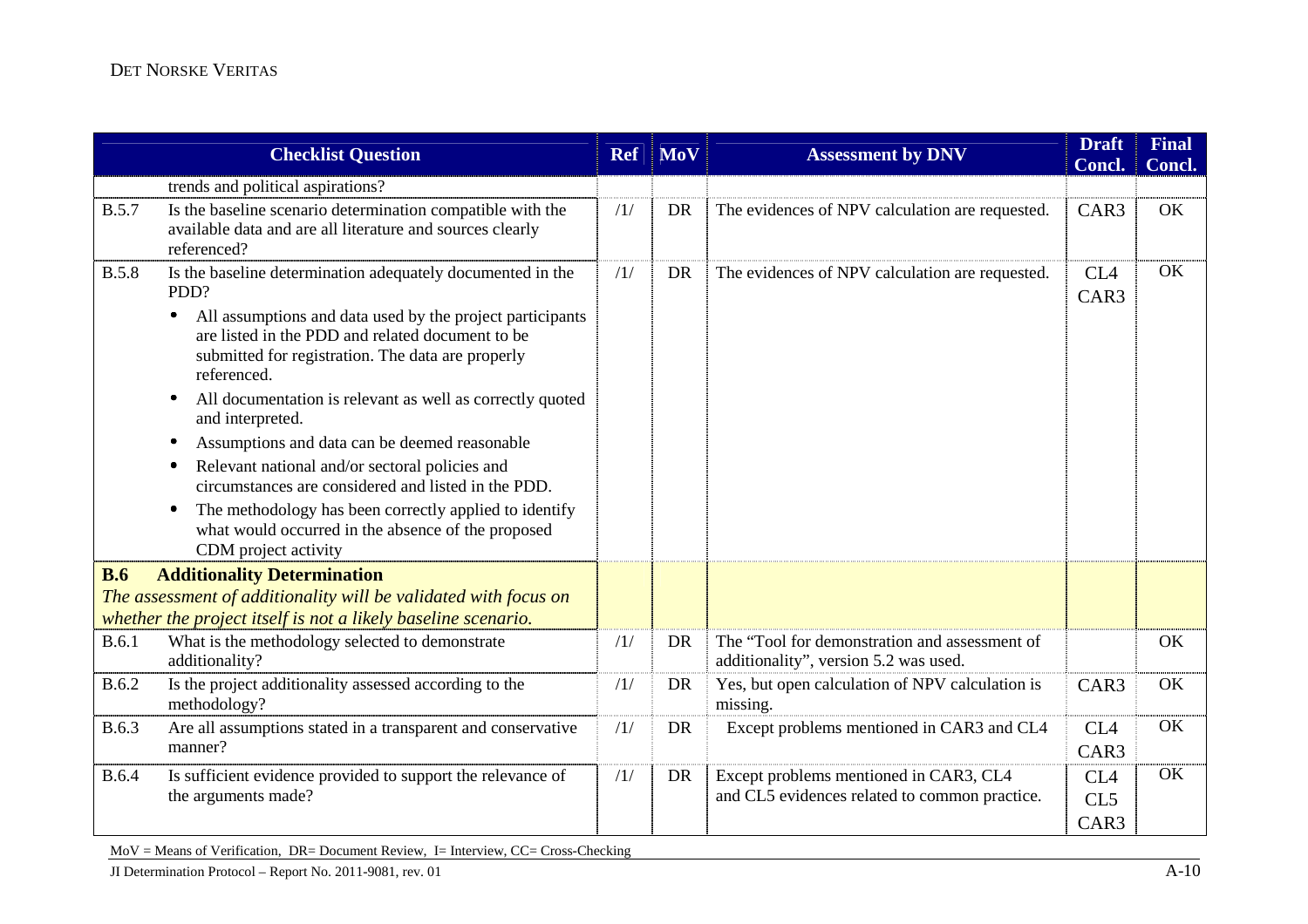| Checklist Question | | Ref | MoV | Assessment by DNV | Draft Concl. | Final Concl. |
|---|---|---|---|---|---|---|
| | trends and political aspirations? | | | | | |
| B.5.7 | Is the baseline scenario determination compatible with the available data and are all literature and sources clearly referenced? | /1/ | DR | The evidences of NPV calculation are requested. | CAR3 | OK |
| B.5.8 | Is the baseline determination adequately documented in the PDD?<br>• All assumptions and data used by the project participants are listed in the PDD and related document to be submitted for registration. The data are properly referenced.<br>• All documentation is relevant as well as correctly quoted and interpreted.<br>• Assumptions and data can be deemed reasonable<br>• Relevant national and/or sectoral policies and circumstances are considered and listed in the PDD.<br>• The methodology has been correctly applied to identify what would occurred in the absence of the proposed CDM project activity | /1/ | DR | The evidences of NPV calculation are requested. | CL4<br>CAR3 | OK |
| **B.6** | **Additionality Determination**<br>*The assessment of additionality will be validated with focus on whether the project itself is not a likely baseline scenario.* | | | | | |
| B.6.1 | What is the methodology selected to demonstrate additionality? | /1/ | DR | The "Tool for demonstration and assessment of additionality", version 5.2 was used. | | OK |
| B.6.2 | Is the project additionality assessed according to the methodology? | /1/ | DR | Yes, but open calculation of NPV calculation is missing. | CAR3 | OK |
| B.6.3 | Are all assumptions stated in a transparent and conservative manner? | /1/ | DR | Except problems mentioned in CAR3 and CL4 | CL4<br>CAR3 | OK |
| B.6.4 | Is sufficient evidence provided to support the relevance of the arguments made? | /1/ | DR | Except problems mentioned in CAR3, CL4 and CL5 evidences related to common practice. | CL4<br>CL5<br>CAR3 | OK |

MoV = Means of Verification, DR= Document Review, I= Interview, CC= Cross-Checking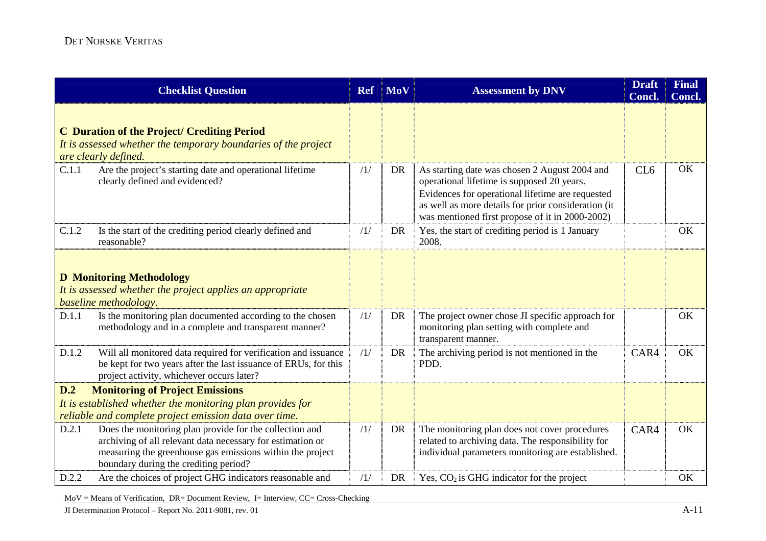| Checklist Question | Ref | MoV | Assessment by DNV | Draft Concl. | Final Concl. |
|---|---|---|---|---|---|
| **C Duration of the Project/ Crediting Period** *It is assessed whether the temporary boundaries of the project are clearly defined.* | | | | | |
| C.1.1 Are the project's starting date and operational lifetime clearly defined and evidenced? | /1/ | DR | As starting date was chosen 2 August 2004 and operational lifetime is supposed 20 years. Evidences for operational lifetime are requested as well as more details for prior consideration (it was mentioned first propose of it in 2000-2002) | CL6 | OK |
| C.1.2 Is the start of the crediting period clearly defined and reasonable? | /1/ | DR | Yes, the start of crediting period is 1 January 2008. | | OK |
| **D Monitoring Methodology** *It is assessed whether the project applies an appropriate baseline methodology.* | | | | | |
| D.1.1 Is the monitoring plan documented according to the chosen methodology and in a complete and transparent manner? | /1/ | DR | The project owner chose JI specific approach for monitoring plan setting with complete and transparent manner. | | OK |
| D.1.2 Will all monitored data required for verification and issuance be kept for two years after the last issuance of ERUs, for this project activity, whichever occurs later? | /1/ | DR | The archiving period is not mentioned in the PDD. | CAR4 | OK |
| **D.2 Monitoring of Project Emissions** *It is established whether the monitoring plan provides for reliable and complete project emission data over time.* | | | | | |
| D.2.1 Does the monitoring plan provide for the collection and archiving of all relevant data necessary for estimation or measuring the greenhouse gas emissions within the project boundary during the crediting period? | /1/ | DR | The monitoring plan does not cover procedures related to archiving data. The responsibility for individual parameters monitoring are established. | CAR4 | OK |
| D.2.2 Are the choices of project GHG indicators reasonable and | /1/ | DR | Yes, $CO_2$ is GHG indicator for the project | | OK |

MoV = Means of Verification, DR= Document Review, I= Interview, CC= Cross-Checking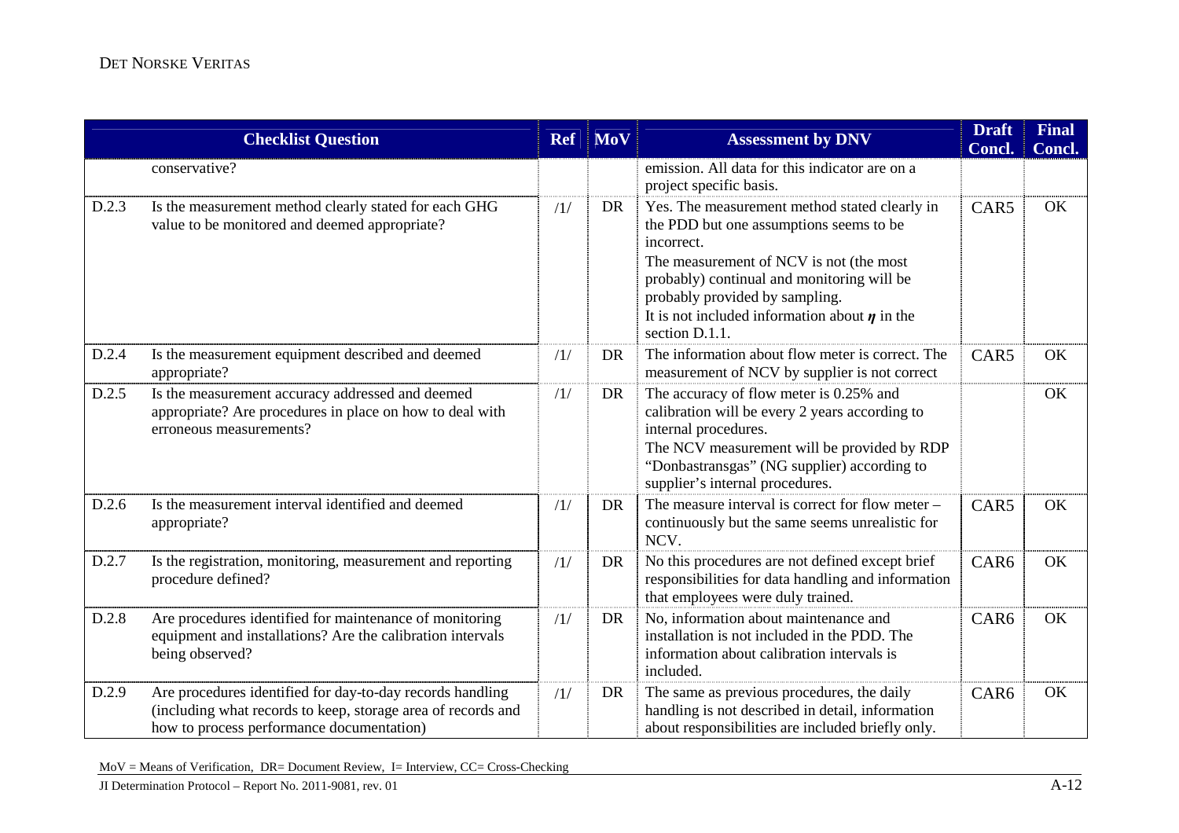| Checklist Question | | Ref | MoV | Assessment by DNV | Draft Concl. | Final Concl. |
|---|---|---|---|---|---|---|
| | conservative? | | | emission. All data for this indicator are on a project specific basis. | | |
| D.2.3 | Is the measurement method clearly stated for each GHG value to be monitored and deemed appropriate? | /1/ | DR | Yes. The measurement method stated clearly in the PDD but one assumptions seems to be incorrect.<br>The measurement of NCV is not (the most probably) continual and monitoring will be probably provided by sampling.<br>It is not included information about $\eta$ in the section D.1.1. | CAR5 | OK |
| D.2.4 | Is the measurement equipment described and deemed appropriate? | /1/ | DR | The information about flow meter is correct. The measurement of NCV by supplier is not correct | CAR5 | OK |
| D.2.5 | Is the measurement accuracy addressed and deemed appropriate? Are procedures in place on how to deal with erroneous measurements? | /1/ | DR | The accuracy of flow meter is 0.25% and calibration will be every 2 years according to internal procedures.<br>The NCV measurement will be provided by RDP "Donbastransgas" (NG supplier) according to supplier's internal procedures. | | OK |
| D.2.6 | Is the measurement interval identified and deemed appropriate? | /1/ | DR | The measure interval is correct for flow meter – continuously but the same seems unrealistic for NCV. | CAR5 | OK |
| D.2.7 | Is the registration, monitoring, measurement and reporting procedure defined? | /1/ | DR | No this procedures are not defined except brief responsibilities for data handling and information that employees were duly trained. | CAR6 | OK |
| D.2.8 | Are procedures identified for maintenance of monitoring equipment and installations? Are the calibration intervals being observed? | /1/ | DR | No, information about maintenance and installation is not included in the PDD. The information about calibration intervals is included. | CAR6 | OK |
| D.2.9 | Are procedures identified for day-to-day records handling (including what records to keep, storage area of records and how to process performance documentation) | /1/ | DR | The same as previous procedures, the daily handling is not described in detail, information about responsibilities are included briefly only. | CAR6 | OK |

MoV = Means of Verification, DR= Document Review, I= Interview, CC= Cross-Checking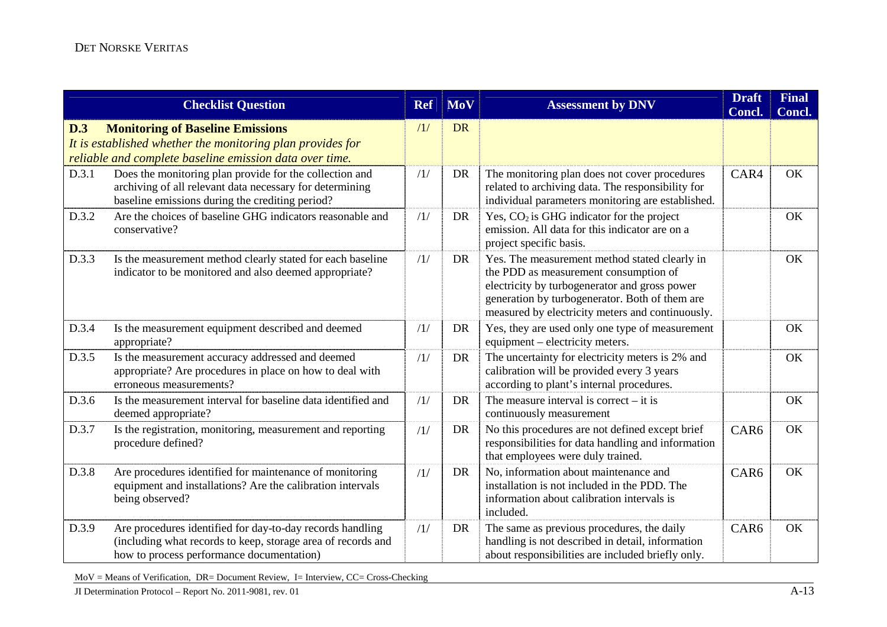| Checklist Question | | Ref | MoV | Assessment by DNV | Draft Concl. | Final Concl. |
|---|---|---|---|---|---|---|
| **D.3** | **Monitoring of Baseline Emissions** *It is established whether the monitoring plan provides for reliable and complete baseline emission data over time.* | /1/ | DR | | | |
| D.3.1 | Does the monitoring plan provide for the collection and archiving of all relevant data necessary for determining baseline emissions during the crediting period? | /1/ | DR | The monitoring plan does not cover procedures related to archiving data. The responsibility for individual parameters monitoring are established. | CAR4 | OK |
| D.3.2 | Are the choices of baseline GHG indicators reasonable and conservative? | /1/ | DR | Yes, $CO_2$ is GHG indicator for the project emission. All data for this indicator are on a project specific basis. | | OK |
| D.3.3 | Is the measurement method clearly stated for each baseline indicator to be monitored and also deemed appropriate? | /1/ | DR | Yes. The measurement method stated clearly in the PDD as measurement consumption of electricity by turbogenerator and gross power generation by turbogenerator. Both of them are measured by electricity meters and continuously. | | OK |
| D.3.4 | Is the measurement equipment described and deemed appropriate? | /1/ | DR | Yes, they are used only one type of measurement equipment – electricity meters. | | OK |
| D.3.5 | Is the measurement accuracy addressed and deemed appropriate? Are procedures in place on how to deal with erroneous measurements? | /1/ | DR | The uncertainty for electricity meters is 2% and calibration will be provided every 3 years according to plant's internal procedures. | | OK |
| D.3.6 | Is the measurement interval for baseline data identified and deemed appropriate? | /1/ | DR | The measure interval is correct – it is continuously measurement | | OK |
| D.3.7 | Is the registration, monitoring, measurement and reporting procedure defined? | /1/ | DR | No this procedures are not defined except brief responsibilities for data handling and information that employees were duly trained. | CAR6 | OK |
| D.3.8 | Are procedures identified for maintenance of monitoring equipment and installations? Are the calibration intervals being observed? | /1/ | DR | No, information about maintenance and installation is not included in the PDD. The information about calibration intervals is included. | CAR6 | OK |
| D.3.9 | Are procedures identified for day-to-day records handling (including what records to keep, storage area of records and how to process performance documentation) | /1/ | DR | The same as previous procedures, the daily handling is not described in detail, information about responsibilities are included briefly only. | CAR6 | OK |

MoV = Means of Verification, DR= Document Review, I= Interview, CC= Cross-Checking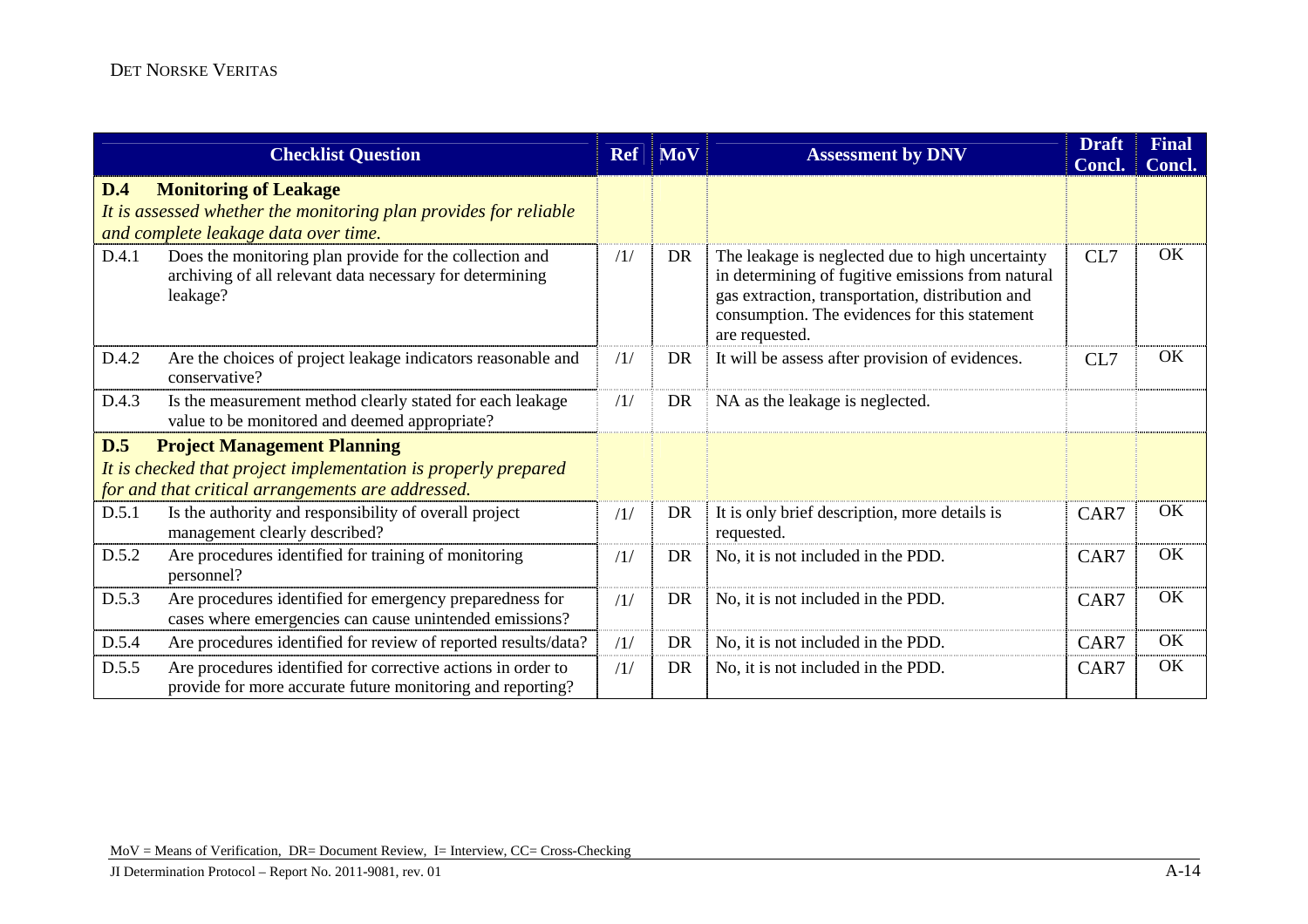| Checklist Question | | Ref | MoV | Assessment by DNV | Draft Concl. | Final Concl. |
|---|---|---|---|---|---|---|
| **D.4** | **Monitoring of Leakage** *It is assessed whether the monitoring plan provides for reliable and complete leakage data over time.* | | | | | |
| D.4.1 | Does the monitoring plan provide for the collection and archiving of all relevant data necessary for determining leakage? | /1/ | DR | The leakage is neglected due to high uncertainty in determining of fugitive emissions from natural gas extraction, transportation, distribution and consumption. The evidences for this statement are requested. | CL7 | OK |
| D.4.2 | Are the choices of project leakage indicators reasonable and conservative? | /1/ | DR | It will be assess after provision of evidences. | CL7 | OK |
| D.4.3 | Is the measurement method clearly stated for each leakage value to be monitored and deemed appropriate? | /1/ | DR | NA as the leakage is neglected. | | |
| **D.5** | **Project Management Planning** *It is checked that project implementation is properly prepared for and that critical arrangements are addressed.* | | | | | |
| D.5.1 | Is the authority and responsibility of overall project management clearly described? | /1/ | DR | It is only brief description, more details is requested. | CAR7 | OK |
| D.5.2 | Are procedures identified for training of monitoring personnel? | /1/ | DR | No, it is not included in the PDD. | CAR7 | OK |
| D.5.3 | Are procedures identified for emergency preparedness for cases where emergencies can cause unintended emissions? | /1/ | DR | No, it is not included in the PDD. | CAR7 | OK |
| D.5.4 | Are procedures identified for review of reported results/data? | /1/ | DR | No, it is not included in the PDD. | CAR7 | OK |
| D.5.5 | Are procedures identified for corrective actions in order to provide for more accurate future monitoring and reporting? | /1/ | DR | No, it is not included in the PDD. | CAR7 | OK |

MoV = Means of Verification, DR= Document Review, I= Interview, CC= Cross-Checking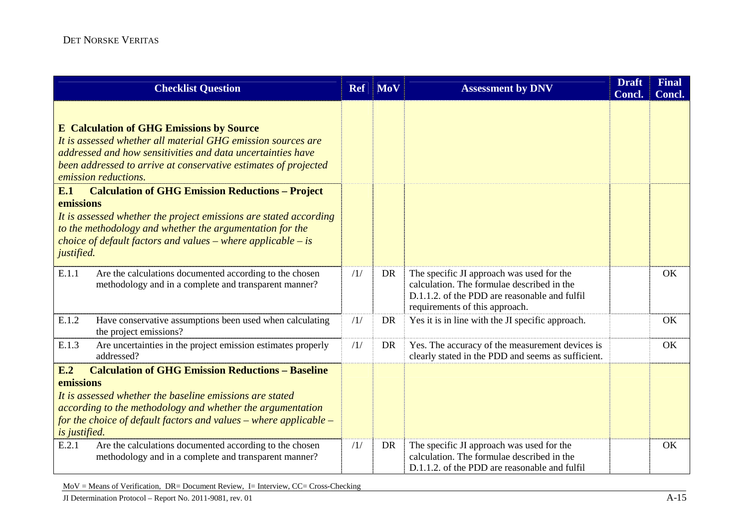| Checklist Question | Ref | MoV | Assessment by DNV | Draft Concl. | Final Concl. |
|---|---|---|---|---|---|
| **E Calculation of GHG Emissions by Source**<br>*It is assessed whether all material GHG emission sources are addressed and how sensitivities and data uncertainties have been addressed to arrive at conservative estimates of projected emission reductions.* | | | | | |
| **E.1 Calculation of GHG Emission Reductions – Project emissions**<br>*It is assessed whether the project emissions are stated according to the methodology and whether the argumentation for the choice of default factors and values – where applicable – is justified.* | | | | | |
| E.1.1 Are the calculations documented according to the chosen methodology and in a complete and transparent manner? | /1/ | DR | The specific JI approach was used for the calculation. The formulae described in the D.1.1.2. of the PDD are reasonable and fulfil requirements of this approach. | | OK |
| E.1.2 Have conservative assumptions been used when calculating the project emissions? | /1/ | DR | Yes it is in line with the JI specific approach. | | OK |
| E.1.3 Are uncertainties in the project emission estimates properly addressed? | /1/ | DR | Yes. The accuracy of the measurement devices is clearly stated in the PDD and seems as sufficient. | | OK |
| **E.2 Calculation of GHG Emission Reductions – Baseline emissions**<br>*It is assessed whether the baseline emissions are stated according to the methodology and whether the argumentation for the choice of default factors and values – where applicable – is justified.* | | | | | |
| E.2.1 Are the calculations documented according to the chosen methodology and in a complete and transparent manner? | /1/ | DR | The specific JI approach was used for the calculation. The formulae described in the D.1.1.2. of the PDD are reasonable and fulfil | | OK |

MoV = Means of Verification, DR= Document Review, I= Interview, CC= Cross-Checking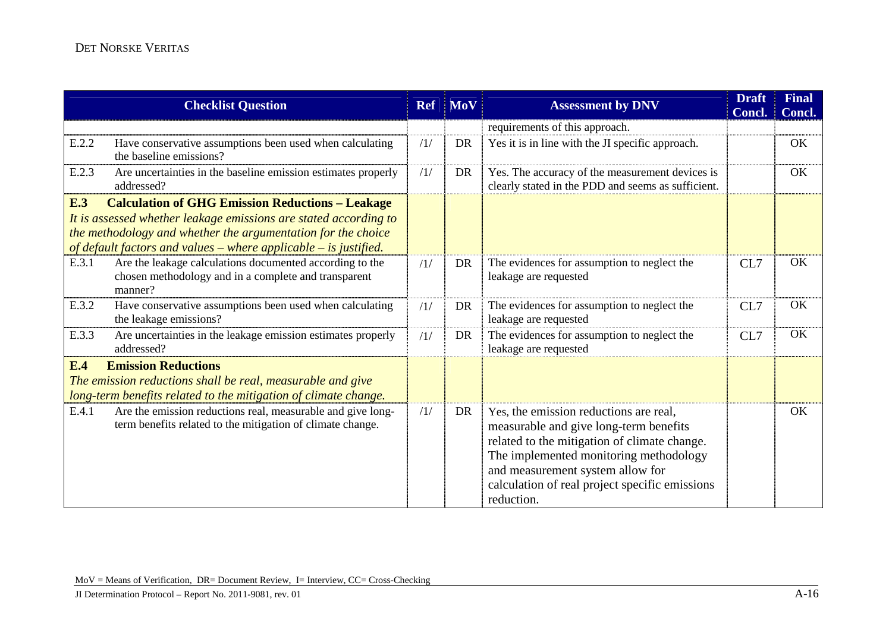| Checklist Question | | Ref | MoV | Assessment by DNV | Draft Concl. | Final Concl. |
|---|---|---|---|---|---|---|
| | | | | requirements of this approach. | | |
| E.2.2 | Have conservative assumptions been used when calculating the baseline emissions? | /1/ | DR | Yes it is in line with the JI specific approach. | | OK |
| E.2.3 | Are uncertainties in the baseline emission estimates properly addressed? | /1/ | DR | Yes. The accuracy of the measurement devices is clearly stated in the PDD and seems as sufficient. | | OK |
| **E.3** | **Calculation of GHG Emission Reductions – Leakage** *It is assessed whether leakage emissions are stated according to the methodology and whether the argumentation for the choice of default factors and values – where applicable – is justified.* | | | | | |
| E.3.1 | Are the leakage calculations documented according to the chosen methodology and in a complete and transparent manner? | /1/ | DR | The evidences for assumption to neglect the leakage are requested | CL7 | OK |
| E.3.2 | Have conservative assumptions been used when calculating the leakage emissions? | /1/ | DR | The evidences for assumption to neglect the leakage are requested | CL7 | OK |
| E.3.3 | Are uncertainties in the leakage emission estimates properly addressed? | /1/ | DR | The evidences for assumption to neglect the leakage are requested | CL7 | OK |
| **E.4** | **Emission Reductions** *The emission reductions shall be real, measurable and give long-term benefits related to the mitigation of climate change.* | | | | | |
| E.4.1 | Are the emission reductions real, measurable and give long-term benefits related to the mitigation of climate change. | /1/ | DR | Yes, the emission reductions are real, measurable and give long-term benefits related to the mitigation of climate change. The implemented monitoring methodology and measurement system allow for calculation of real project specific emissions reduction. | | OK |

MoV = Means of Verification, DR= Document Review, I= Interview, CC= Cross-Checking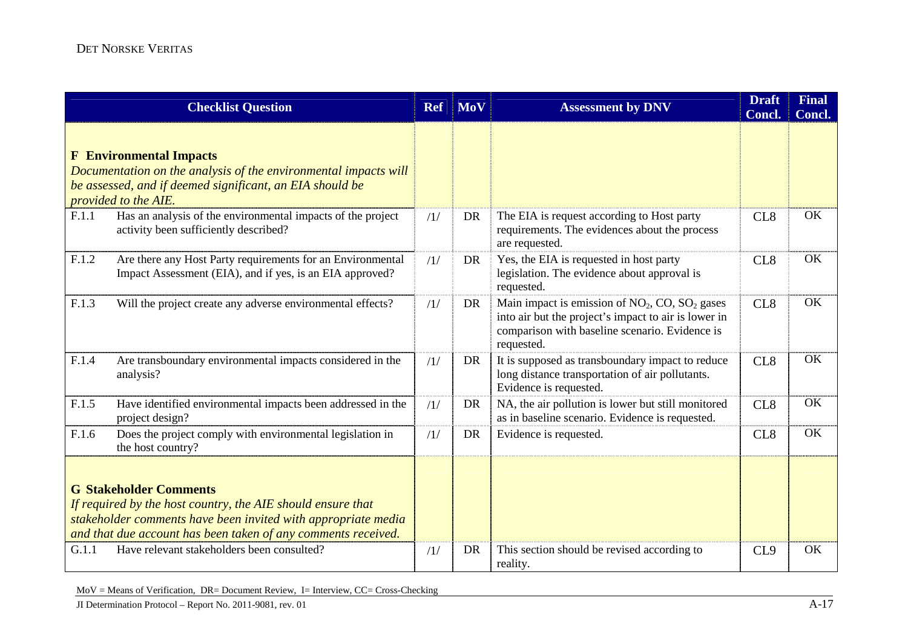| Checklist Question | | Ref | MoV | Assessment by DNV | Draft Concl. | Final Concl. |
|---|---|---|---|---|---|---|
| **F Environmental Impacts** *Documentation on the analysis of the environmental impacts will be assessed, and if deemed significant, an EIA should be provided to the AIE.* | | | | | | |
| F.1.1 | Has an analysis of the environmental impacts of the project activity been sufficiently described? | /1/ | DR | The EIA is request according to Host party requirements. The evidences about the process are requested. | CL8 | OK |
| F.1.2 | Are there any Host Party requirements for an Environmental Impact Assessment (EIA), and if yes, is an EIA approved? | /1/ | DR | Yes, the EIA is requested in host party legislation. The evidence about approval is requested. | CL8 | OK |
| F.1.3 | Will the project create any adverse environmental effects? | /1/ | DR | Main impact is emission of $NO_2$, CO, $SO_2$ gases into air but the project's impact to air is lower in comparison with baseline scenario. Evidence is requested. | CL8 | OK |
| F.1.4 | Are transboundary environmental impacts considered in the analysis? | /1/ | DR | It is supposed as transboundary impact to reduce long distance transportation of air pollutants. Evidence is requested. | CL8 | OK |
| F.1.5 | Have identified environmental impacts been addressed in the project design? | /1/ | DR | NA, the air pollution is lower but still monitored as in baseline scenario. Evidence is requested. | CL8 | OK |
| F.1.6 | Does the project comply with environmental legislation in the host country? | /1/ | DR | Evidence is requested. | CL8 | OK |
| **G Stakeholder Comments** *If required by the host country, the AIE should ensure that stakeholder comments have been invited with appropriate media and that due account has been taken of any comments received.* | | | | | | |
| G.1.1 | Have relevant stakeholders been consulted? | /1/ | DR | This section should be revised according to reality. | CL9 | OK |

MoV = Means of Verification, DR= Document Review, I= Interview, CC= Cross-Checking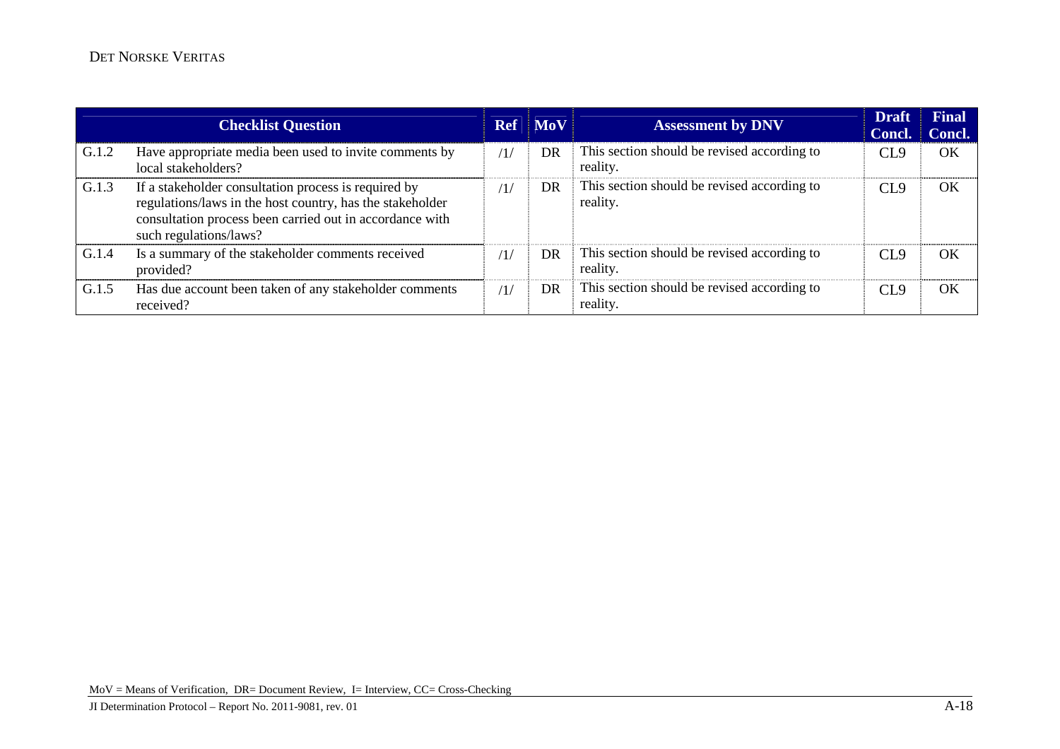| | Checklist Question | Ref | MoV | Assessment by DNV | Draft Concl. | Final Concl. |
|---|---|---|---|---|---|---|
| G.1.2 | Have appropriate media been used to invite comments by local stakeholders? | /1/ | DR | This section should be revised according to reality. | CL9 | OK |
| G.1.3 | If a stakeholder consultation process is required by regulations/laws in the host country, has the stakeholder consultation process been carried out in accordance with such regulations/laws? | /1/ | DR | This section should be revised according to reality. | CL9 | OK |
| G.1.4 | Is a summary of the stakeholder comments received provided? | /1/ | DR | This section should be revised according to reality. | CL9 | OK |
| G.1.5 | Has due account been taken of any stakeholder comments received? | /1/ | DR | This section should be revised according to reality. | CL9 | OK |

MoV = Means of Verification, DR= Document Review, I= Interview, CC= Cross-Checking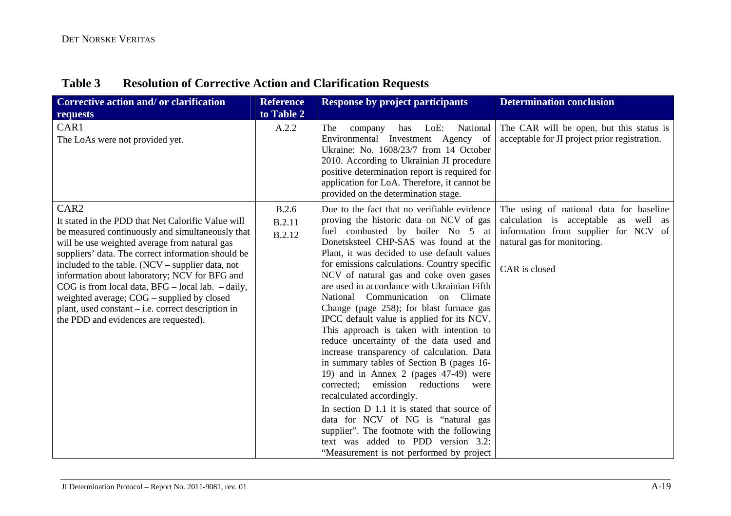## Table 3 Resolution of Corrective Action and Clarification Requests

| Corrective action and/ or clarification requests | Reference to Table 2 | Response by project participants | Determination conclusion |
|---|---|---|---|
| CAR1<br>The LoAs were not provided yet. | A.2.2 | The company has LoE: National Environmental Investment Agency of Ukraine: No. 1608/23/7 from 14 October 2010. According to Ukrainian JI procedure positive determination report is required for application for LoA. Therefore, it cannot be provided on the determination stage. | The CAR will be open, but this status is acceptable for JI project prior registration. |
| CAR2<br>It stated in the PDD that Net Calorific Value will be measured continuously and simultaneously that will be use weighted average from natural gas suppliers' data. The correct information should be included to the table. (NCV – supplier data, not information about laboratory; NCV for BFG and COG is from local data, BFG – local lab. – daily, weighted average; COG – supplied by closed plant, used constant – i.e. correct description in the PDD and evidences are requested). | B.2.6<br>B.2.11<br>B.2.12 | Due to the fact that no verifiable evidence proving the historic data on NCV of gas fuel combusted by boiler No 5 at Donetsksteel CHP-SAS was found at the Plant, it was decided to use default values for emissions calculations. Country specific NCV of natural gas and coke oven gases are used in accordance with Ukrainian Fifth National Communication on Climate Change (page 258); for blast furnace gas IPCC default value is applied for its NCV. This approach is taken with intention to reduce uncertainty of the data used and increase transparency of calculation. Data in summary tables of Section B (pages 16-19) and in Annex 2 (pages 47-49) were corrected; emission reductions were recalculated accordingly.<br>In section D 1.1 it is stated that source of data for NCV of NG is "natural gas supplier". The footnote with the following text was added to PDD version 3.2: "Measurement is not performed by project | The using of national data for baseline calculation is acceptable as well as information from supplier for NCV of natural gas for monitoring.<br><br>CAR is closed |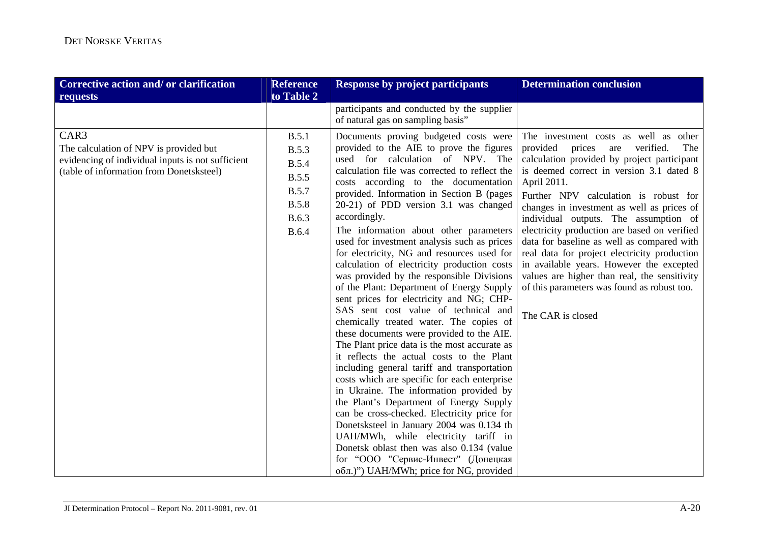| Corrective action and/ or clarification requests | Reference to Table 2 | Response by project participants | Determination conclusion |
|---|---|---|---|
| | | participants and conducted by the supplier of natural gas on sampling basis" | |
| CAR3<br>The calculation of NPV is provided but evidencing of individual inputs is not sufficient (table of information from Donetsksteel) | B.5.1<br>B.5.3<br>B.5.4<br>B.5.5<br>B.5.7<br>B.5.8<br>B.6.3<br>B.6.4 | Documents proving budgeted costs were provided to the AIE to prove the figures used for calculation of NPV. The calculation file was corrected to reflect the costs according to the documentation provided. Information in Section B (pages 20-21) of PDD version 3.1 was changed accordingly.<br>The information about other parameters used for investment analysis such as prices for electricity, NG and resources used for calculation of electricity production costs was provided by the responsible Divisions of the Plant: Department of Energy Supply sent prices for electricity and NG; CHP-SAS sent cost value of technical and chemically treated water. The copies of these documents were provided to the AIE. The Plant price data is the most accurate as it reflects the actual costs to the Plant including general tariff and transportation costs which are specific for each enterprise in Ukraine. The information provided by the Plant's Department of Energy Supply can be cross-checked. Electricity price for Donetsksteel in January 2004 was 0.134 th UAH/MWh, while electricity tariff in Donetsk oblast then was also 0.134 (value for "ООО "Сервис-Инвест" (Донецкая обл.)") UAH/MWh; price for NG, provided | The investment costs as well as other provided prices are verified. The calculation provided by project participant is deemed correct in version 3.1 dated 8 April 2011.<br>Further NPV calculation is robust for changes in investment as well as prices of individual outputs. The assumption of electricity production are based on verified data for baseline as well as compared with real data for project electricity production in available years. However the excepted values are higher than real, the sensitivity of this parameters was found as robust too.<br><br>The CAR is closed |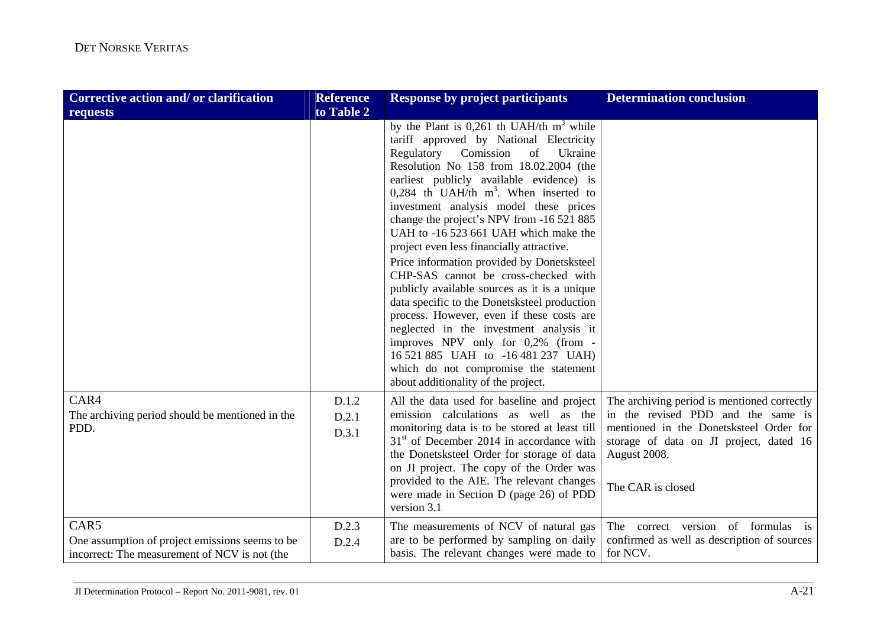| Corrective action and/ or clarification requests | Reference to Table 2 | Response by project participants | Determination conclusion |
|---|---|---|---|
| | | by the Plant is 0,261 th UAH/th $m^3$ while tariff approved by National Electricity Regulatory Comission of Ukraine Resolution No 158 from 18.02.2004 (the earliest publicly available evidence) is 0,284 th UAH/th $m^3$. When inserted to investment analysis model these prices change the project's NPV from -16 521 885 UAH to -16 523 661 UAH which make the project even less financially attractive.<br>Price information provided by Donetsksteel CHP-SAS cannot be cross-checked with publicly available sources as it is a unique data specific to the Donetsksteel production process. However, even if these costs are neglected in the investment analysis it improves NPV only for 0,2% (from -16 521 885 UAH to -16 481 237 UAH) which do not compromise the statement about additionality of the project. | |
| CAR4<br>The archiving period should be mentioned in the PDD. | D.1.2<br>D.2.1<br>D.3.1 | All the data used for baseline and project emission calculations as well as the monitoring data is to be stored at least till 31st of December 2014 in accordance with the Donetsksteel Order for storage of data on JI project. The copy of the Order was provided to the AIE. The relevant changes were made in Section D (page 26) of PDD version 3.1 | The archiving period is mentioned correctly in the revised PDD and the same is mentioned in the Donetsksteel Order for storage of data on JI project, dated 16 August 2008.<br><br>The CAR is closed |
| CAR5<br>One assumption of project emissions seems to be incorrect: The measurement of NCV is not (the | D.2.3<br>D.2.4 | The measurements of NCV of natural gas are to be performed by sampling on daily basis. The relevant changes were made to | The correct version of formulas is confirmed as well as description of sources for NCV. |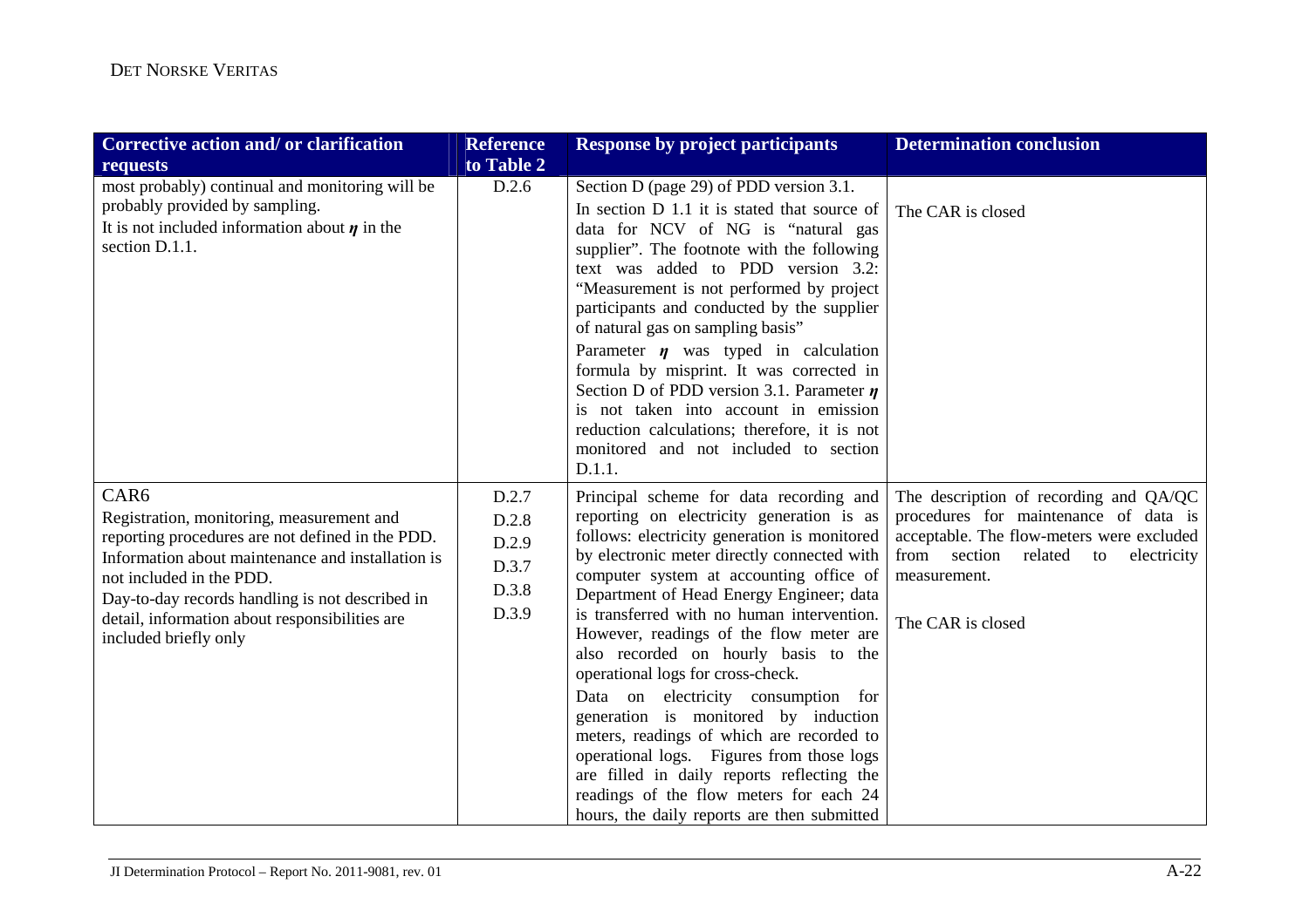| Corrective action and/ or clarification requests | Reference to Table 2 | Response by project participants | Determination conclusion |
|---|---|---|---|
| most probably) continual and monitoring will be probably provided by sampling.<br>It is not included information about $\eta$ in the section D.1.1. | D.2.6 | Section D (page 29) of PDD version 3.1.<br>In section D 1.1 it is stated that source of data for NCV of NG is "natural gas supplier". The footnote with the following text was added to PDD version 3.2: "Measurement is not performed by project participants and conducted by the supplier of natural gas on sampling basis"<br>Parameter $\eta$ was typed in calculation formula by misprint. It was corrected in Section D of PDD version 3.1. Parameter $\eta$ is not taken into account in emission reduction calculations; therefore, it is not monitored and not included to section D.1.1. | The CAR is closed |
| CAR6<br>Registration, monitoring, measurement and reporting procedures are not defined in the PDD. Information about maintenance and installation is not included in the PDD.<br>Day-to-day records handling is not described in detail, information about responsibilities are included briefly only | D.2.7<br>D.2.8<br>D.2.9<br>D.3.7<br>D.3.8<br>D.3.9 | Principal scheme for data recording and reporting on electricity generation is as follows: electricity generation is monitored by electronic meter directly connected with computer system at accounting office of Department of Head Energy Engineer; data is transferred with no human intervention. However, readings of the flow meter are also recorded on hourly basis to the operational logs for cross-check.<br>Data on electricity consumption for generation is monitored by induction meters, readings of which are recorded to operational logs. Figures from those logs are filled in daily reports reflecting the readings of the flow meters for each 24 hours, the daily reports are then submitted | The description of recording and QA/QC procedures for maintenance of data is acceptable. The flow-meters were excluded from section related to electricity measurement.<br><br>The CAR is closed |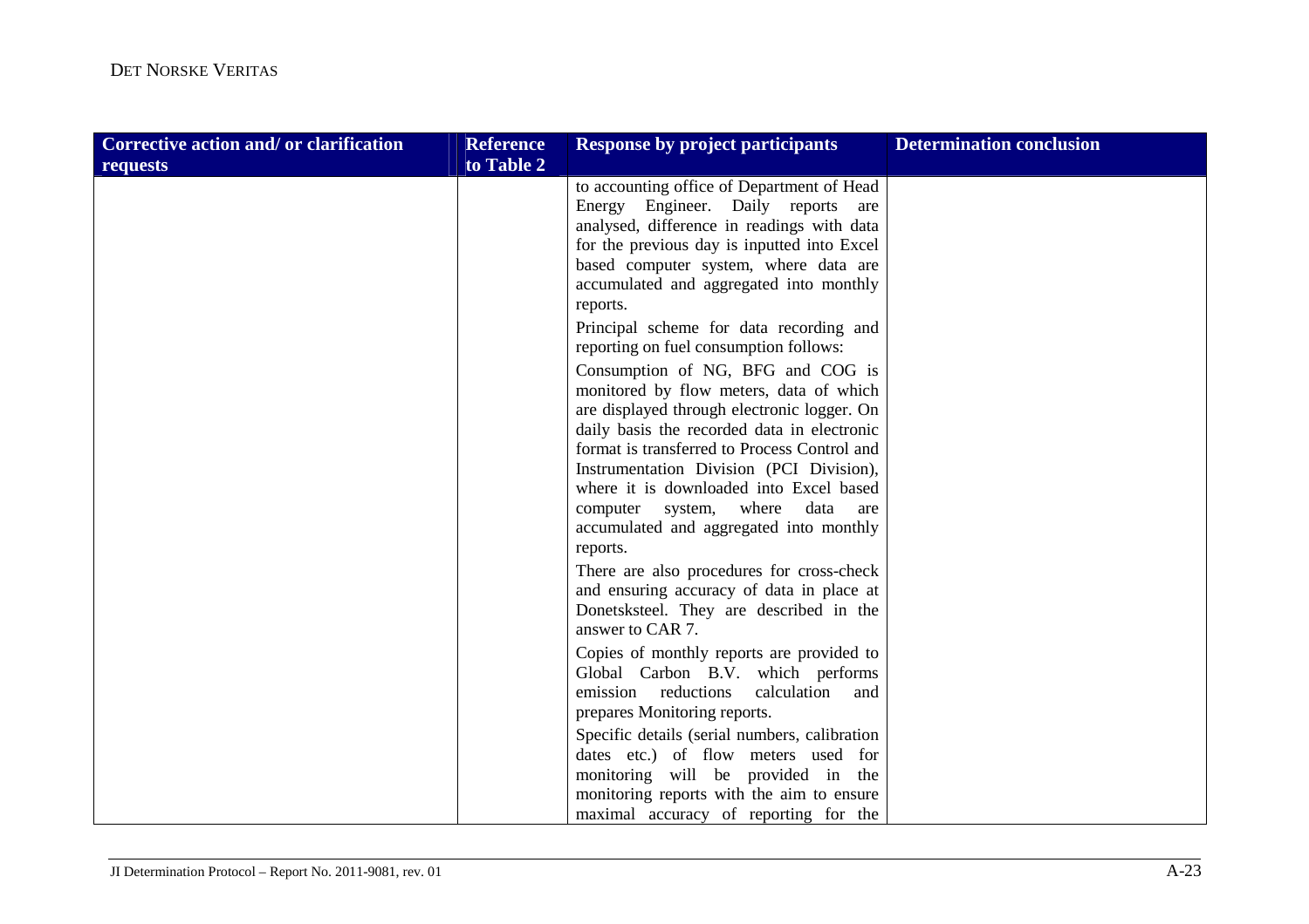| Corrective action and/ or clarification requests | Reference to Table 2 | Response by project participants | Determination conclusion |
|---|---|---|---|
| | | to accounting office of Department of Head Energy Engineer. Daily reports are analysed, difference in readings with data for the previous day is inputted into Excel based computer system, where data are accumulated and aggregated into monthly reports.<br><br>Principal scheme for data recording and reporting on fuel consumption follows:<br><br>Consumption of NG, BFG and COG is monitored by flow meters, data of which are displayed through electronic logger. On daily basis the recorded data in electronic format is transferred to Process Control and Instrumentation Division (PCI Division), where it is downloaded into Excel based computer system, where data are accumulated and aggregated into monthly reports.<br><br>There are also procedures for cross-check and ensuring accuracy of data in place at Donetsksteel. They are described in the answer to CAR 7.<br><br>Copies of monthly reports are provided to Global Carbon B.V. which performs emission reductions calculation and prepares Monitoring reports.<br><br>Specific details (serial numbers, calibration dates etc.) of flow meters used for monitoring will be provided in the monitoring reports with the aim to ensure maximal accuracy of reporting for the | |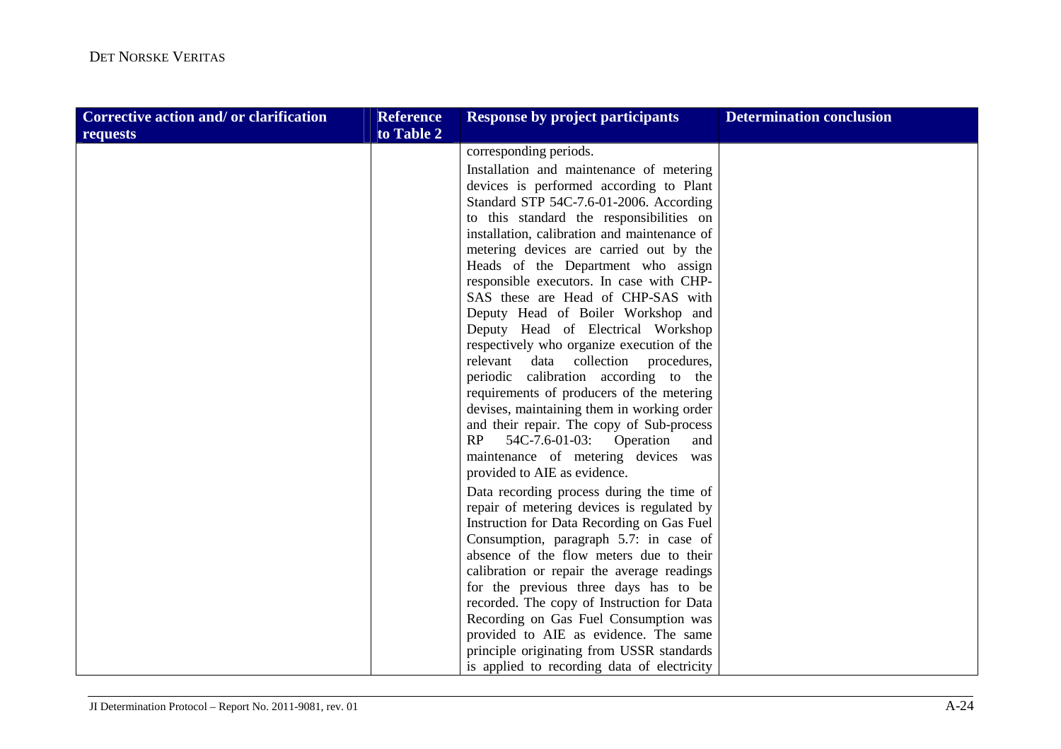| Corrective action and/ or clarification requests | Reference to Table 2 | Response by project participants | Determination conclusion |
|---|---|---|---|
| | | corresponding periods.<br><br>Installation and maintenance of metering devices is performed according to Plant Standard STP 54C-7.6-01-2006. According to this standard the responsibilities on installation, calibration and maintenance of metering devices are carried out by the Heads of the Department who assign responsible executors. In case with CHP-SAS these are Head of CHP-SAS with Deputy Head of Boiler Workshop and Deputy Head of Electrical Workshop respectively who organize execution of the relevant data collection procedures, periodic calibration according to the requirements of producers of the metering devises, maintaining them in working order and their repair. The copy of Sub-process RP 54C-7.6-01-03: Operation and maintenance of metering devices was provided to AIE as evidence.<br><br>Data recording process during the time of repair of metering devices is regulated by Instruction for Data Recording on Gas Fuel Consumption, paragraph 5.7: in case of absence of the flow meters due to their calibration or repair the average readings for the previous three days has to be recorded. The copy of Instruction for Data Recording on Gas Fuel Consumption was provided to AIE as evidence. The same principle originating from USSR standards is applied to recording data of electricity | |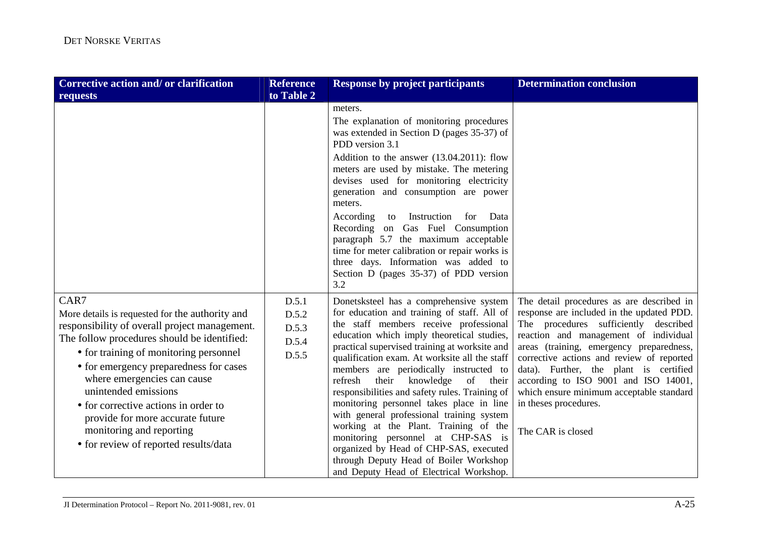| Corrective action and/ or clarification requests | Reference to Table 2 | Response by project participants | Determination conclusion |
|---|---|---|---|
| | | meters.<br>The explanation of monitoring procedures was extended in Section D (pages 35-37) of PDD version 3.1<br>Addition to the answer (13.04.2011): flow meters are used by mistake. The metering devises used for monitoring electricity generation and consumption are power meters.<br>According to Instruction for Data Recording on Gas Fuel Consumption paragraph 5.7 the maximum acceptable time for meter calibration or repair works is three days. Information was added to Section D (pages 35-37) of PDD version 3.2 | |
| CAR7<br>More details is requested for the authority and responsibility of overall project management. The follow procedures should be identified:<br>• for training of monitoring personnel<br>• for emergency preparedness for cases where emergencies can cause unintended emissions<br>• for corrective actions in order to provide for more accurate future monitoring and reporting<br>• for review of reported results/data | D.5.1<br>D.5.2<br>D.5.3<br>D.5.4<br>D.5.5 | Donetsksteel has a comprehensive system for education and training of staff. All of the staff members receive professional education which imply theoretical studies, practical supervised training at worksite and qualification exam. At worksite all the staff members are periodically instructed to refresh their knowledge of their responsibilities and safety rules. Training of monitoring personnel takes place in line with general professional training system working at the Plant. Training of the monitoring personnel at CHP-SAS is organized by Head of CHP-SAS, executed through Deputy Head of Boiler Workshop and Deputy Head of Electrical Workshop. | The detail procedures as are described in response are included in the updated PDD. The procedures sufficiently described reaction and management of individual areas (training, emergency preparedness, corrective actions and review of reported data). Further, the plant is certified according to ISO 9001 and ISO 14001, which ensure minimum acceptable standard in theses procedures.<br><br>The CAR is closed |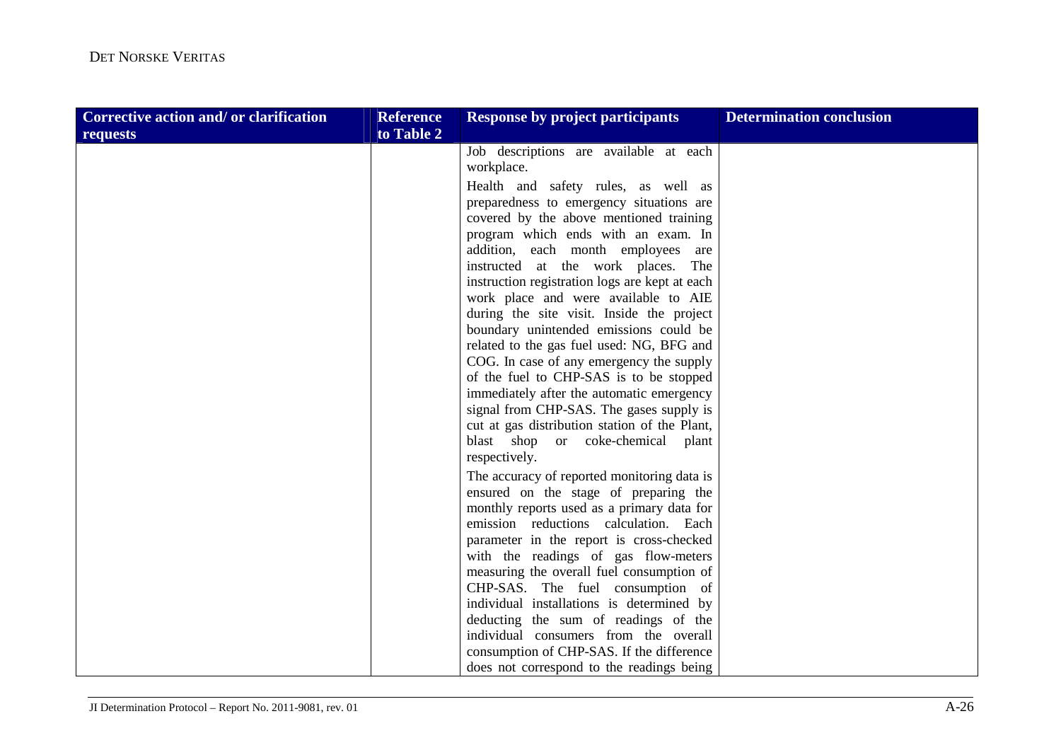| Corrective action and/ or clarification requests | Reference to Table 2 | Response by project participants | Determination conclusion |
|---|---|---|---|
| | | Job descriptions are available at each workplace.<br><br>Health and safety rules, as well as preparedness to emergency situations are covered by the above mentioned training program which ends with an exam. In addition, each month employees are instructed at the work places. The instruction registration logs are kept at each work place and were available to AIE during the site visit. Inside the project boundary unintended emissions could be related to the gas fuel used: NG, BFG and COG. In case of any emergency the supply of the fuel to CHP-SAS is to be stopped immediately after the automatic emergency signal from CHP-SAS. The gases supply is cut at gas distribution station of the Plant, blast shop or coke-chemical plant respectively.<br><br>The accuracy of reported monitoring data is ensured on the stage of preparing the monthly reports used as a primary data for emission reductions calculation. Each parameter in the report is cross-checked with the readings of gas flow-meters measuring the overall fuel consumption of CHP-SAS. The fuel consumption of individual installations is determined by deducting the sum of readings of the individual consumers from the overall consumption of CHP-SAS. If the difference does not correspond to the readings being | |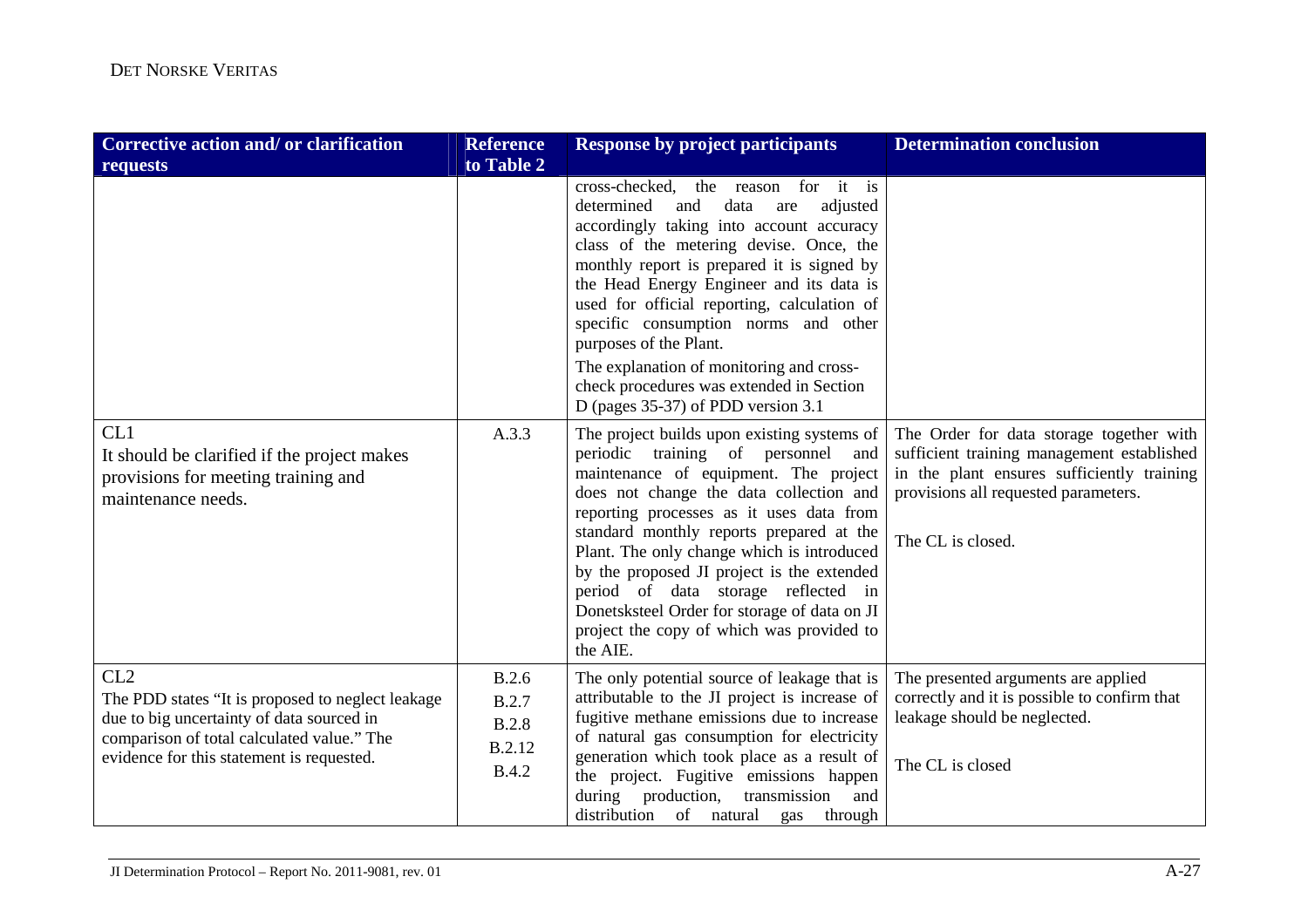| Corrective action and/ or clarification requests | Reference to Table 2 | Response by project participants | Determination conclusion |
|---|---|---|---|
| | | cross-checked, the reason for it is determined and data are adjusted accordingly taking into account accuracy class of the metering devise. Once, the monthly report is prepared it is signed by the Head Energy Engineer and its data is used for official reporting, calculation of specific consumption norms and other purposes of the Plant.<br><br>The explanation of monitoring and cross-check procedures was extended in Section D (pages 35-37) of PDD version 3.1 | |
| CL1<br>It should be clarified if the project makes provisions for meeting training and maintenance needs. | A.3.3 | The project builds upon existing systems of periodic training of personnel and maintenance of equipment. The project does not change the data collection and reporting processes as it uses data from standard monthly reports prepared at the Plant. The only change which is introduced by the proposed JI project is the extended period of data storage reflected in Donetsksteel Order for storage of data on JI project the copy of which was provided to the AIE. | The Order for data storage together with sufficient training management established in the plant ensures sufficiently training provisions all requested parameters.<br><br>The CL is closed. |
| CL2<br>The PDD states "It is proposed to neglect leakage due to big uncertainty of data sourced in comparison of total calculated value." The evidence for this statement is requested. | B.2.6<br>B.2.7<br>B.2.8<br>B.2.12<br>B.4.2 | The only potential source of leakage that is attributable to the JI project is increase of fugitive methane emissions due to increase of natural gas consumption for electricity generation which took place as a result of the project. Fugitive emissions happen during production, transmission and distribution of natural gas through | The presented arguments are applied correctly and it is possible to confirm that leakage should be neglected.<br><br>The CL is closed |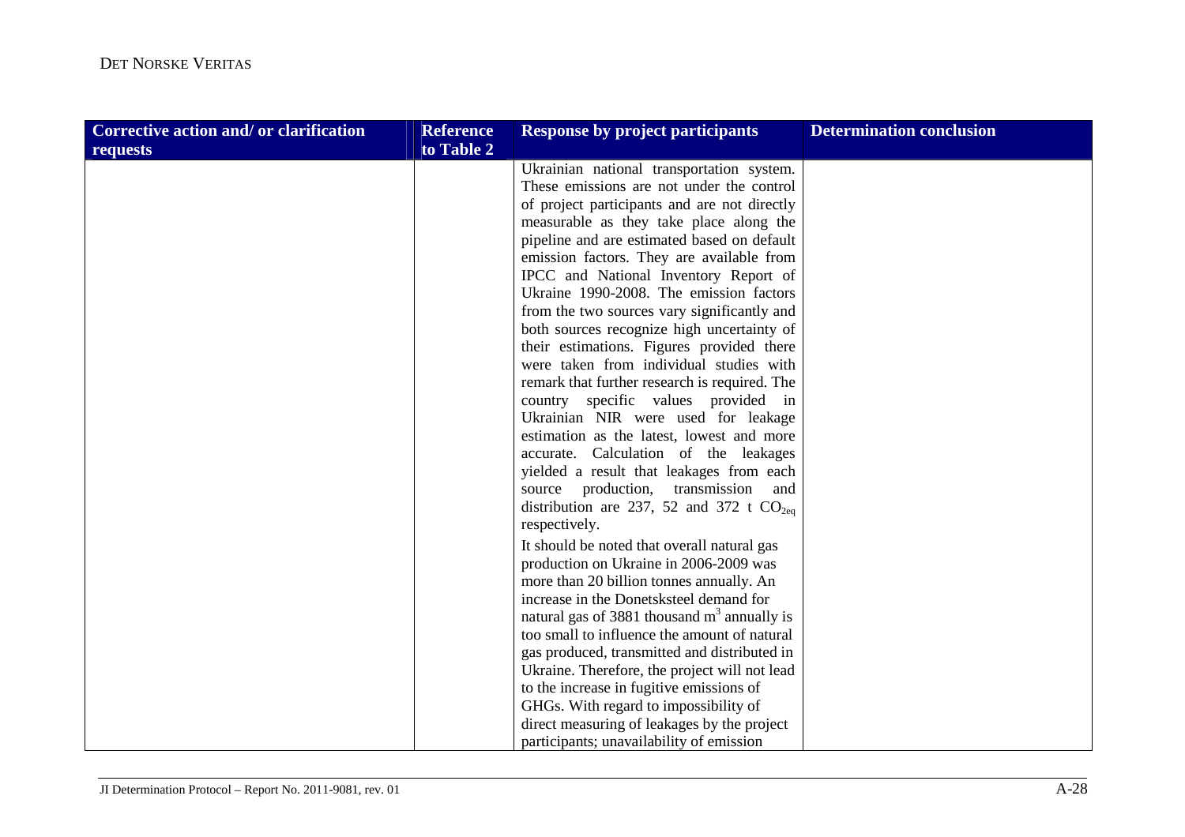| Corrective action and/ or clarification requests | Reference to Table 2 | Response by project participants | Determination conclusion |
|---|---|---|---|
| | | Ukrainian national transportation system. These emissions are not under the control of project participants and are not directly measurable as they take place along the pipeline and are estimated based on default emission factors. They are available from IPCC and National Inventory Report of Ukraine 1990-2008. The emission factors from the two sources vary significantly and both sources recognize high uncertainty of their estimations. Figures provided there were taken from individual studies with remark that further research is required. The country specific values provided in Ukrainian NIR were used for leakage estimation as the latest, lowest and more accurate. Calculation of the leakages yielded a result that leakages from each source production, transmission and distribution are 237, 52 and 372 t $CO_{2eq}$ respectively.<br><br>It should be noted that overall natural gas production on Ukraine in 2006-2009 was more than 20 billion tonnes annually. An increase in the Donetsksteel demand for natural gas of 3881 thousand $m^3$ annually is too small to influence the amount of natural gas produced, transmitted and distributed in Ukraine. Therefore, the project will not lead to the increase in fugitive emissions of GHGs. With regard to impossibility of direct measuring of leakages by the project participants; unavailability of emission | |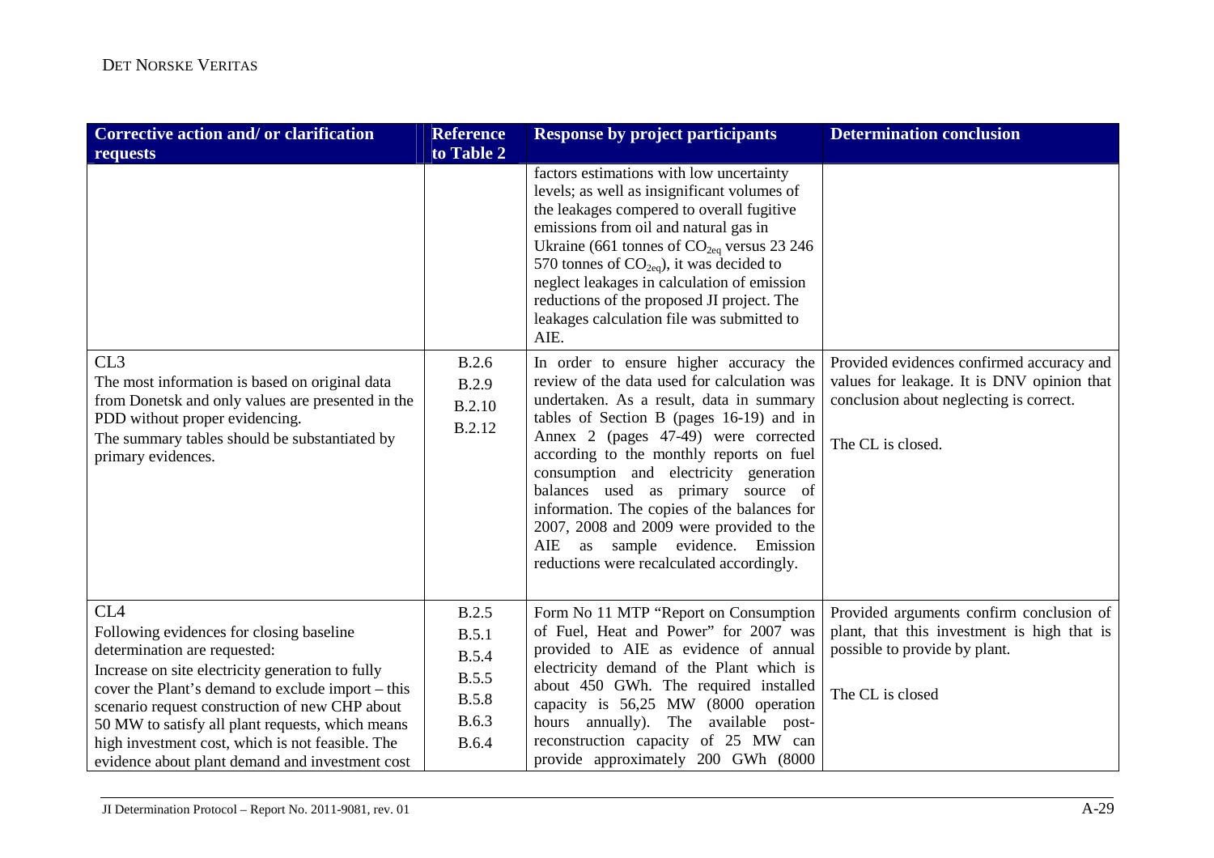| Corrective action and/ or clarification requests | Reference to Table 2 | Response by project participants | Determination conclusion |
|---|---|---|---|
| | | factors estimations with low uncertainty levels; as well as insignificant volumes of the leakages compered to overall fugitive emissions from oil and natural gas in Ukraine (661 tonnes of $CO_{2eq}$ versus 23 246 570 tonnes of $CO_{2eq}$), it was decided to neglect leakages in calculation of emission reductions of the proposed JI project. The leakages calculation file was submitted to AIE. | |
| CL3<br>The most information is based on original data from Donetsk and only values are presented in the PDD without proper evidencing.<br>The summary tables should be substantiated by primary evidences. | B.2.6<br>B.2.9<br>B.2.10<br>B.2.12 | In order to ensure higher accuracy the review of the data used for calculation was undertaken. As a result, data in summary tables of Section B (pages 16-19) and in Annex 2 (pages 47-49) were corrected according to the monthly reports on fuel consumption and electricity generation balances used as primary source of information. The copies of the balances for 2007, 2008 and 2009 were provided to the AIE as sample evidence. Emission reductions were recalculated accordingly. | Provided evidences confirmed accuracy and values for leakage. It is DNV opinion that conclusion about neglecting is correct.<br><br>The CL is closed. |
| CL4<br>Following evidences for closing baseline determination are requested:<br>Increase on site electricity generation to fully cover the Plant's demand to exclude import – this scenario request construction of new CHP about 50 MW to satisfy all plant requests, which means high investment cost, which is not feasible. The evidence about plant demand and investment cost | B.2.5<br>B.5.1<br>B.5.4<br>B.5.5<br>B.5.8<br>B.6.3<br>B.6.4 | Form No 11 MTP "Report on Consumption of Fuel, Heat and Power" for 2007 was provided to AIE as evidence of annual electricity demand of the Plant which is about 450 GWh. The required installed capacity is 56,25 MW (8000 operation hours annually). The available post-reconstruction capacity of 25 MW can provide approximately 200 GWh (8000 | Provided arguments confirm conclusion of plant, that this investment is high that is possible to provide by plant.<br><br>The CL is closed |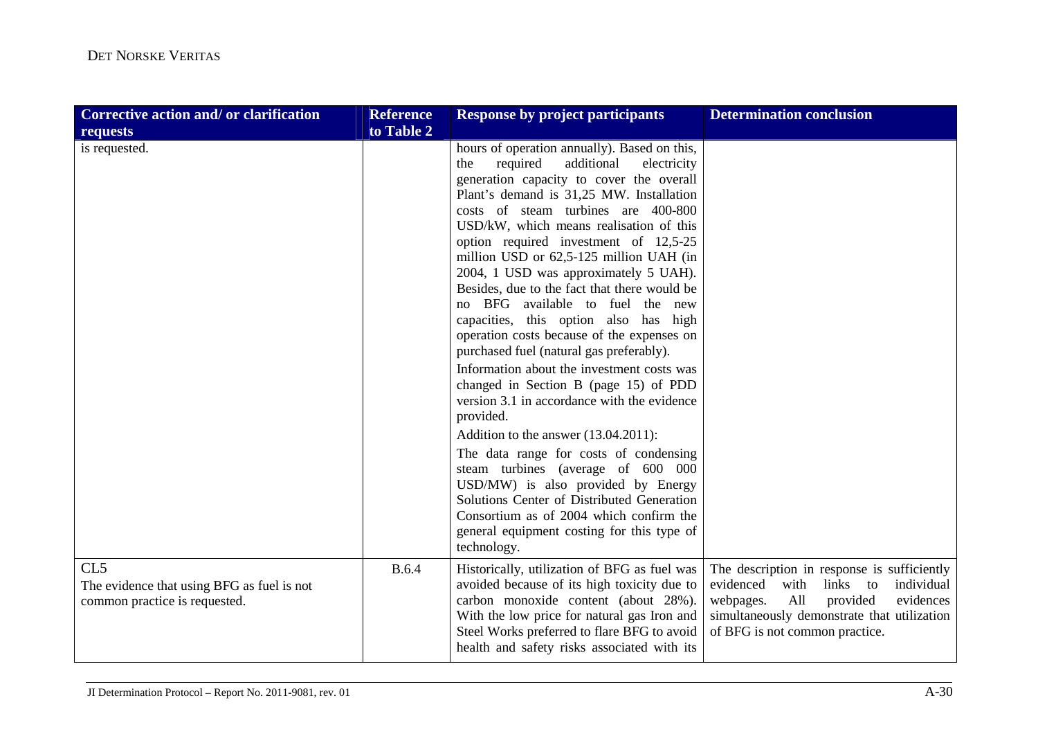| Corrective action and/ or clarification requests | Reference to Table 2 | Response by project participants | Determination conclusion |
|---|---|---|---|
| is requested. | | hours of operation annually). Based on this, the required additional electricity generation capacity to cover the overall Plant's demand is 31,25 MW. Installation costs of steam turbines are 400-800 USD/kW, which means realisation of this option required investment of 12,5-25 million USD or 62,5-125 million UAH (in 2004, 1 USD was approximately 5 UAH). Besides, due to the fact that there would be no BFG available to fuel the new capacities, this option also has high operation costs because of the expenses on purchased fuel (natural gas preferably).<br>Information about the investment costs was changed in Section B (page 15) of PDD version 3.1 in accordance with the evidence provided.<br>Addition to the answer (13.04.2011):<br>The data range for costs of condensing steam turbines (average of 600 000 USD/MW) is also provided by Energy Solutions Center of Distributed Generation Consortium as of 2004 which confirm the general equipment costing for this type of technology. | |
| CL5<br>The evidence that using BFG as fuel is not common practice is requested. | B.6.4 | Historically, utilization of BFG as fuel was avoided because of its high toxicity due to carbon monoxide content (about 28%). With the low price for natural gas Iron and Steel Works preferred to flare BFG to avoid health and safety risks associated with its | The description in response is sufficiently evidenced with links to individual webpages. All provided evidences simultaneously demonstrate that utilization of BFG is not common practice. |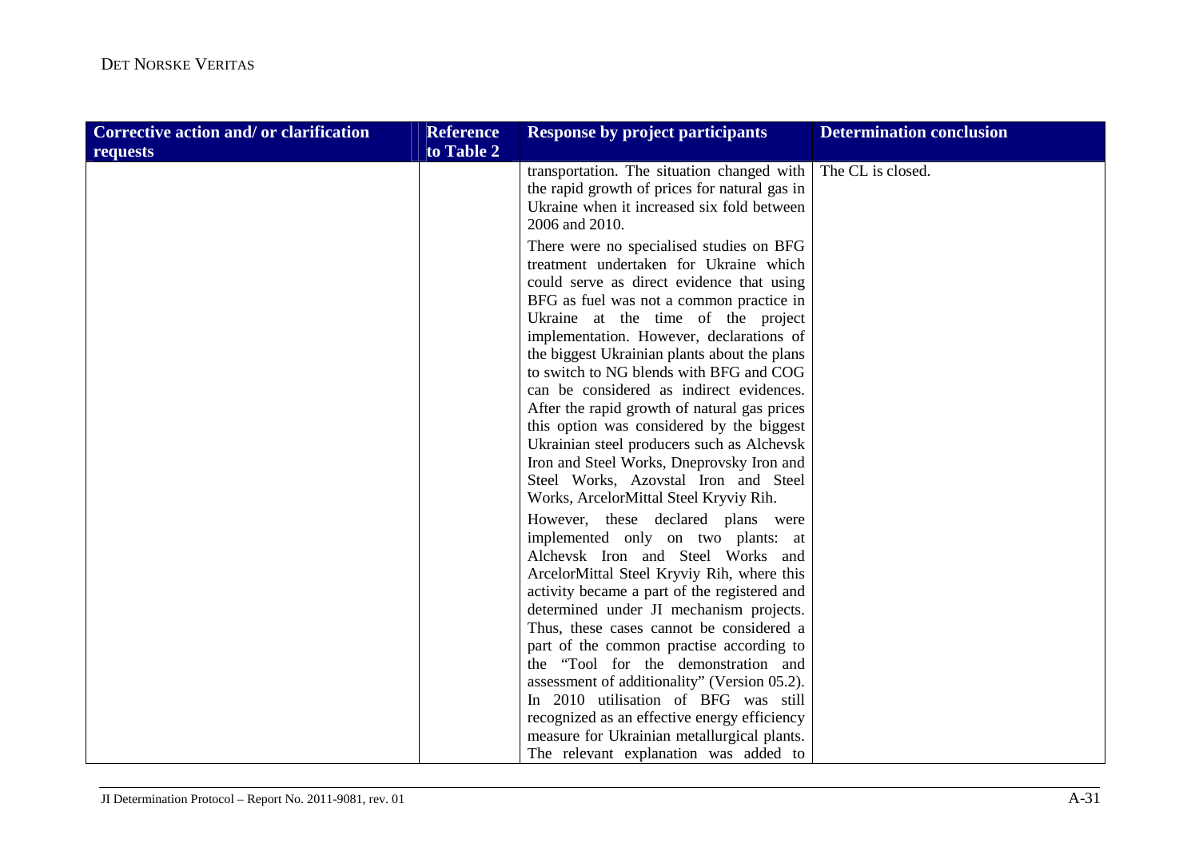| Corrective action and/ or clarification requests | Reference to Table 2 | Response by project participants | Determination conclusion |
|---|---|---|---|
| | | transportation. The situation changed with the rapid growth of prices for natural gas in Ukraine when it increased six fold between 2006 and 2010.<br><br>There were no specialised studies on BFG treatment undertaken for Ukraine which could serve as direct evidence that using BFG as fuel was not a common practice in Ukraine at the time of the project implementation. However, declarations of the biggest Ukrainian plants about the plans to switch to NG blends with BFG and COG can be considered as indirect evidences. After the rapid growth of natural gas prices this option was considered by the biggest Ukrainian steel producers such as Alchevsk Iron and Steel Works, Dneprovsky Iron and Steel Works, Azovstal Iron and Steel Works, ArcelorMittal Steel Kryviy Rih.<br><br>However, these declared plans were implemented only on two plants: at Alchevsk Iron and Steel Works and ArcelorMittal Steel Kryviy Rih, where this activity became a part of the registered and determined under JI mechanism projects. Thus, these cases cannot be considered a part of the common practise according to the "Tool for the demonstration and assessment of additionality" (Version 05.2). In 2010 utilisation of BFG was still recognized as an effective energy efficiency measure for Ukrainian metallurgical plants. The relevant explanation was added to | The CL is closed. |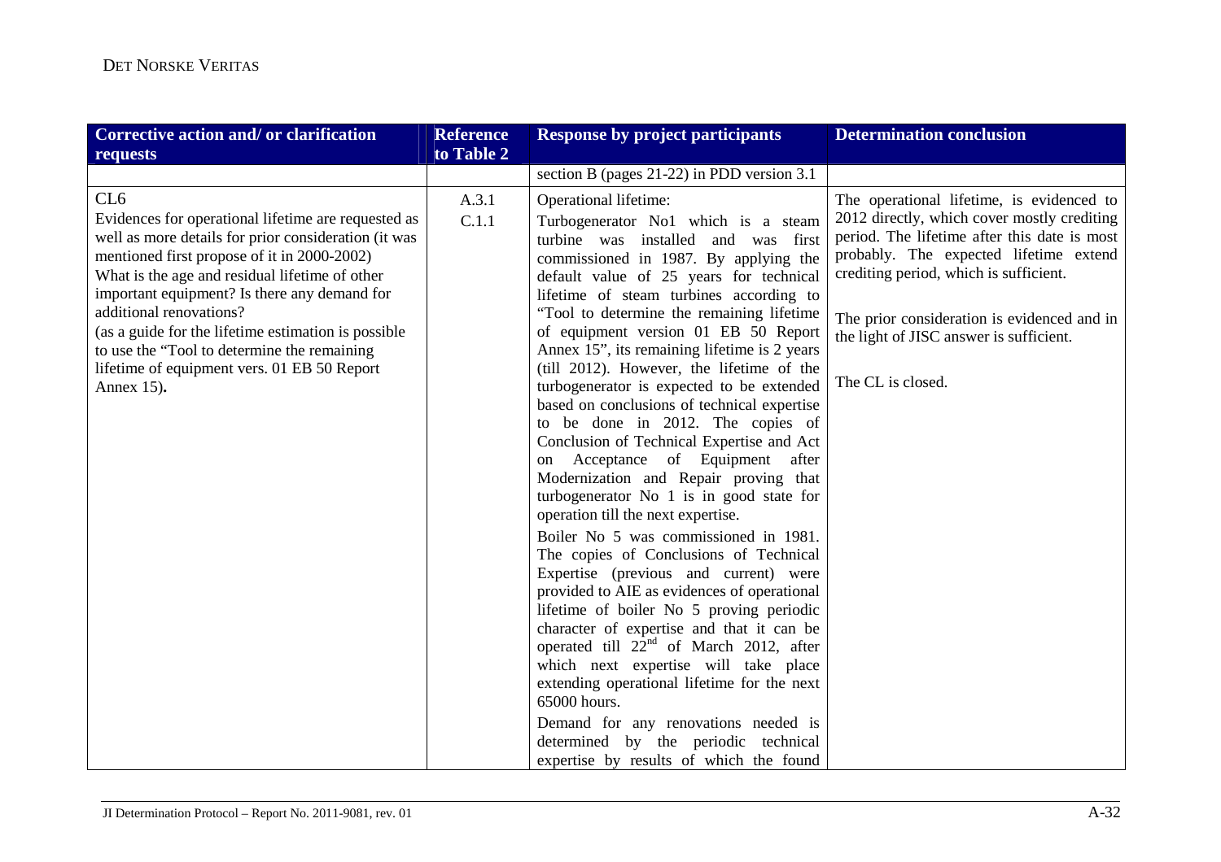| Corrective action and/ or clarification requests | Reference to Table 2 | Response by project participants | Determination conclusion |
|---|---|---|---|
| | | section B (pages 21-22) in PDD version 3.1 | |
| CL6<br>Evidences for operational lifetime are requested as well as more details for prior consideration (it was mentioned first propose of it in 2000-2002)<br>What is the age and residual lifetime of other important equipment? Is there any demand for additional renovations?<br>(as a guide for the lifetime estimation is possible to use the "Tool to determine the remaining lifetime of equipment vers. 01 EB 50 Report Annex 15)**.** | A.3.1<br>C.1.1 | Operational lifetime:<br>Turbogenerator No1 which is a steam turbine was installed and was first commissioned in 1987. By applying the default value of 25 years for technical lifetime of steam turbines according to "Tool to determine the remaining lifetime of equipment version 01 EB 50 Report Annex 15", its remaining lifetime is 2 years (till 2012). However, the lifetime of the turbogenerator is expected to be extended based on conclusions of technical expertise to be done in 2012. The copies of Conclusion of Technical Expertise and Act on Acceptance of Equipment after Modernization and Repair proving that turbogenerator No 1 is in good state for operation till the next expertise.<br>Boiler No 5 was commissioned in 1981. The copies of Conclusions of Technical Expertise (previous and current) were provided to AIE as evidences of operational lifetime of boiler No 5 proving periodic character of expertise and that it can be operated till 22nd of March 2012, after which next expertise will take place extending operational lifetime for the next 65000 hours.<br>Demand for any renovations needed is determined by the periodic technical expertise by results of which the found | The operational lifetime, is evidenced to 2012 directly, which cover mostly crediting period. The lifetime after this date is most probably. The expected lifetime extend crediting period, which is sufficient.<br><br>The prior consideration is evidenced and in the light of JISC answer is sufficient.<br><br>The CL is closed. |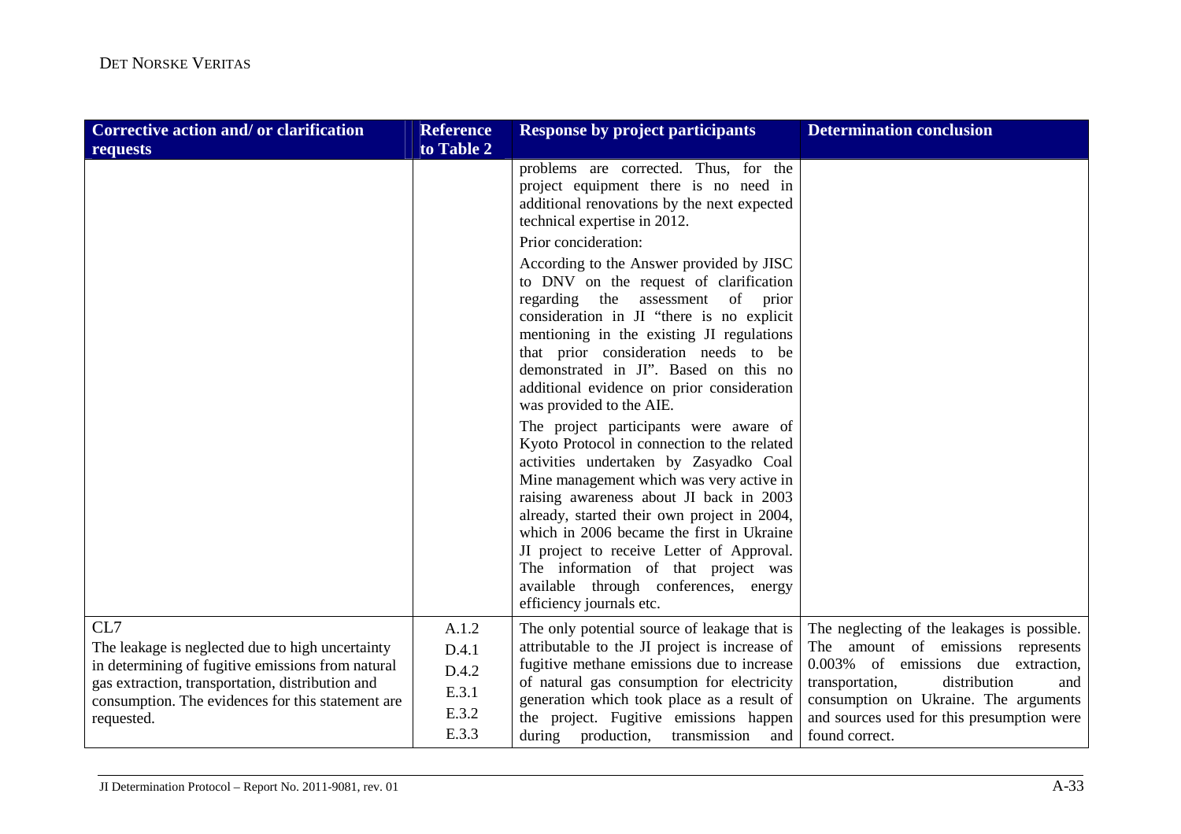| Corrective action and/ or clarification requests | Reference to Table 2 | Response by project participants | Determination conclusion |
|---|---|---|---|
| | | problems are corrected. Thus, for the project equipment there is no need in additional renovations by the next expected technical expertise in 2012.<br>Prior concideration:<br>According to the Answer provided by JISC to DNV on the request of clarification regarding the assessment of prior consideration in JI "there is no explicit mentioning in the existing JI regulations that prior consideration needs to be demonstrated in JI". Based on this no additional evidence on prior consideration was provided to the AIE.<br>The project participants were aware of Kyoto Protocol in connection to the related activities undertaken by Zasyadko Coal Mine management which was very active in raising awareness about JI back in 2003 already, started their own project in 2004, which in 2006 became the first in Ukraine JI project to receive Letter of Approval. The information of that project was available through conferences, energy efficiency journals etc. | |
| CL7<br>The leakage is neglected due to high uncertainty in determining of fugitive emissions from natural gas extraction, transportation, distribution and consumption. The evidences for this statement are requested. | A.1.2<br>D.4.1<br>D.4.2<br>E.3.1<br>E.3.2<br>E.3.3 | The only potential source of leakage that is attributable to the JI project is increase of fugitive methane emissions due to increase of natural gas consumption for electricity generation which took place as a result of the project. Fugitive emissions happen during production, transmission and | The neglecting of the leakages is possible. The amount of emissions represents 0.003% of emissions due extraction, transportation, distribution and consumption on Ukraine. The arguments and sources used for this presumption were found correct. |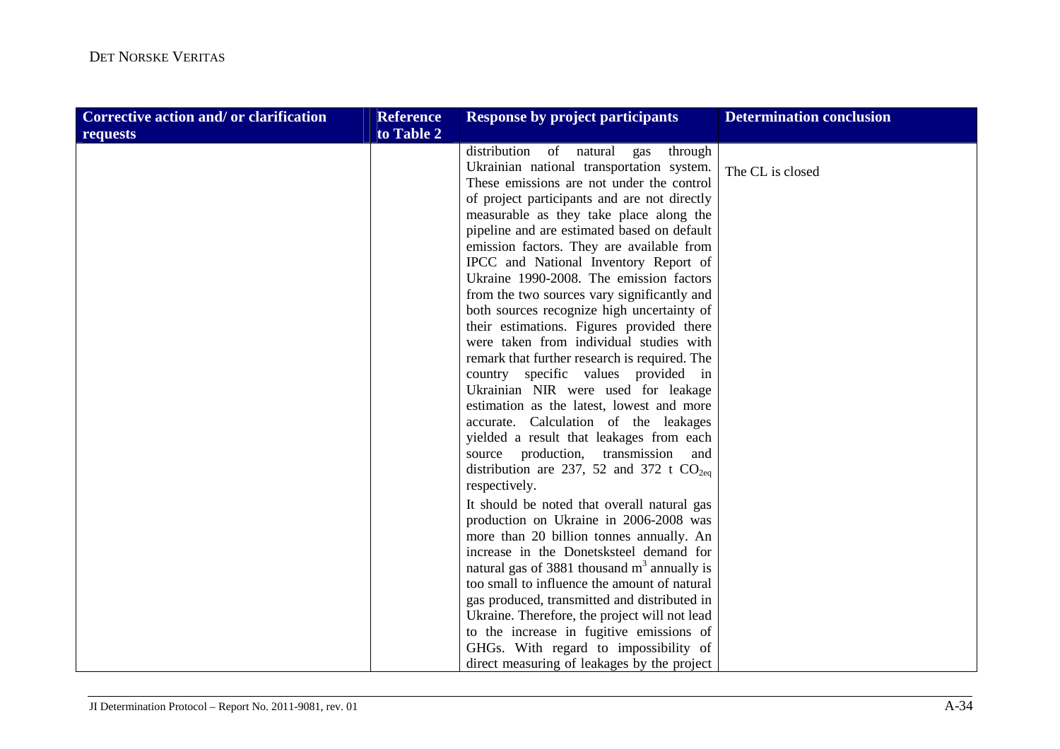| Corrective action and/ or clarification requests | Reference to Table 2 | Response by project participants | Determination conclusion |
|---|---|---|---|
| | | distribution of natural gas through Ukrainian national transportation system. These emissions are not under the control of project participants and are not directly measurable as they take place along the pipeline and are estimated based on default emission factors. They are available from IPCC and National Inventory Report of Ukraine 1990-2008. The emission factors from the two sources vary significantly and both sources recognize high uncertainty of their estimations. Figures provided there were taken from individual studies with remark that further research is required. The country specific values provided in Ukrainian NIR were used for leakage estimation as the latest, lowest and more accurate. Calculation of the leakages yielded a result that leakages from each source production, transmission and distribution are 237, 52 and 372 t $CO_{2eq}$ respectively.<br><br>It should be noted that overall natural gas production on Ukraine in 2006-2008 was more than 20 billion tonnes annually. An increase in the Donetsksteel demand for natural gas of 3881 thousand $m^3$ annually is too small to influence the amount of natural gas produced, transmitted and distributed in Ukraine. Therefore, the project will not lead to the increase in fugitive emissions of GHGs. With regard to impossibility of direct measuring of leakages by the project | The CL is closed |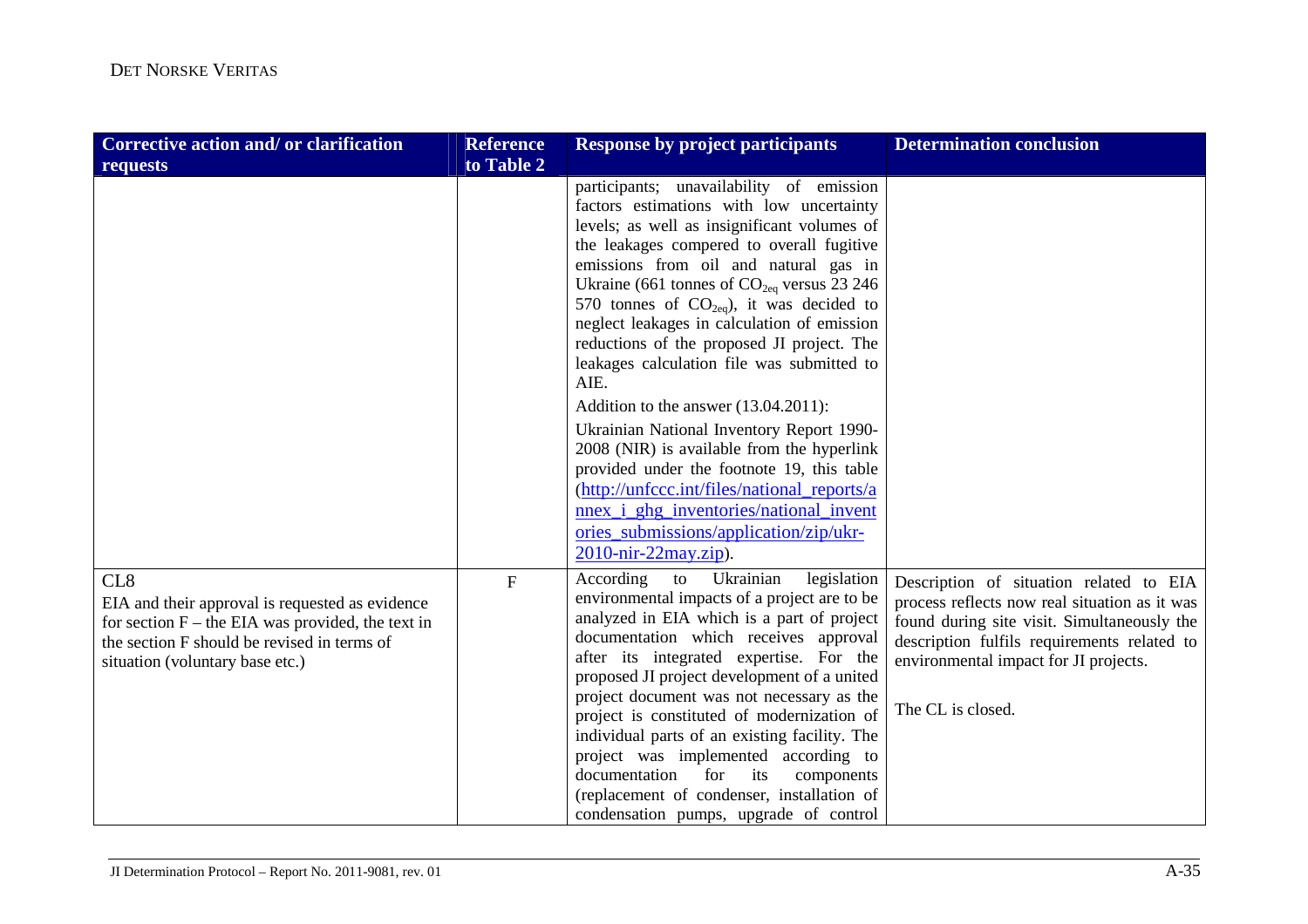| Corrective action and/ or clarification requests | Reference to Table 2 | Response by project participants | Determination conclusion |
|---|---|---|---|
| | | participants; unavailability of emission factors estimations with low uncertainty levels; as well as insignificant volumes of the leakages compered to overall fugitive emissions from oil and natural gas in Ukraine (661 tonnes of $CO_{2eq}$ versus 23 246 570 tonnes of $CO_{2eq}$), it was decided to neglect leakages in calculation of emission reductions of the proposed JI project. The leakages calculation file was submitted to AIE.<br><br>Addition to the answer (13.04.2011):<br><br>Ukrainian National Inventory Report 1990-2008 (NIR) is available from the hyperlink provided under the footnote 19, this table ([http://unfccc.int/files/national_reports/annex_i_ghg_inventories/national_inventories_submissions/application/zip/ukr-2010-nir-22may.zip](http://unfccc.int/files/national_reports/annex_i_ghg_inventories/national_inventories_submissions/application/zip/ukr-2010-nir-22may.zip)). | |
| CL8<br>EIA and their approval is requested as evidence for section F – the EIA was provided, the text in the section F should be revised in terms of situation (voluntary base etc.) | F | According to Ukrainian legislation environmental impacts of a project are to be analyzed in EIA which is a part of project documentation which receives approval after its integrated expertise. For the proposed JI project development of a united project document was not necessary as the project is constituted of modernization of individual parts of an existing facility. The project was implemented according to documentation for its components (replacement of condenser, installation of condensation pumps, upgrade of control | Description of situation related to EIA process reflects now real situation as it was found during site visit. Simultaneously the description fulfils requirements related to environmental impact for JI projects.<br><br>The CL is closed. |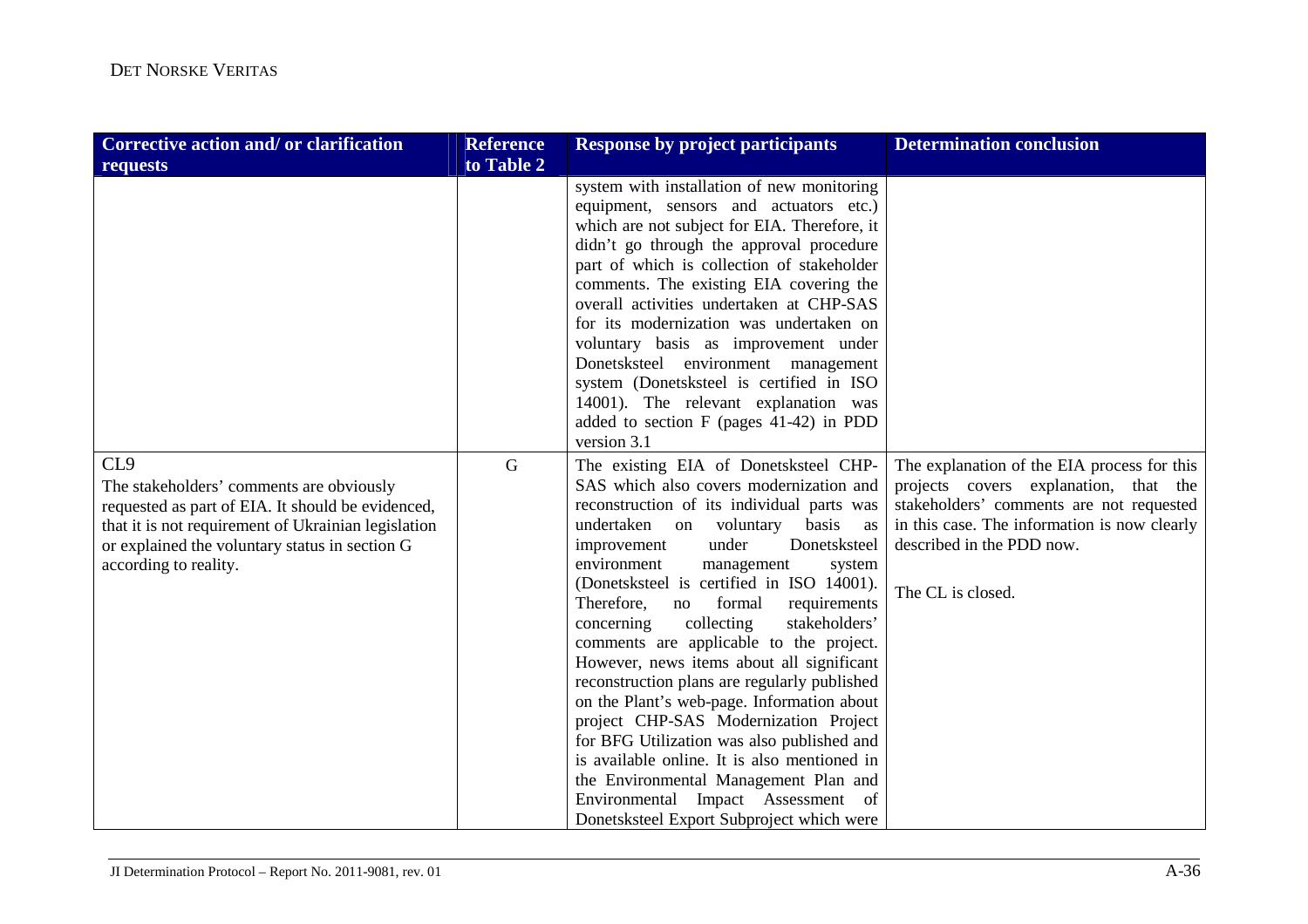| Corrective action and/ or clarification requests | Reference to Table 2 | Response by project participants | Determination conclusion |
|---|---|---|---|
| | | system with installation of new monitoring equipment, sensors and actuators etc.) which are not subject for EIA. Therefore, it didn't go through the approval procedure part of which is collection of stakeholder comments. The existing EIA covering the overall activities undertaken at CHP-SAS for its modernization was undertaken on voluntary basis as improvement under Donetsksteel environment management system (Donetsksteel is certified in ISO 14001). The relevant explanation was added to section F (pages 41-42) in PDD version 3.1 | |
| CL9<br>The stakeholders' comments are obviously requested as part of EIA. It should be evidenced, that it is not requirement of Ukrainian legislation or explained the voluntary status in section G according to reality. | G | The existing EIA of Donetsksteel CHP-SAS which also covers modernization and reconstruction of its individual parts was undertaken on voluntary basis as improvement under Donetsksteel environment management system (Donetsksteel is certified in ISO 14001). Therefore, no formal requirements concerning collecting stakeholders' comments are applicable to the project. However, news items about all significant reconstruction plans are regularly published on the Plant's web-page. Information about project CHP-SAS Modernization Project for BFG Utilization was also published and is available online. It is also mentioned in the Environmental Management Plan and Environmental Impact Assessment of Donetsksteel Export Subproject which were | The explanation of the EIA process for this projects covers explanation, that the stakeholders' comments are not requested in this case. The information is now clearly described in the PDD now.<br><br>The CL is closed. |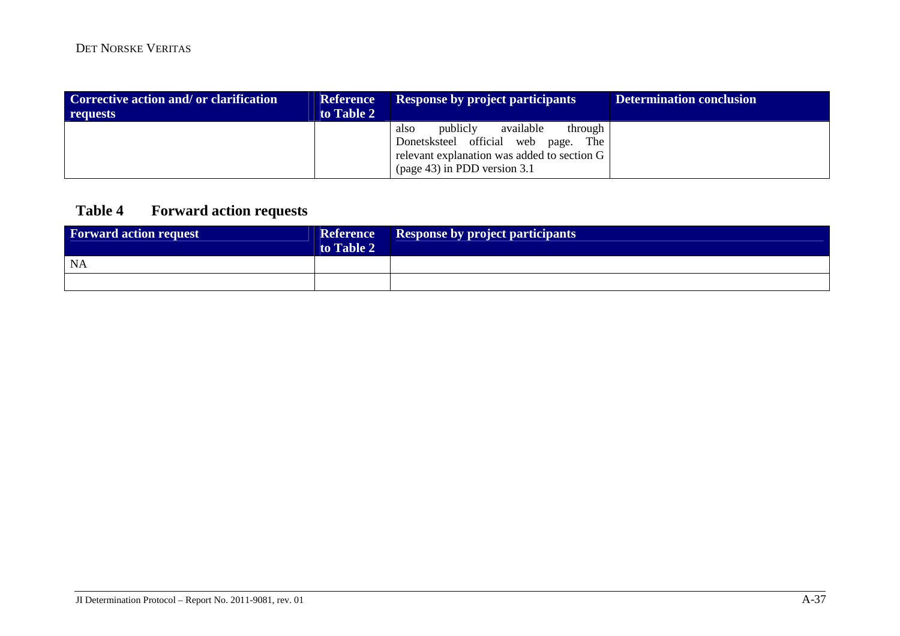| Corrective action and/ or clarification requests | Reference to Table 2 | Response by project participants | Determination conclusion |
|---|---|---|---|
| | | also publicly available through Donetsksteel official web page. The relevant explanation was added to section G (page 43) in PDD version 3.1 | |

## Table 4 Forward action requests

| Forward action request | Reference to Table 2 | Response by project participants |
|---|---|---|
| NA | | |
| | | |